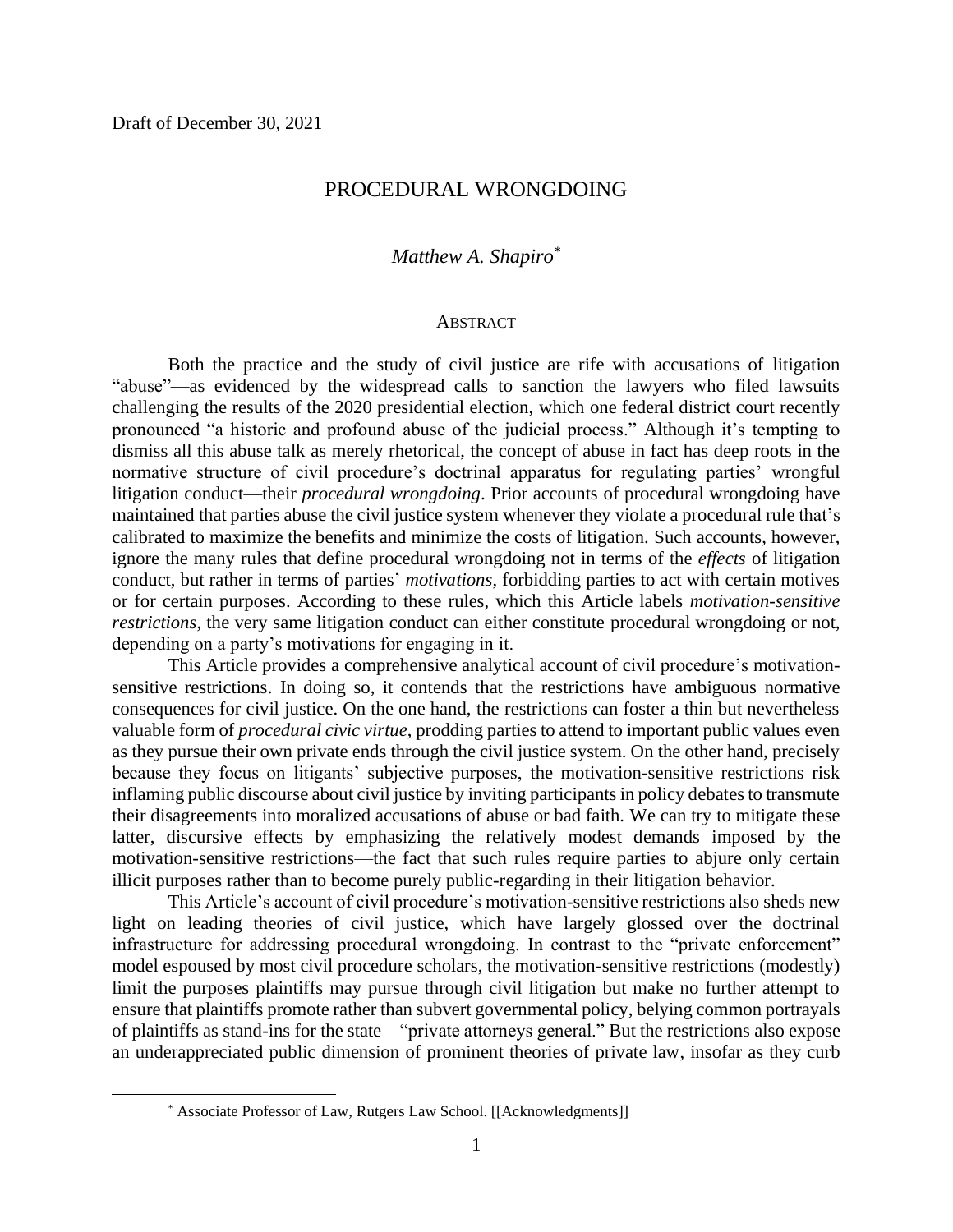Draft of December 30, 2021

# PROCEDURAL WRONGDOING

*Matthew A. Shapiro*[*]

## ABSTRACT

Both the practice and the study of civil justice are rife with accusations of litigation "abuse"—as evidenced by the widespread calls to sanction the lawyers who filed lawsuits challenging the results of the 2020 presidential election, which one federal district court recently pronounced "a historic and profound abuse of the judicial process." Although it's tempting to dismiss all this abuse talk as merely rhetorical, the concept of abuse in fact has deep roots in the normative structure of civil procedure's doctrinal apparatus for regulating parties' wrongful litigation conduct—their *procedural wrongdoing*. Prior accounts of procedural wrongdoing have maintained that parties abuse the civil justice system whenever they violate a procedural rule that's calibrated to maximize the benefits and minimize the costs of litigation. Such accounts, however, ignore the many rules that define procedural wrongdoing not in terms of the *effects* of litigation conduct, but rather in terms of parties' *motivations*, forbidding parties to act with certain motives or for certain purposes. According to these rules, which this Article labels *motivation-sensitive restrictions*, the very same litigation conduct can either constitute procedural wrongdoing or not, depending on a party's motivations for engaging in it.

This Article provides a comprehensive analytical account of civil procedure's motivation-sensitive restrictions. In doing so, it contends that the restrictions have ambiguous normative consequences for civil justice. On the one hand, the restrictions can foster a thin but nevertheless valuable form of *procedural civic virtue*, prodding parties to attend to important public values even as they pursue their own private ends through the civil justice system. On the other hand, precisely because they focus on litigants' subjective purposes, the motivation-sensitive restrictions risk inflaming public discourse about civil justice by inviting participants in policy debates to transmute their disagreements into moralized accusations of abuse or bad faith. We can try to mitigate these latter, discursive effects by emphasizing the relatively modest demands imposed by the motivation-sensitive restrictions—the fact that such rules require parties to abjure only certain illicit purposes rather than to become purely public-regarding in their litigation behavior.

This Article's account of civil procedure's motivation-sensitive restrictions also sheds new light on leading theories of civil justice, which have largely glossed over the doctrinal infrastructure for addressing procedural wrongdoing. In contrast to the "private enforcement" model espoused by most civil procedure scholars, the motivation-sensitive restrictions (modestly) limit the purposes plaintiffs may pursue through civil litigation but make no further attempt to ensure that plaintiffs promote rather than subvert governmental policy, belying common portrayals of plaintiffs as stand-ins for the state—"private attorneys general." But the restrictions also expose an underappreciated public dimension of prominent theories of private law, insofar as they curb

[*] Associate Professor of Law, Rutgers Law School. [[Acknowledgments]]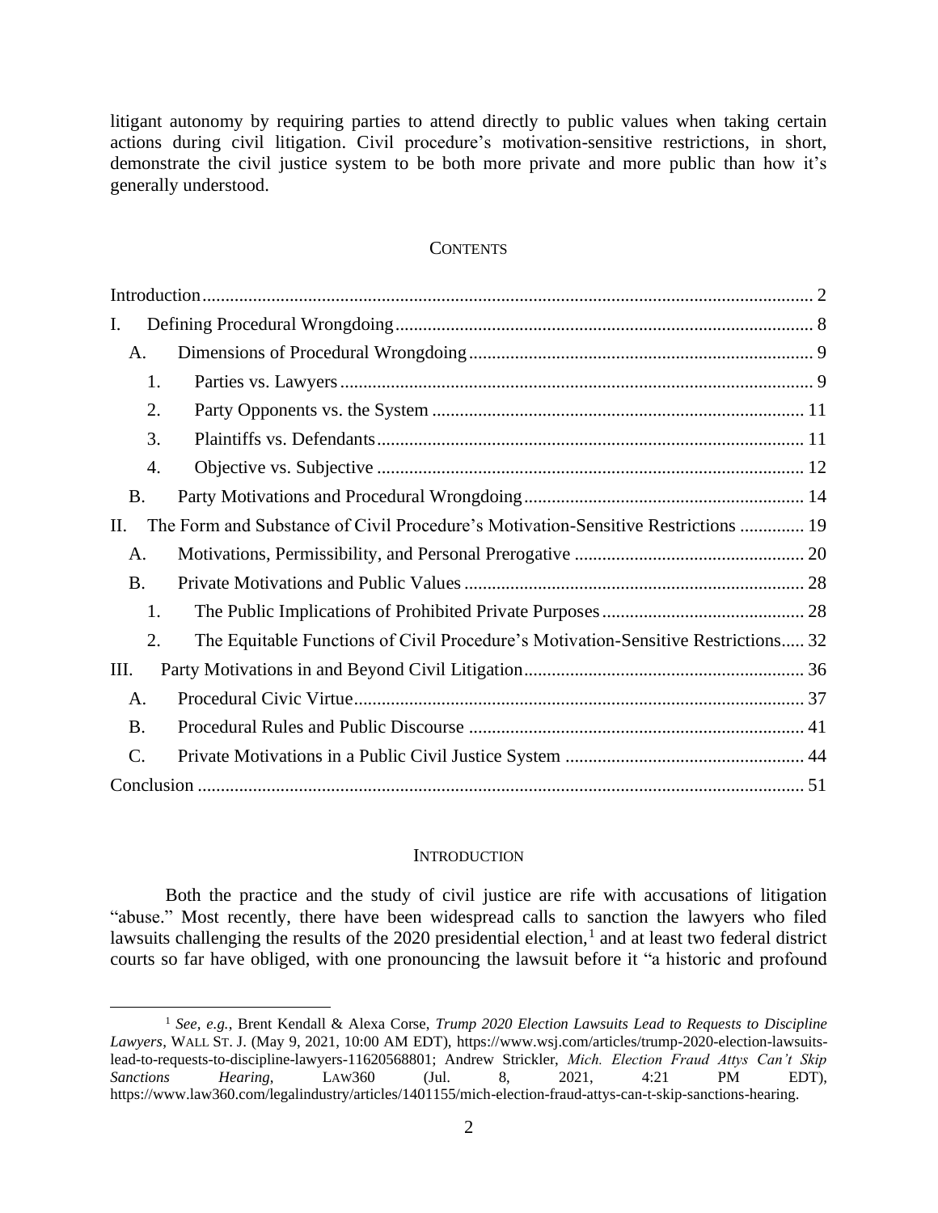litigant autonomy by requiring parties to attend directly to public values when taking certain actions during civil litigation. Civil procedure's motivation-sensitive restrictions, in short, demonstrate the civil justice system to be both more private and more public than how it's generally understood.

## CONTENTS

Introduction .......... 2

I. Defining Procedural Wrongdoing .......... 8

- A. Dimensions of Procedural Wrongdoing .......... 9
  - 1. Parties vs. Lawyers .......... 9
  - 2. Party Opponents vs. the System .......... 11
  - 3. Plaintiffs vs. Defendants .......... 11
  - 4. Objective vs. Subjective .......... 12
- B. Party Motivations and Procedural Wrongdoing .......... 14

II. The Form and Substance of Civil Procedure's Motivation-Sensitive Restrictions .......... 19

- A. Motivations, Permissibility, and Personal Prerogative .......... 20
- B. Private Motivations and Public Values .......... 28
  - 1. The Public Implications of Prohibited Private Purposes .......... 28
  - 2. The Equitable Functions of Civil Procedure's Motivation-Sensitive Restrictions .......... 32

III. Party Motivations in and Beyond Civil Litigation .......... 36

- A. Procedural Civic Virtue .......... 37
- B. Procedural Rules and Public Discourse .......... 41
- C. Private Motivations in a Public Civil Justice System .......... 44

Conclusion .......... 51

## INTRODUCTION

Both the practice and the study of civil justice are rife with accusations of litigation "abuse." Most recently, there have been widespread calls to sanction the lawyers who filed lawsuits challenging the results of the 2020 presidential election,[1] and at least two federal district courts so far have obliged, with one pronouncing the lawsuit before it "a historic and profound

---

[1] *See, e.g.*, Brent Kendall & Alexa Corse, *Trump 2020 Election Lawsuits Lead to Requests to Discipline Lawyers*, WALL ST. J. (May 9, 2021, 10:00 AM EDT), https://www.wsj.com/articles/trump-2020-election-lawsuits-lead-to-requests-to-discipline-lawyers-11620568801; Andrew Strickler, *Mich. Election Fraud Attys Can't Skip Sanctions Hearing*, LAW360 (Jul. 8, 2021, 4:21 PM EDT), https://www.law360.com/legalindustry/articles/1401155/mich-election-fraud-attys-can-t-skip-sanctions-hearing.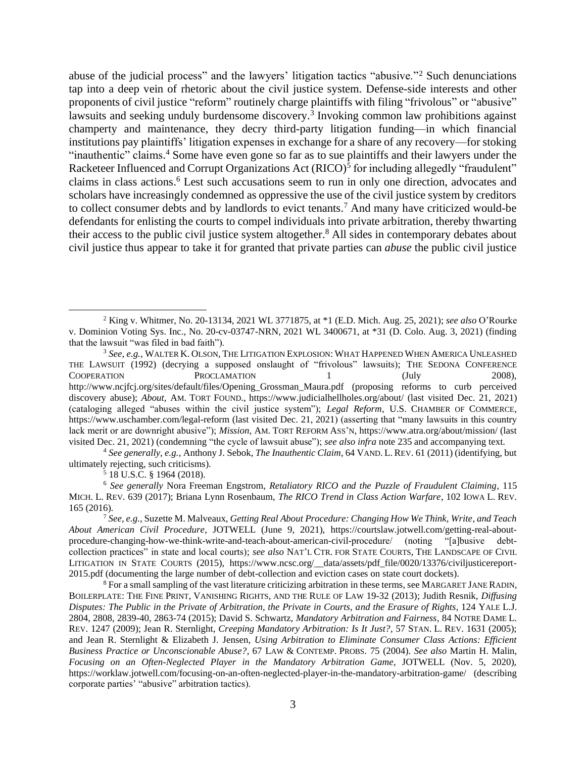abuse of the judicial process" and the lawyers' litigation tactics "abusive."[2] Such denunciations tap into a deep vein of rhetoric about the civil justice system. Defense-side interests and other proponents of civil justice "reform" routinely charge plaintiffs with filing "frivolous" or "abusive" lawsuits and seeking unduly burdensome discovery.[3] Invoking common law prohibitions against champerty and maintenance, they decry third-party litigation funding—in which financial institutions pay plaintiffs' litigation expenses in exchange for a share of any recovery—for stoking "inauthentic" claims.[4] Some have even gone so far as to sue plaintiffs and their lawyers under the Racketeer Influenced and Corrupt Organizations Act (RICO)[5] for including allegedly "fraudulent" claims in class actions.[6] Lest such accusations seem to run in only one direction, advocates and scholars have increasingly condemned as oppressive the use of the civil justice system by creditors to collect consumer debts and by landlords to evict tenants.[7] And many have criticized would-be defendants for enlisting the courts to compel individuals into private arbitration, thereby thwarting their access to the public civil justice system altogether.[8] All sides in contemporary debates about civil justice thus appear to take it for granted that private parties can *abuse* the public civil justice

---

[2] King v. Whitmer, No. 20-13134, 2021 WL 3771875, at *1 (E.D. Mich. Aug. 25, 2021); *see also* O'Rourke v. Dominion Voting Sys. Inc., No. 20-cv-03747-NRN, 2021 WL 3400671, at *31 (D. Colo. Aug. 3, 2021) (finding that the lawsuit "was filed in bad faith").

[3] *See, e.g.*, WALTER K. OLSON, THE LITIGATION EXPLOSION: WHAT HAPPENED WHEN AMERICA UNLEASHED THE LAWSUIT (1992) (decrying a supposed onslaught of "frivolous" lawsuits); THE SEDONA CONFERENCE COOPERATION PROCLAMATION 1 (July 2008), http://www.ncjfcj.org/sites/default/files/Opening_Grossman_Maura.pdf (proposing reforms to curb perceived discovery abuse); *About*, AM. TORT FOUND., https://www.judicialhellholes.org/about/ (last visited Dec. 21, 2021) (cataloging alleged "abuses within the civil justice system"); *Legal Reform*, U.S. CHAMBER OF COMMERCE, https://www.uschamber.com/legal-reform (last visited Dec. 21, 2021) (asserting that "many lawsuits in this country lack merit or are downright abusive"); *Mission*, AM. TORT REFORM ASS'N, https://www.atra.org/about/mission/ (last visited Dec. 21, 2021) (condemning "the cycle of lawsuit abuse"); *see also infra* note 235 and accompanying text.

[4] *See generally, e.g.*, Anthony J. Sebok, *The Inauthentic Claim*, 64 VAND. L. REV. 61 (2011) (identifying, but ultimately rejecting, such criticisms).

[5] 18 U.S.C. § 1964 (2018).

[6] *See generally* Nora Freeman Engstrom, *Retaliatory RICO and the Puzzle of Fraudulent Claiming*, 115 MICH. L. REV. 639 (2017); Briana Lynn Rosenbaum, *The RICO Trend in Class Action Warfare*, 102 IOWA L. REV. 165 (2016).

[7] *See, e.g.*, Suzette M. Malveaux, *Getting Real About Procedure: Changing How We Think, Write, and Teach About American Civil Procedure*, JOTWELL (June 9, 2021), https://courtslaw.jotwell.com/getting-real-about-procedure-changing-how-we-think-write-and-teach-about-american-civil-procedure/ (noting "[a]busive debt-collection practices" in state and local courts); *see also* NAT'L CTR. FOR STATE COURTS, THE LANDSCAPE OF CIVIL LITIGATION IN STATE COURTS (2015), https://www.ncsc.org/__data/assets/pdf_file/0020/13376/civiljusticereport-2015.pdf (documenting the large number of debt-collection and eviction cases on state court dockets).

[8] For a small sampling of the vast literature criticizing arbitration in these terms, see MARGARET JANE RADIN, BOILERPLATE: THE FINE PRINT, VANISHING RIGHTS, AND THE RULE OF LAW 19-32 (2013); Judith Resnik, *Diffusing Disputes: The Public in the Private of Arbitration, the Private in Courts, and the Erasure of Rights*, 124 YALE L.J. 2804, 2808, 2839-40, 2863-74 (2015); David S. Schwartz, *Mandatory Arbitration and Fairness*, 84 NOTRE DAME L. REV. 1247 (2009); Jean R. Sternlight, *Creeping Mandatory Arbitration: Is It Just?*, 57 STAN. L. REV. 1631 (2005); and Jean R. Sternlight & Elizabeth J. Jensen, *Using Arbitration to Eliminate Consumer Class Actions: Efficient Business Practice or Unconscionable Abuse?*, 67 LAW & CONTEMP. PROBS. 75 (2004). *See also* Martin H. Malin, *Focusing on an Often-Neglected Player in the Mandatory Arbitration Game*, JOTWELL (Nov. 5, 2020), https://worklaw.jotwell.com/focusing-on-an-often-neglected-player-in-the-mandatory-arbitration-game/ (describing corporate parties' "abusive" arbitration tactics).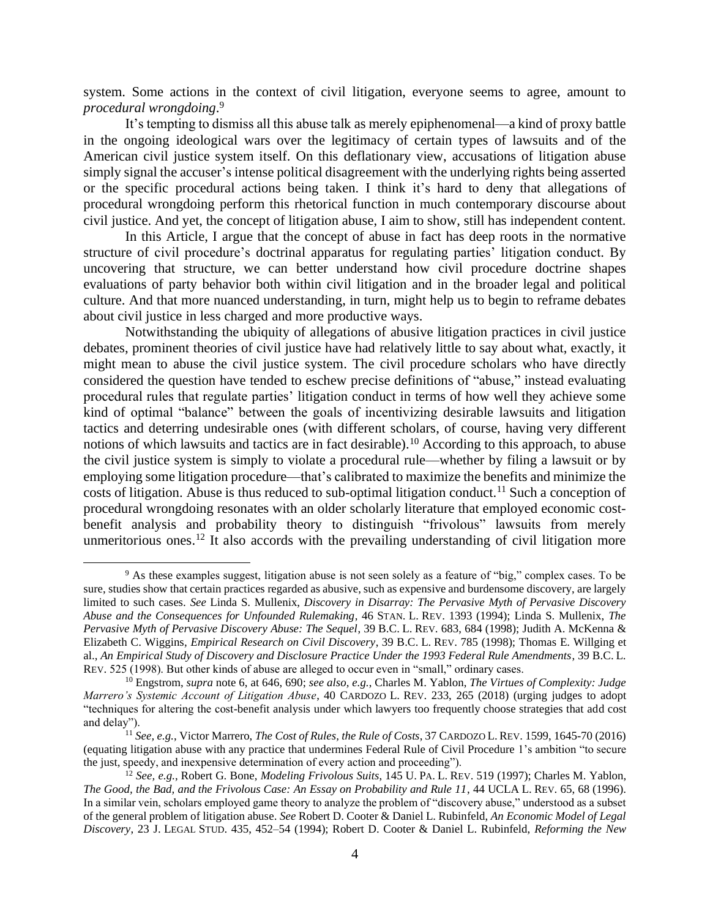system. Some actions in the context of civil litigation, everyone seems to agree, amount to *procedural wrongdoing*.[9]

It's tempting to dismiss all this abuse talk as merely epiphenomenal—a kind of proxy battle in the ongoing ideological wars over the legitimacy of certain types of lawsuits and of the American civil justice system itself. On this deflationary view, accusations of litigation abuse simply signal the accuser's intense political disagreement with the underlying rights being asserted or the specific procedural actions being taken. I think it's hard to deny that allegations of procedural wrongdoing perform this rhetorical function in much contemporary discourse about civil justice. And yet, the concept of litigation abuse, I aim to show, still has independent content.

In this Article, I argue that the concept of abuse in fact has deep roots in the normative structure of civil procedure's doctrinal apparatus for regulating parties' litigation conduct. By uncovering that structure, we can better understand how civil procedure doctrine shapes evaluations of party behavior both within civil litigation and in the broader legal and political culture. And that more nuanced understanding, in turn, might help us to begin to reframe debates about civil justice in less charged and more productive ways.

Notwithstanding the ubiquity of allegations of abusive litigation practices in civil justice debates, prominent theories of civil justice have had relatively little to say about what, exactly, it might mean to abuse the civil justice system. The civil procedure scholars who have directly considered the question have tended to eschew precise definitions of "abuse," instead evaluating procedural rules that regulate parties' litigation conduct in terms of how well they achieve some kind of optimal "balance" between the goals of incentivizing desirable lawsuits and litigation tactics and deterring undesirable ones (with different scholars, of course, having very different notions of which lawsuits and tactics are in fact desirable).[10] According to this approach, to abuse the civil justice system is simply to violate a procedural rule—whether by filing a lawsuit or by employing some litigation procedure—that's calibrated to maximize the benefits and minimize the costs of litigation. Abuse is thus reduced to sub-optimal litigation conduct.[11] Such a conception of procedural wrongdoing resonates with an older scholarly literature that employed economic cost-benefit analysis and probability theory to distinguish "frivolous" lawsuits from merely unmeritorious ones.[12] It also accords with the prevailing understanding of civil litigation more

---

[9] As these examples suggest, litigation abuse is not seen solely as a feature of "big," complex cases. To be sure, studies show that certain practices regarded as abusive, such as expensive and burdensome discovery, are largely limited to such cases. *See* Linda S. Mullenix, *Discovery in Disarray: The Pervasive Myth of Pervasive Discovery Abuse and the Consequences for Unfounded Rulemaking*, 46 STAN. L. REV. 1393 (1994); Linda S. Mullenix, *The Pervasive Myth of Pervasive Discovery Abuse: The Sequel*, 39 B.C. L. REV. 683, 684 (1998); Judith A. McKenna & Elizabeth C. Wiggins, *Empirical Research on Civil Discovery*, 39 B.C. L. REV. 785 (1998); Thomas E. Willging et al., *An Empirical Study of Discovery and Disclosure Practice Under the 1993 Federal Rule Amendments*, 39 B.C. L. REV. 525 (1998). But other kinds of abuse are alleged to occur even in "small," ordinary cases.

[10] Engstrom, *supra* note 6, at 646, 690; *see also, e.g.*, Charles M. Yablon, *The Virtues of Complexity: Judge Marrero's Systemic Account of Litigation Abuse*, 40 CARDOZO L. REV. 233, 265 (2018) (urging judges to adopt "techniques for altering the cost-benefit analysis under which lawyers too frequently choose strategies that add cost and delay").

[11] *See, e.g.*, Victor Marrero, *The Cost of Rules, the Rule of Costs*, 37 CARDOZO L. REV. 1599, 1645-70 (2016) (equating litigation abuse with any practice that undermines Federal Rule of Civil Procedure 1's ambition "to secure the just, speedy, and inexpensive determination of every action and proceeding").

[12] *See, e.g.*, Robert G. Bone, *Modeling Frivolous Suits*, 145 U. PA. L. REV. 519 (1997); Charles M. Yablon, *The Good, the Bad, and the Frivolous Case: An Essay on Probability and Rule 11*, 44 UCLA L. REV. 65, 68 (1996). In a similar vein, scholars employed game theory to analyze the problem of "discovery abuse," understood as a subset of the general problem of litigation abuse. *See* Robert D. Cooter & Daniel L. Rubinfeld, *An Economic Model of Legal Discovery*, 23 J. LEGAL STUD. 435, 452–54 (1994); Robert D. Cooter & Daniel L. Rubinfeld, *Reforming the New*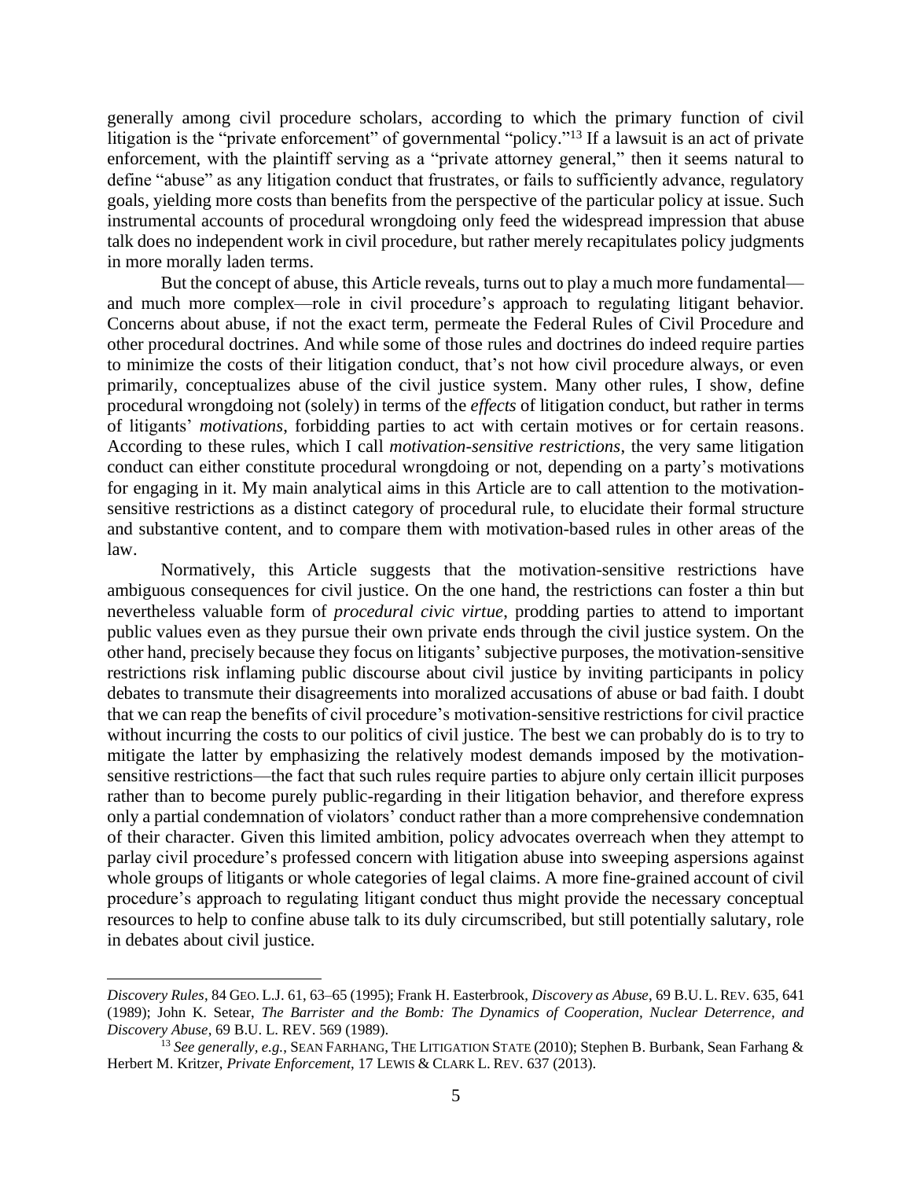generally among civil procedure scholars, according to which the primary function of civil litigation is the "private enforcement" of governmental "policy."[13] If a lawsuit is an act of private enforcement, with the plaintiff serving as a "private attorney general," then it seems natural to define "abuse" as any litigation conduct that frustrates, or fails to sufficiently advance, regulatory goals, yielding more costs than benefits from the perspective of the particular policy at issue. Such instrumental accounts of procedural wrongdoing only feed the widespread impression that abuse talk does no independent work in civil procedure, but rather merely recapitulates policy judgments in more morally laden terms.

But the concept of abuse, this Article reveals, turns out to play a much more fundamental—and much more complex—role in civil procedure's approach to regulating litigant behavior. Concerns about abuse, if not the exact term, permeate the Federal Rules of Civil Procedure and other procedural doctrines. And while some of those rules and doctrines do indeed require parties to minimize the costs of their litigation conduct, that's not how civil procedure always, or even primarily, conceptualizes abuse of the civil justice system. Many other rules, I show, define procedural wrongdoing not (solely) in terms of the *effects* of litigation conduct, but rather in terms of litigants' *motivations*, forbidding parties to act with certain motives or for certain reasons. According to these rules, which I call *motivation-sensitive restrictions*, the very same litigation conduct can either constitute procedural wrongdoing or not, depending on a party's motivations for engaging in it. My main analytical aims in this Article are to call attention to the motivation-sensitive restrictions as a distinct category of procedural rule, to elucidate their formal structure and substantive content, and to compare them with motivation-based rules in other areas of the law.

Normatively, this Article suggests that the motivation-sensitive restrictions have ambiguous consequences for civil justice. On the one hand, the restrictions can foster a thin but nevertheless valuable form of *procedural civic virtue*, prodding parties to attend to important public values even as they pursue their own private ends through the civil justice system. On the other hand, precisely because they focus on litigants' subjective purposes, the motivation-sensitive restrictions risk inflaming public discourse about civil justice by inviting participants in policy debates to transmute their disagreements into moralized accusations of abuse or bad faith. I doubt that we can reap the benefits of civil procedure's motivation-sensitive restrictions for civil practice without incurring the costs to our politics of civil justice. The best we can probably do is to try to mitigate the latter by emphasizing the relatively modest demands imposed by the motivation-sensitive restrictions—the fact that such rules require parties to abjure only certain illicit purposes rather than to become purely public-regarding in their litigation behavior, and therefore express only a partial condemnation of violators' conduct rather than a more comprehensive condemnation of their character. Given this limited ambition, policy advocates overreach when they attempt to parlay civil procedure's professed concern with litigation abuse into sweeping aspersions against whole groups of litigants or whole categories of legal claims. A more fine-grained account of civil procedure's approach to regulating litigant conduct thus might provide the necessary conceptual resources to help to confine abuse talk to its duly circumscribed, but still potentially salutary, role in debates about civil justice.

---

*Discovery Rules*, 84 GEO. L.J. 61, 63–65 (1995); Frank H. Easterbrook, *Discovery as Abuse*, 69 B.U. L. REV. 635, 641 (1989); John K. Setear, *The Barrister and the Bomb: The Dynamics of Cooperation, Nuclear Deterrence, and Discovery Abuse*, 69 B.U. L. REV. 569 (1989).

[13] *See generally, e.g.*, SEAN FARHANG, THE LITIGATION STATE (2010); Stephen B. Burbank, Sean Farhang & Herbert M. Kritzer, *Private Enforcement*, 17 LEWIS & CLARK L. REV. 637 (2013).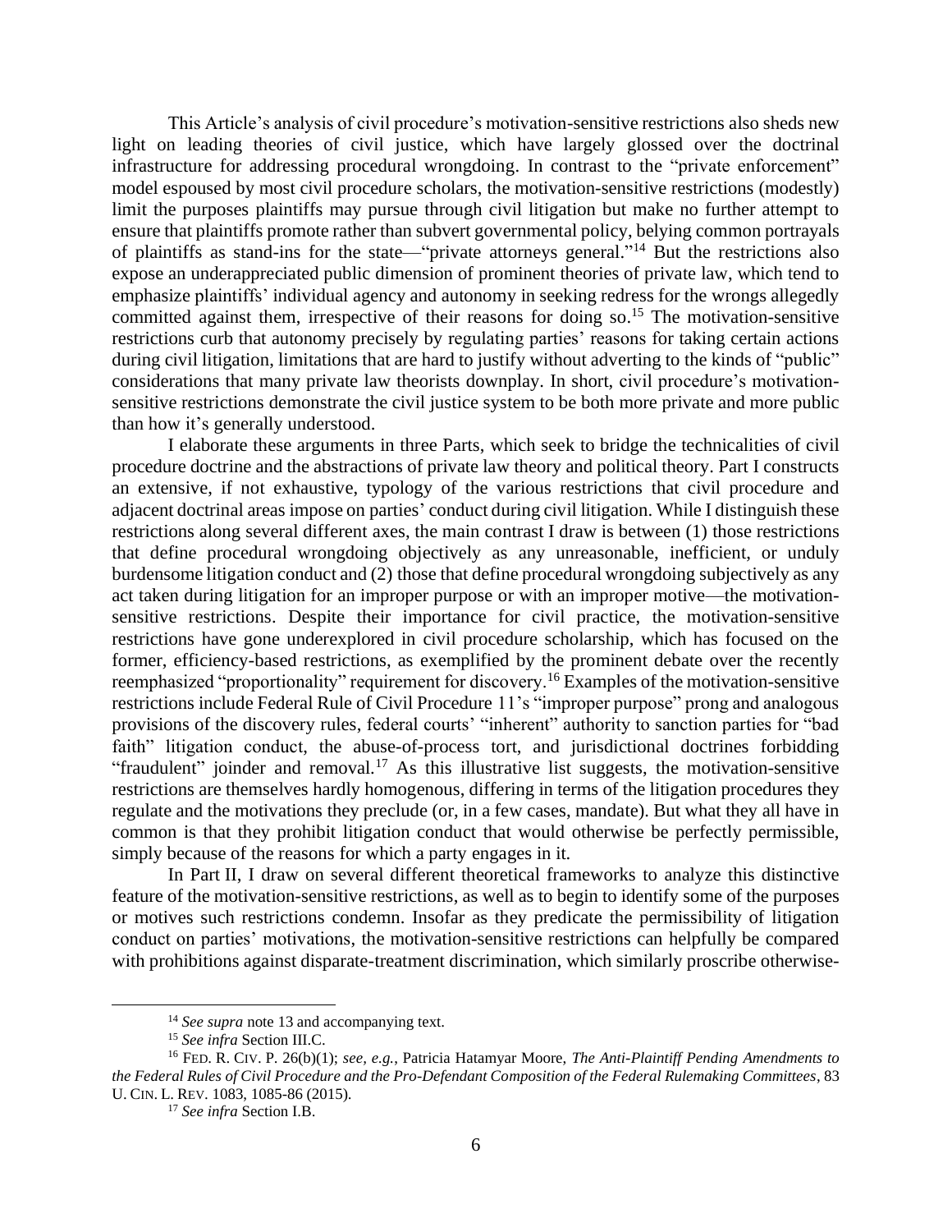This Article's analysis of civil procedure's motivation-sensitive restrictions also sheds new light on leading theories of civil justice, which have largely glossed over the doctrinal infrastructure for addressing procedural wrongdoing. In contrast to the "private enforcement" model espoused by most civil procedure scholars, the motivation-sensitive restrictions (modestly) limit the purposes plaintiffs may pursue through civil litigation but make no further attempt to ensure that plaintiffs promote rather than subvert governmental policy, belying common portrayals of plaintiffs as stand-ins for the state—"private attorneys general."[14] But the restrictions also expose an underappreciated public dimension of prominent theories of private law, which tend to emphasize plaintiffs' individual agency and autonomy in seeking redress for the wrongs allegedly committed against them, irrespective of their reasons for doing so.[15] The motivation-sensitive restrictions curb that autonomy precisely by regulating parties' reasons for taking certain actions during civil litigation, limitations that are hard to justify without adverting to the kinds of "public" considerations that many private law theorists downplay. In short, civil procedure's motivation-sensitive restrictions demonstrate the civil justice system to be both more private and more public than how it's generally understood.

I elaborate these arguments in three Parts, which seek to bridge the technicalities of civil procedure doctrine and the abstractions of private law theory and political theory. Part I constructs an extensive, if not exhaustive, typology of the various restrictions that civil procedure and adjacent doctrinal areas impose on parties' conduct during civil litigation. While I distinguish these restrictions along several different axes, the main contrast I draw is between (1) those restrictions that define procedural wrongdoing objectively as any unreasonable, inefficient, or unduly burdensome litigation conduct and (2) those that define procedural wrongdoing subjectively as any act taken during litigation for an improper purpose or with an improper motive—the motivation-sensitive restrictions. Despite their importance for civil practice, the motivation-sensitive restrictions have gone underexplored in civil procedure scholarship, which has focused on the former, efficiency-based restrictions, as exemplified by the prominent debate over the recently reemphasized "proportionality" requirement for discovery.[16] Examples of the motivation-sensitive restrictions include Federal Rule of Civil Procedure 11's "improper purpose" prong and analogous provisions of the discovery rules, federal courts' "inherent" authority to sanction parties for "bad faith" litigation conduct, the abuse-of-process tort, and jurisdictional doctrines forbidding "fraudulent" joinder and removal.[17] As this illustrative list suggests, the motivation-sensitive restrictions are themselves hardly homogenous, differing in terms of the litigation procedures they regulate and the motivations they preclude (or, in a few cases, mandate). But what they all have in common is that they prohibit litigation conduct that would otherwise be perfectly permissible, simply because of the reasons for which a party engages in it.

In Part II, I draw on several different theoretical frameworks to analyze this distinctive feature of the motivation-sensitive restrictions, as well as to begin to identify some of the purposes or motives such restrictions condemn. Insofar as they predicate the permissibility of litigation conduct on parties' motivations, the motivation-sensitive restrictions can helpfully be compared with prohibitions against disparate-treatment discrimination, which similarly proscribe otherwise-

---

[14] *See supra* note 13 and accompanying text.

[15] *See infra* Section III.C.

[16] FED. R. CIV. P. 26(b)(1); *see, e.g.*, Patricia Hatamyar Moore, *The Anti-Plaintiff Pending Amendments to the Federal Rules of Civil Procedure and the Pro-Defendant Composition of the Federal Rulemaking Committees*, 83 U. CIN. L. REV. 1083, 1085-86 (2015).

[17] *See infra* Section I.B.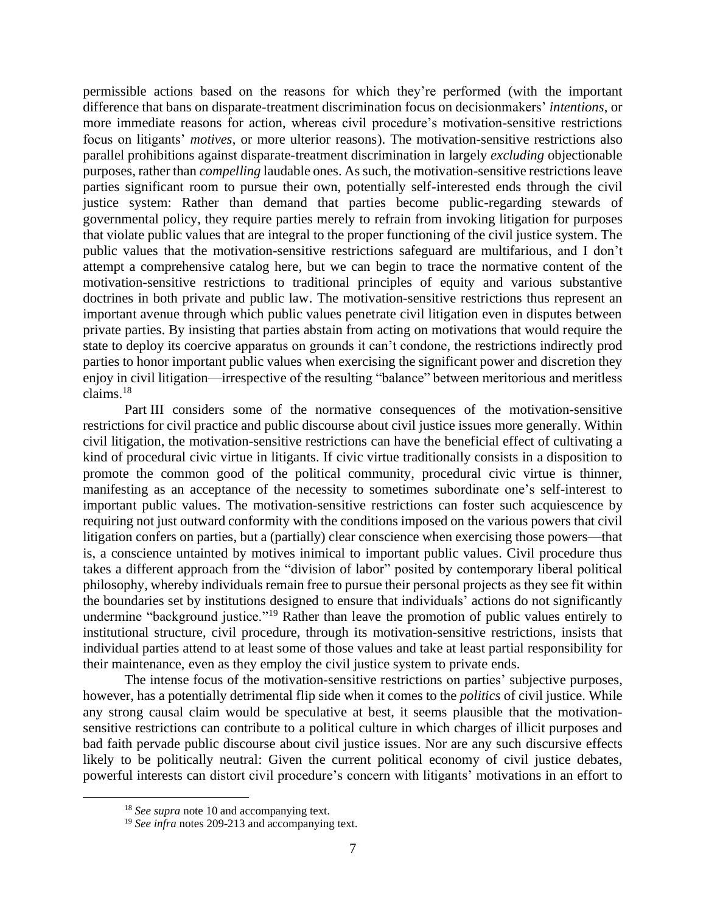permissible actions based on the reasons for which they're performed (with the important difference that bans on disparate-treatment discrimination focus on decisionmakers' *intentions*, or more immediate reasons for action, whereas civil procedure's motivation-sensitive restrictions focus on litigants' *motives*, or more ulterior reasons). The motivation-sensitive restrictions also parallel prohibitions against disparate-treatment discrimination in largely *excluding* objectionable purposes, rather than *compelling* laudable ones. As such, the motivation-sensitive restrictions leave parties significant room to pursue their own, potentially self-interested ends through the civil justice system: Rather than demand that parties become public-regarding stewards of governmental policy, they require parties merely to refrain from invoking litigation for purposes that violate public values that are integral to the proper functioning of the civil justice system. The public values that the motivation-sensitive restrictions safeguard are multifarious, and I don't attempt a comprehensive catalog here, but we can begin to trace the normative content of the motivation-sensitive restrictions to traditional principles of equity and various substantive doctrines in both private and public law. The motivation-sensitive restrictions thus represent an important avenue through which public values penetrate civil litigation even in disputes between private parties. By insisting that parties abstain from acting on motivations that would require the state to deploy its coercive apparatus on grounds it can't condone, the restrictions indirectly prod parties to honor important public values when exercising the significant power and discretion they enjoy in civil litigation—irrespective of the resulting "balance" between meritorious and meritless claims.[18]

Part III considers some of the normative consequences of the motivation-sensitive restrictions for civil practice and public discourse about civil justice issues more generally. Within civil litigation, the motivation-sensitive restrictions can have the beneficial effect of cultivating a kind of procedural civic virtue in litigants. If civic virtue traditionally consists in a disposition to promote the common good of the political community, procedural civic virtue is thinner, manifesting as an acceptance of the necessity to sometimes subordinate one's self-interest to important public values. The motivation-sensitive restrictions can foster such acquiescence by requiring not just outward conformity with the conditions imposed on the various powers that civil litigation confers on parties, but a (partially) clear conscience when exercising those powers—that is, a conscience untainted by motives inimical to important public values. Civil procedure thus takes a different approach from the "division of labor" posited by contemporary liberal political philosophy, whereby individuals remain free to pursue their personal projects as they see fit within the boundaries set by institutions designed to ensure that individuals' actions do not significantly undermine "background justice."[19] Rather than leave the promotion of public values entirely to institutional structure, civil procedure, through its motivation-sensitive restrictions, insists that individual parties attend to at least some of those values and take at least partial responsibility for their maintenance, even as they employ the civil justice system to private ends.

The intense focus of the motivation-sensitive restrictions on parties' subjective purposes, however, has a potentially detrimental flip side when it comes to the *politics* of civil justice. While any strong causal claim would be speculative at best, it seems plausible that the motivation-sensitive restrictions can contribute to a political culture in which charges of illicit purposes and bad faith pervade public discourse about civil justice issues. Nor are any such discursive effects likely to be politically neutral: Given the current political economy of civil justice debates, powerful interests can distort civil procedure's concern with litigants' motivations in an effort to

---

[18] *See supra* note 10 and accompanying text.

[19] *See infra* notes 209-213 and accompanying text.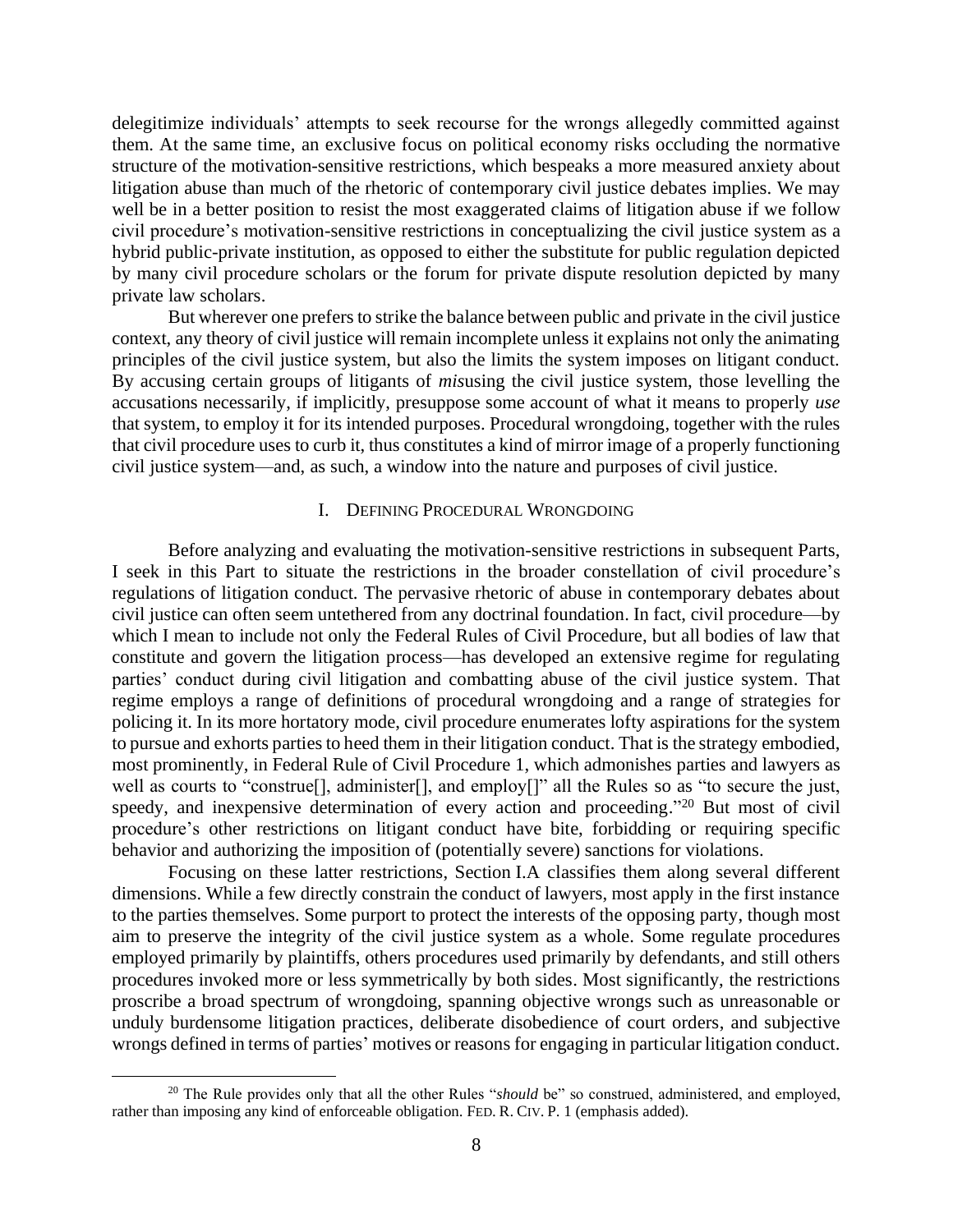delegitimize individuals' attempts to seek recourse for the wrongs allegedly committed against them. At the same time, an exclusive focus on political economy risks occluding the normative structure of the motivation-sensitive restrictions, which bespeaks a more measured anxiety about litigation abuse than much of the rhetoric of contemporary civil justice debates implies. We may well be in a better position to resist the most exaggerated claims of litigation abuse if we follow civil procedure's motivation-sensitive restrictions in conceptualizing the civil justice system as a hybrid public-private institution, as opposed to either the substitute for public regulation depicted by many civil procedure scholars or the forum for private dispute resolution depicted by many private law scholars.

But wherever one prefers to strike the balance between public and private in the civil justice context, any theory of civil justice will remain incomplete unless it explains not only the animating principles of the civil justice system, but also the limits the system imposes on litigant conduct. By accusing certain groups of litigants of *mis*using the civil justice system, those levelling the accusations necessarily, if implicitly, presuppose some account of what it means to properly *use* that system, to employ it for its intended purposes. Procedural wrongdoing, together with the rules that civil procedure uses to curb it, thus constitutes a kind of mirror image of a properly functioning civil justice system—and, as such, a window into the nature and purposes of civil justice.

## I. Defining Procedural Wrongdoing

Before analyzing and evaluating the motivation-sensitive restrictions in subsequent Parts, I seek in this Part to situate the restrictions in the broader constellation of civil procedure's regulations of litigation conduct. The pervasive rhetoric of abuse in contemporary debates about civil justice can often seem untethered from any doctrinal foundation. In fact, civil procedure—by which I mean to include not only the Federal Rules of Civil Procedure, but all bodies of law that constitute and govern the litigation process—has developed an extensive regime for regulating parties' conduct during civil litigation and combatting abuse of the civil justice system. That regime employs a range of definitions of procedural wrongdoing and a range of strategies for policing it. In its more hortatory mode, civil procedure enumerates lofty aspirations for the system to pursue and exhorts parties to heed them in their litigation conduct. That is the strategy embodied, most prominently, in Federal Rule of Civil Procedure 1, which admonishes parties and lawyers as well as courts to "construe[], administer[], and employ[]" all the Rules so as "to secure the just, speedy, and inexpensive determination of every action and proceeding."[20] But most of civil procedure's other restrictions on litigant conduct have bite, forbidding or requiring specific behavior and authorizing the imposition of (potentially severe) sanctions for violations.

Focusing on these latter restrictions, Section I.A classifies them along several different dimensions. While a few directly constrain the conduct of lawyers, most apply in the first instance to the parties themselves. Some purport to protect the interests of the opposing party, though most aim to preserve the integrity of the civil justice system as a whole. Some regulate procedures employed primarily by plaintiffs, others procedures used primarily by defendants, and still others procedures invoked more or less symmetrically by both sides. Most significantly, the restrictions proscribe a broad spectrum of wrongdoing, spanning objective wrongs such as unreasonable or unduly burdensome litigation practices, deliberate disobedience of court orders, and subjective wrongs defined in terms of parties' motives or reasons for engaging in particular litigation conduct.

---

[20] The Rule provides only that all the other Rules "*should* be" so construed, administered, and employed, rather than imposing any kind of enforceable obligation. FED. R. CIV. P. 1 (emphasis added).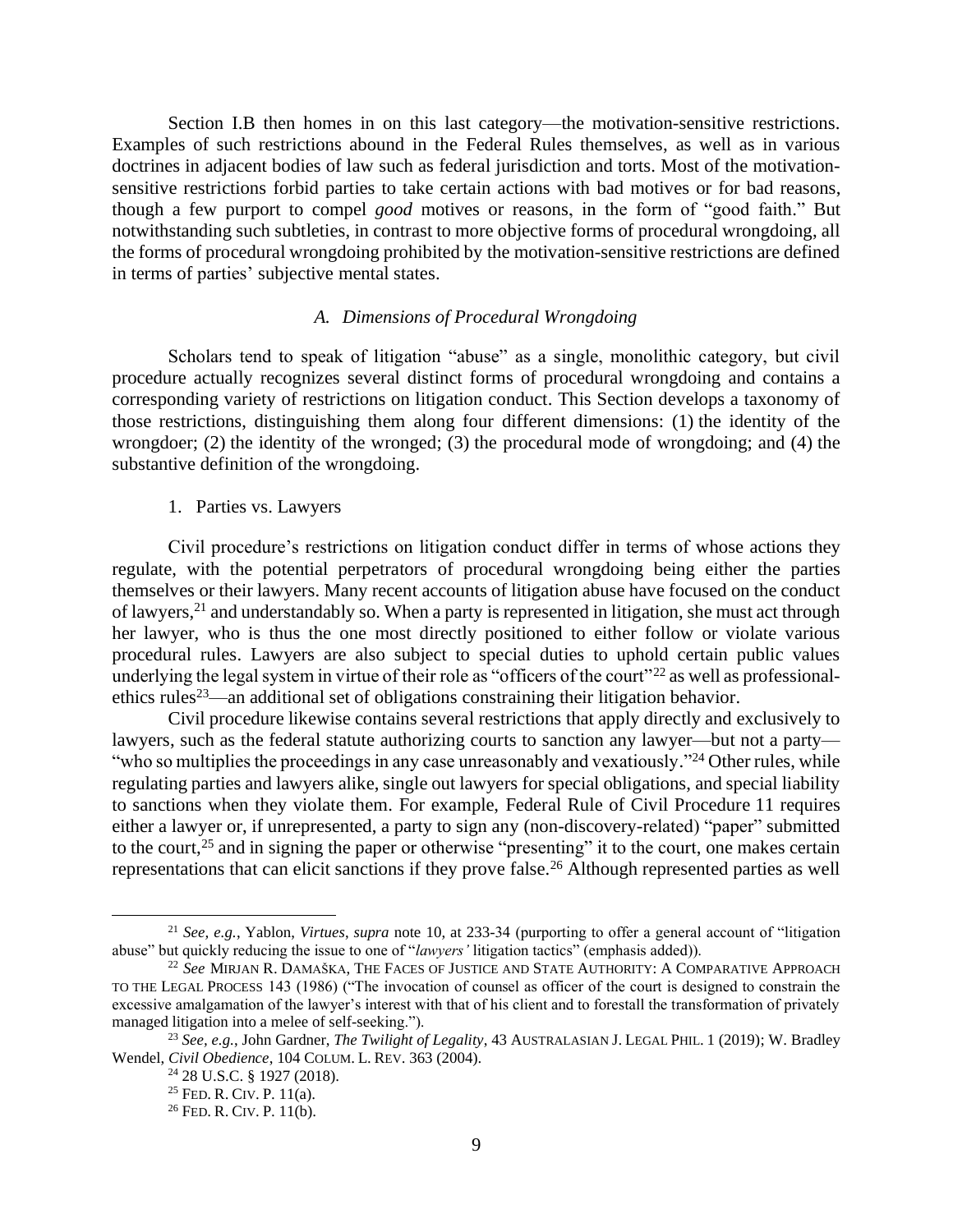Section I.B then homes in on this last category—the motivation-sensitive restrictions. Examples of such restrictions abound in the Federal Rules themselves, as well as in various doctrines in adjacent bodies of law such as federal jurisdiction and torts. Most of the motivation-sensitive restrictions forbid parties to take certain actions with bad motives or for bad reasons, though a few purport to compel *good* motives or reasons, in the form of "good faith." But notwithstanding such subtleties, in contrast to more objective forms of procedural wrongdoing, all the forms of procedural wrongdoing prohibited by the motivation-sensitive restrictions are defined in terms of parties' subjective mental states.

### *A. Dimensions of Procedural Wrongdoing*

Scholars tend to speak of litigation "abuse" as a single, monolithic category, but civil procedure actually recognizes several distinct forms of procedural wrongdoing and contains a corresponding variety of restrictions on litigation conduct. This Section develops a taxonomy of those restrictions, distinguishing them along four different dimensions: (1) the identity of the wrongdoer; (2) the identity of the wronged; (3) the procedural mode of wrongdoing; and (4) the substantive definition of the wrongdoing.

#### 1. Parties vs. Lawyers

Civil procedure's restrictions on litigation conduct differ in terms of whose actions they regulate, with the potential perpetrators of procedural wrongdoing being either the parties themselves or their lawyers. Many recent accounts of litigation abuse have focused on the conduct of lawyers,[21] and understandably so. When a party is represented in litigation, she must act through her lawyer, who is thus the one most directly positioned to either follow or violate various procedural rules. Lawyers are also subject to special duties to uphold certain public values underlying the legal system in virtue of their role as "officers of the court"[22] as well as professional-ethics rules[23]—an additional set of obligations constraining their litigation behavior.

Civil procedure likewise contains several restrictions that apply directly and exclusively to lawyers, such as the federal statute authorizing courts to sanction any lawyer—but not a party—"who so multiplies the proceedings in any case unreasonably and vexatiously."[24] Other rules, while regulating parties and lawyers alike, single out lawyers for special obligations, and special liability to sanctions when they violate them. For example, Federal Rule of Civil Procedure 11 requires either a lawyer or, if unrepresented, a party to sign any (non-discovery-related) "paper" submitted to the court,[25] and in signing the paper or otherwise "presenting" it to the court, one makes certain representations that can elicit sanctions if they prove false.[26] Although represented parties as well

---

[21] *See, e.g.*, Yablon, *Virtues*, *supra* note 10, at 233-34 (purporting to offer a general account of "litigation abuse" but quickly reducing the issue to one of "*lawyers'* litigation tactics" (emphasis added)).

[22] *See* MIRJAN R. DAMAŠKA, THE FACES OF JUSTICE AND STATE AUTHORITY: A COMPARATIVE APPROACH TO THE LEGAL PROCESS 143 (1986) ("The invocation of counsel as officer of the court is designed to constrain the excessive amalgamation of the lawyer's interest with that of his client and to forestall the transformation of privately managed litigation into a melee of self-seeking.").

[23] *See, e.g.*, John Gardner, *The Twilight of Legality*, 43 AUSTRALASIAN J. LEGAL PHIL. 1 (2019); W. Bradley Wendel, *Civil Obedience*, 104 COLUM. L. REV. 363 (2004).

[24] 28 U.S.C. § 1927 (2018).

[25] FED. R. CIV. P. 11(a).

[26] FED. R. CIV. P. 11(b).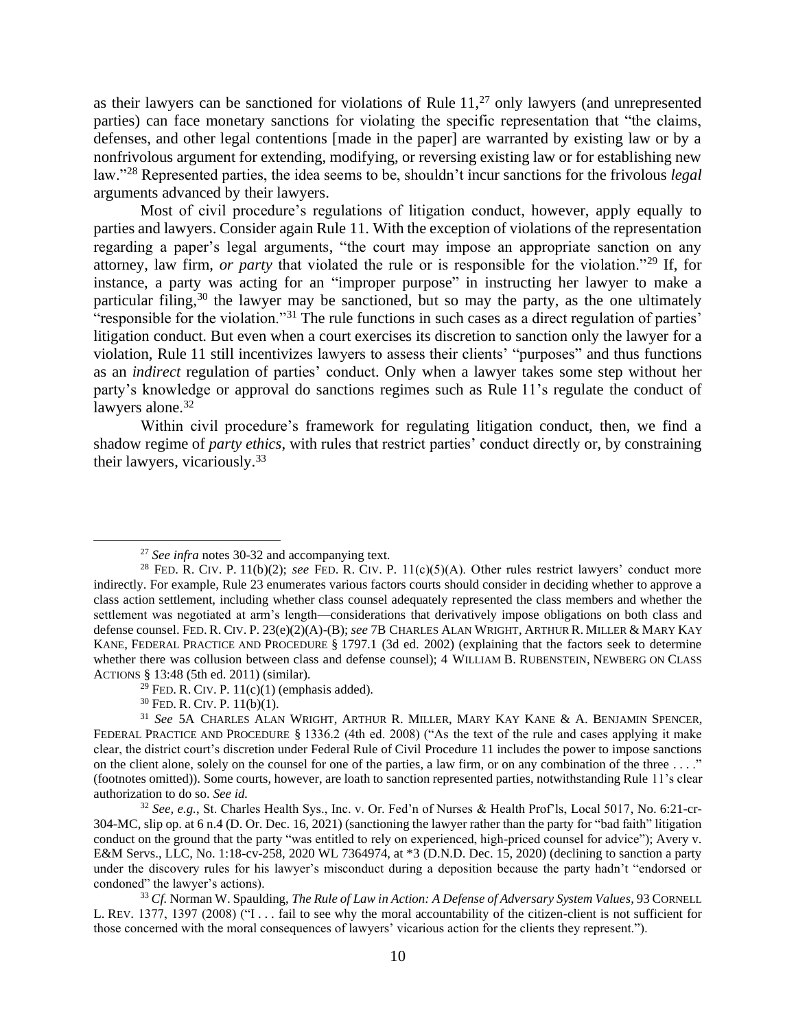as their lawyers can be sanctioned for violations of Rule 11,[27] only lawyers (and unrepresented parties) can face monetary sanctions for violating the specific representation that "the claims, defenses, and other legal contentions [made in the paper] are warranted by existing law or by a nonfrivolous argument for extending, modifying, or reversing existing law or for establishing new law."[28] Represented parties, the idea seems to be, shouldn't incur sanctions for the frivolous *legal* arguments advanced by their lawyers.

Most of civil procedure's regulations of litigation conduct, however, apply equally to parties and lawyers. Consider again Rule 11. With the exception of violations of the representation regarding a paper's legal arguments, "the court may impose an appropriate sanction on any attorney, law firm, *or party* that violated the rule or is responsible for the violation."[29] If, for instance, a party was acting for an "improper purpose" in instructing her lawyer to make a particular filing,[30] the lawyer may be sanctioned, but so may the party, as the one ultimately "responsible for the violation."[31] The rule functions in such cases as a direct regulation of parties' litigation conduct. But even when a court exercises its discretion to sanction only the lawyer for a violation, Rule 11 still incentivizes lawyers to assess their clients' "purposes" and thus functions as an *indirect* regulation of parties' conduct. Only when a lawyer takes some step without her party's knowledge or approval do sanctions regimes such as Rule 11's regulate the conduct of lawyers alone.[32]

Within civil procedure's framework for regulating litigation conduct, then, we find a shadow regime of *party ethics*, with rules that restrict parties' conduct directly or, by constraining their lawyers, vicariously.[33]

---

[27] *See infra* notes 30-32 and accompanying text.

[28] FED. R. CIV. P. 11(b)(2); *see* FED. R. CIV. P. 11(c)(5)(A). Other rules restrict lawyers' conduct more indirectly. For example, Rule 23 enumerates various factors courts should consider in deciding whether to approve a class action settlement, including whether class counsel adequately represented the class members and whether the settlement was negotiated at arm's length—considerations that derivatively impose obligations on both class and defense counsel. FED. R. CIV. P. 23(e)(2)(A)-(B); *see* 7B CHARLES ALAN WRIGHT, ARTHUR R. MILLER & MARY KAY KANE, FEDERAL PRACTICE AND PROCEDURE § 1797.1 (3d ed. 2002) (explaining that the factors seek to determine whether there was collusion between class and defense counsel); 4 WILLIAM B. RUBENSTEIN, NEWBERG ON CLASS ACTIONS § 13:48 (5th ed. 2011) (similar).

[29] FED. R. CIV. P. 11(c)(1) (emphasis added).

[30] FED. R. CIV. P. 11(b)(1).

[31] *See* 5A CHARLES ALAN WRIGHT, ARTHUR R. MILLER, MARY KAY KANE & A. BENJAMIN SPENCER, FEDERAL PRACTICE AND PROCEDURE § 1336.2 (4th ed. 2008) ("As the text of the rule and cases applying it make clear, the district court's discretion under Federal Rule of Civil Procedure 11 includes the power to impose sanctions on the client alone, solely on the counsel for one of the parties, a law firm, or on any combination of the three . . . ." (footnotes omitted)). Some courts, however, are loath to sanction represented parties, notwithstanding Rule 11's clear authorization to do so. *See id.*

[32] *See, e.g.*, St. Charles Health Sys., Inc. v. Or. Fed'n of Nurses & Health Prof'ls, Local 5017, No. 6:21-cr-304-MC, slip op. at 6 n.4 (D. Or. Dec. 16, 2021) (sanctioning the lawyer rather than the party for "bad faith" litigation conduct on the ground that the party "was entitled to rely on experienced, high-priced counsel for advice"); Avery v. E&M Servs., LLC, No. 1:18-cv-258, 2020 WL 7364974, at *3 (D.N.D. Dec. 15, 2020) (declining to sanction a party under the discovery rules for his lawyer's misconduct during a deposition because the party hadn't "endorsed or condoned" the lawyer's actions).

[33] *Cf.* Norman W. Spaulding, *The Rule of Law in Action: A Defense of Adversary System Values*, 93 CORNELL L. REV. 1377, 1397 (2008) ("I . . . fail to see why the moral accountability of the citizen-client is not sufficient for those concerned with the moral consequences of lawyers' vicarious action for the clients they represent.").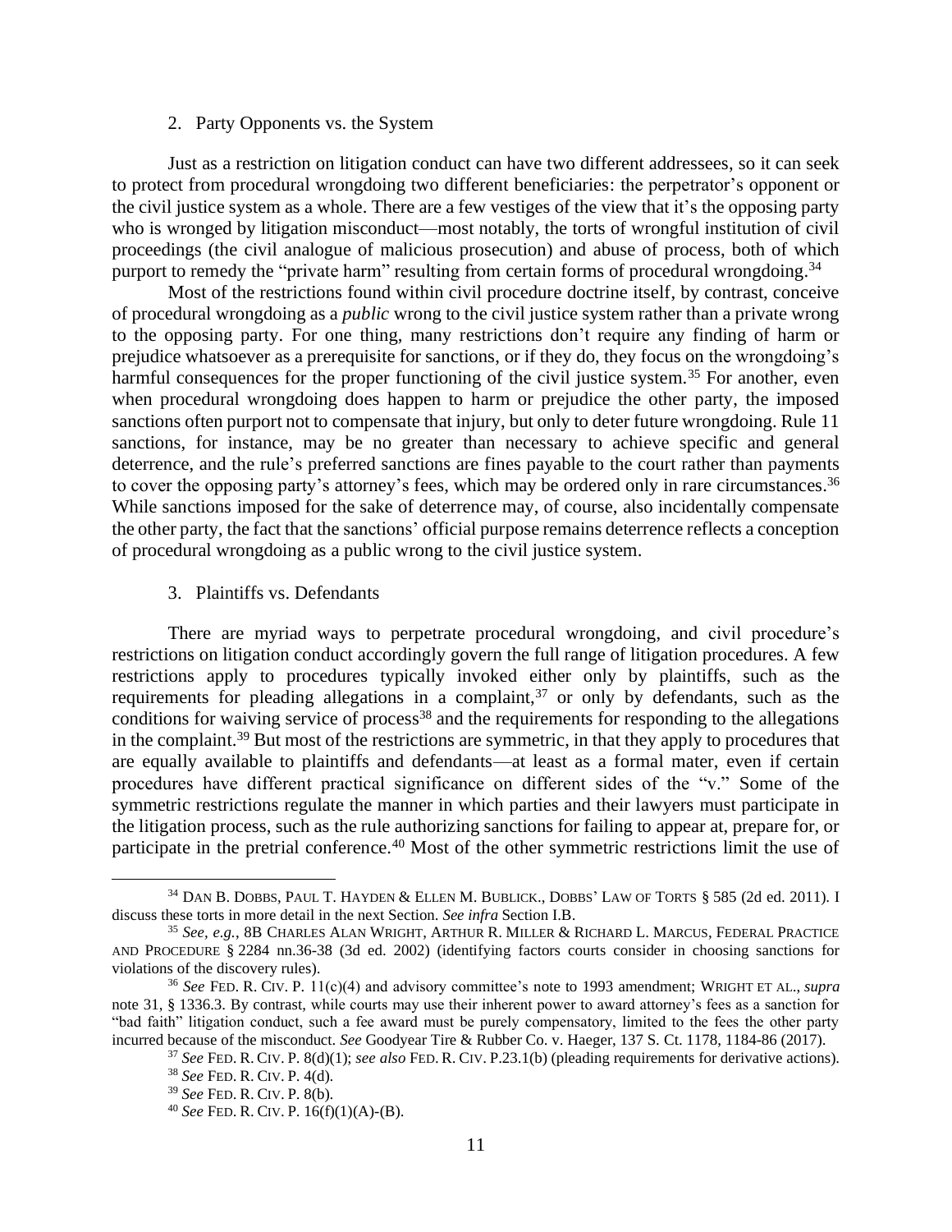### 2. Party Opponents vs. the System

Just as a restriction on litigation conduct can have two different addressees, so it can seek to protect from procedural wrongdoing two different beneficiaries: the perpetrator's opponent or the civil justice system as a whole. There are a few vestiges of the view that it's the opposing party who is wronged by litigation misconduct—most notably, the torts of wrongful institution of civil proceedings (the civil analogue of malicious prosecution) and abuse of process, both of which purport to remedy the "private harm" resulting from certain forms of procedural wrongdoing.[34]

Most of the restrictions found within civil procedure doctrine itself, by contrast, conceive of procedural wrongdoing as a *public* wrong to the civil justice system rather than a private wrong to the opposing party. For one thing, many restrictions don't require any finding of harm or prejudice whatsoever as a prerequisite for sanctions, or if they do, they focus on the wrongdoing's harmful consequences for the proper functioning of the civil justice system.[35] For another, even when procedural wrongdoing does happen to harm or prejudice the other party, the imposed sanctions often purport not to compensate that injury, but only to deter future wrongdoing. Rule 11 sanctions, for instance, may be no greater than necessary to achieve specific and general deterrence, and the rule's preferred sanctions are fines payable to the court rather than payments to cover the opposing party's attorney's fees, which may be ordered only in rare circumstances.[36] While sanctions imposed for the sake of deterrence may, of course, also incidentally compensate the other party, the fact that the sanctions' official purpose remains deterrence reflects a conception of procedural wrongdoing as a public wrong to the civil justice system.

### 3. Plaintiffs vs. Defendants

There are myriad ways to perpetrate procedural wrongdoing, and civil procedure's restrictions on litigation conduct accordingly govern the full range of litigation procedures. A few restrictions apply to procedures typically invoked either only by plaintiffs, such as the requirements for pleading allegations in a complaint,[37] or only by defendants, such as the conditions for waiving service of process[38] and the requirements for responding to the allegations in the complaint.[39] But most of the restrictions are symmetric, in that they apply to procedures that are equally available to plaintiffs and defendants—at least as a formal mater, even if certain procedures have different practical significance on different sides of the "v." Some of the symmetric restrictions regulate the manner in which parties and their lawyers must participate in the litigation process, such as the rule authorizing sanctions for failing to appear at, prepare for, or participate in the pretrial conference.[40] Most of the other symmetric restrictions limit the use of

---

[34] DAN B. DOBBS, PAUL T. HAYDEN & ELLEN M. BUBLICK., DOBBS' LAW OF TORTS § 585 (2d ed. 2011). I discuss these torts in more detail in the next Section. *See infra* Section I.B.

[35] *See, e.g.*, 8B CHARLES ALAN WRIGHT, ARTHUR R. MILLER & RICHARD L. MARCUS, FEDERAL PRACTICE AND PROCEDURE § 2284 nn.36-38 (3d ed. 2002) (identifying factors courts consider in choosing sanctions for violations of the discovery rules).

[36] *See* FED. R. CIV. P. 11(c)(4) and advisory committee's note to 1993 amendment; WRIGHT ET AL., *supra* note 31, § 1336.3. By contrast, while courts may use their inherent power to award attorney's fees as a sanction for "bad faith" litigation conduct, such a fee award must be purely compensatory, limited to the fees the other party incurred because of the misconduct. *See* Goodyear Tire & Rubber Co. v. Haeger, 137 S. Ct. 1178, 1184-86 (2017).

[37] *See* FED. R. CIV. P. 8(d)(1); *see also* FED. R. CIV. P.23.1(b) (pleading requirements for derivative actions).

[38] *See* FED. R. CIV. P. 4(d).

[39] *See* FED. R. CIV. P. 8(b).

[40] *See* FED. R. CIV. P. 16(f)(1)(A)-(B).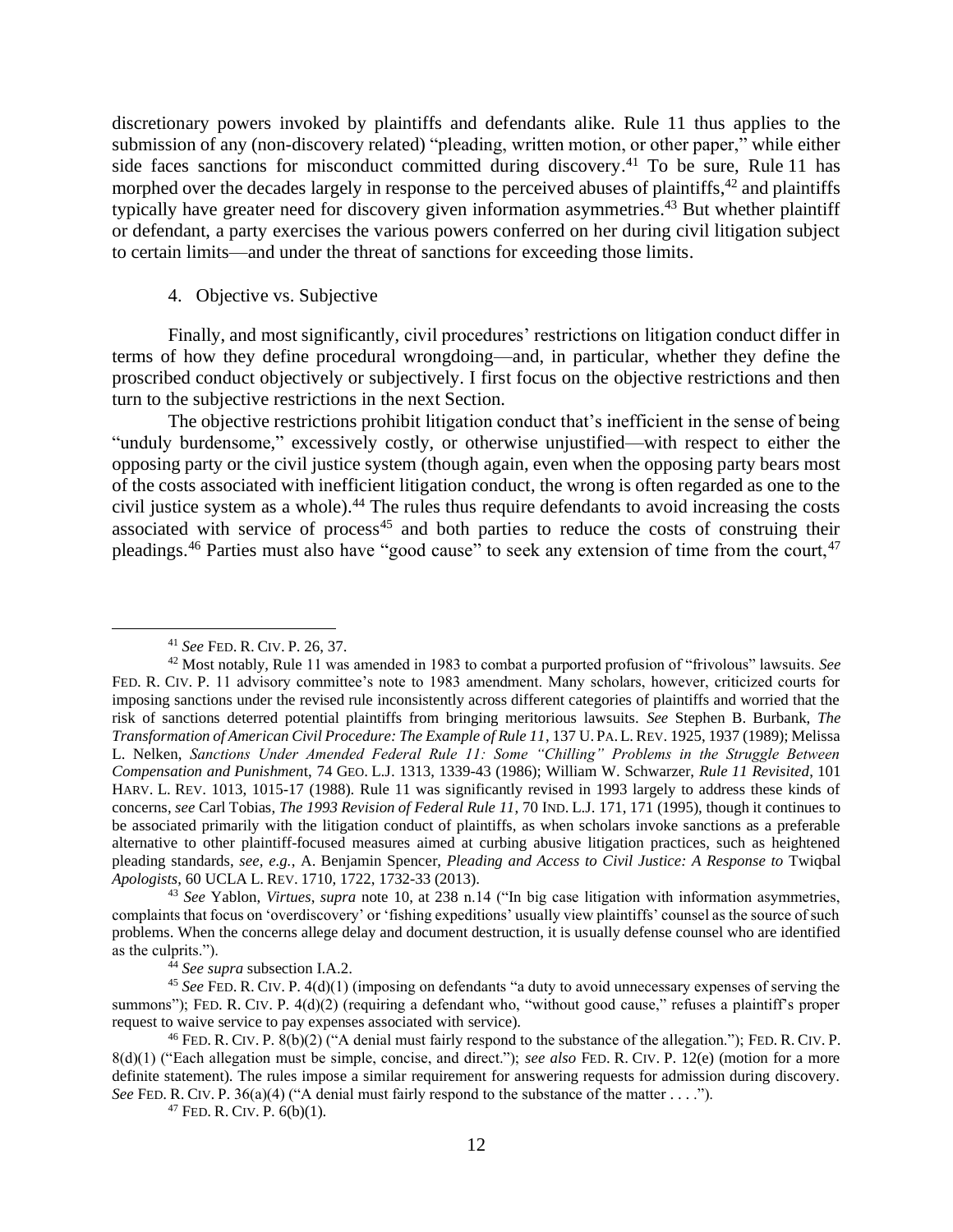discretionary powers invoked by plaintiffs and defendants alike. Rule 11 thus applies to the submission of any (non-discovery related) "pleading, written motion, or other paper," while either side faces sanctions for misconduct committed during discovery.[41] To be sure, Rule 11 has morphed over the decades largely in response to the perceived abuses of plaintiffs,[42] and plaintiffs typically have greater need for discovery given information asymmetries.[43] But whether plaintiff or defendant, a party exercises the various powers conferred on her during civil litigation subject to certain limits—and under the threat of sanctions for exceeding those limits.

#### 4. Objective vs. Subjective

Finally, and most significantly, civil procedures' restrictions on litigation conduct differ in terms of how they define procedural wrongdoing—and, in particular, whether they define the proscribed conduct objectively or subjectively. I first focus on the objective restrictions and then turn to the subjective restrictions in the next Section.

The objective restrictions prohibit litigation conduct that's inefficient in the sense of being "unduly burdensome," excessively costly, or otherwise unjustified—with respect to either the opposing party or the civil justice system (though again, even when the opposing party bears most of the costs associated with inefficient litigation conduct, the wrong is often regarded as one to the civil justice system as a whole).[44] The rules thus require defendants to avoid increasing the costs associated with service of process[45] and both parties to reduce the costs of construing their pleadings.[46] Parties must also have "good cause" to seek any extension of time from the court,[47]

---

[41] *See* FED. R. CIV. P. 26, 37.

[42] Most notably, Rule 11 was amended in 1983 to combat a purported profusion of "frivolous" lawsuits. *See* FED. R. CIV. P. 11 advisory committee's note to 1983 amendment. Many scholars, however, criticized courts for imposing sanctions under the revised rule inconsistently across different categories of plaintiffs and worried that the risk of sanctions deterred potential plaintiffs from bringing meritorious lawsuits. *See* Stephen B. Burbank, *The Transformation of American Civil Procedure: The Example of Rule 11*, 137 U. PA. L. REV. 1925, 1937 (1989); Melissa L. Nelken, *Sanctions Under Amended Federal Rule 11: Some "Chilling" Problems in the Struggle Between Compensation and Punishment*, 74 GEO. L.J. 1313, 1339-43 (1986); William W. Schwarzer, *Rule 11 Revisited*, 101 HARV. L. REV. 1013, 1015-17 (1988). Rule 11 was significantly revised in 1993 largely to address these kinds of concerns, *see* Carl Tobias, *The 1993 Revision of Federal Rule 11*, 70 IND. L.J. 171, 171 (1995), though it continues to be associated primarily with the litigation conduct of plaintiffs, as when scholars invoke sanctions as a preferable alternative to other plaintiff-focused measures aimed at curbing abusive litigation practices, such as heightened pleading standards, *see, e.g.*, A. Benjamin Spencer, *Pleading and Access to Civil Justice: A Response to* Twiqbal *Apologists*, 60 UCLA L. REV. 1710, 1722, 1732-33 (2013).

[43] *See* Yablon, *Virtues*, *supra* note 10, at 238 n.14 ("In big case litigation with information asymmetries, complaints that focus on 'overdiscovery' or 'fishing expeditions' usually view plaintiffs' counsel as the source of such problems. When the concerns allege delay and document destruction, it is usually defense counsel who are identified as the culprits.").

[44] *See supra* subsection I.A.2.

[45] *See* FED. R. CIV. P. 4(d)(1) (imposing on defendants "a duty to avoid unnecessary expenses of serving the summons"); FED. R. CIV. P. 4(d)(2) (requiring a defendant who, "without good cause," refuses a plaintiff's proper request to waive service to pay expenses associated with service).

[46] FED. R. CIV. P. 8(b)(2) ("A denial must fairly respond to the substance of the allegation."); FED. R. CIV. P. 8(d)(1) ("Each allegation must be simple, concise, and direct."); *see also* FED. R. CIV. P. 12(e) (motion for a more definite statement). The rules impose a similar requirement for answering requests for admission during discovery. *See* FED. R. CIV. P. 36(a)(4) ("A denial must fairly respond to the substance of the matter . . . .").

[47] FED. R. CIV. P. 6(b)(1).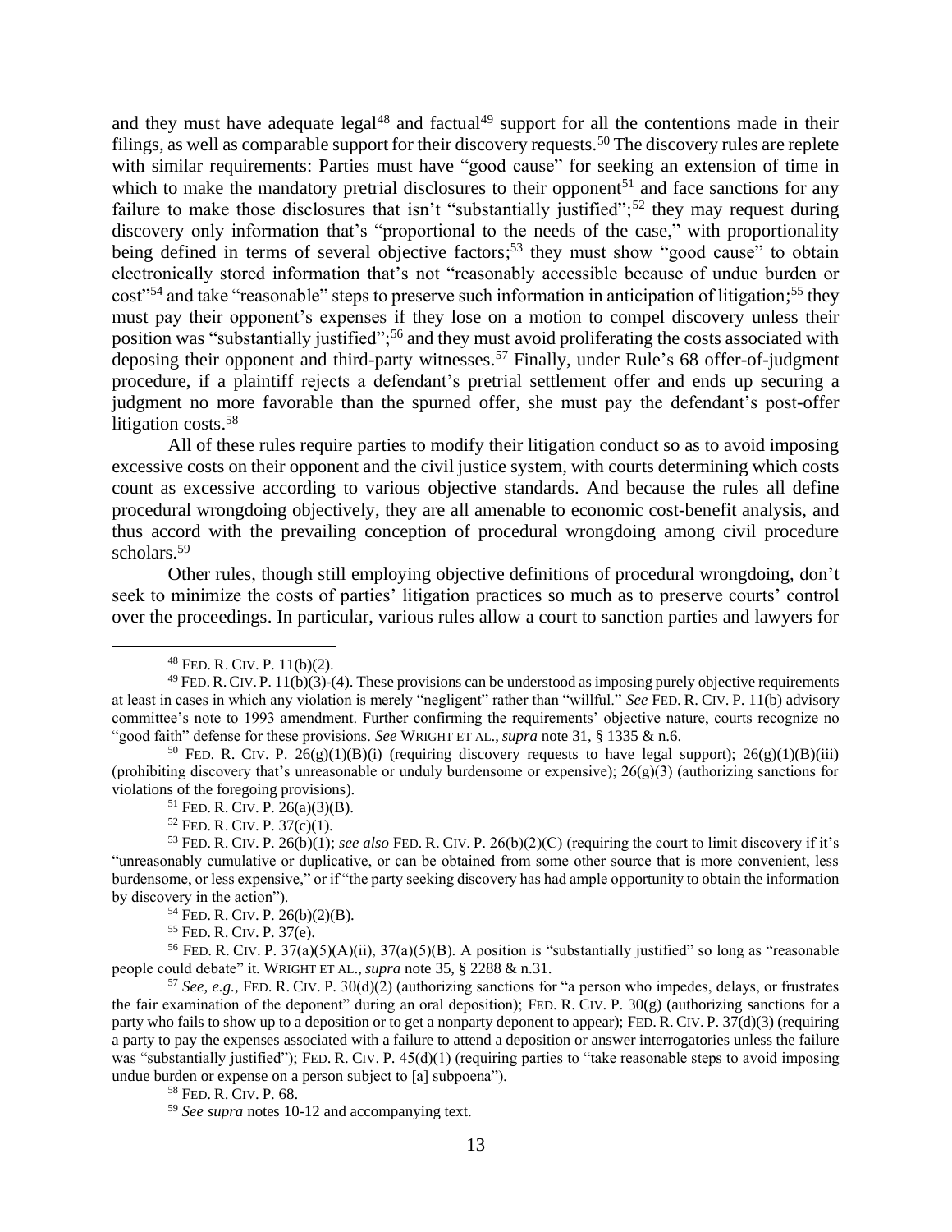and they must have adequate legal[48] and factual[49] support for all the contentions made in their filings, as well as comparable support for their discovery requests.[50] The discovery rules are replete with similar requirements: Parties must have "good cause" for seeking an extension of time in which to make the mandatory pretrial disclosures to their opponent[51] and face sanctions for any failure to make those disclosures that isn't "substantially justified";[52] they may request during discovery only information that's "proportional to the needs of the case," with proportionality being defined in terms of several objective factors;[53] they must show "good cause" to obtain electronically stored information that's not "reasonably accessible because of undue burden or cost"[54] and take "reasonable" steps to preserve such information in anticipation of litigation;[55] they must pay their opponent's expenses if they lose on a motion to compel discovery unless their position was "substantially justified";[56] and they must avoid proliferating the costs associated with deposing their opponent and third-party witnesses.[57] Finally, under Rule's 68 offer-of-judgment procedure, if a plaintiff rejects a defendant's pretrial settlement offer and ends up securing a judgment no more favorable than the spurned offer, she must pay the defendant's post-offer litigation costs.[58]

All of these rules require parties to modify their litigation conduct so as to avoid imposing excessive costs on their opponent and the civil justice system, with courts determining which costs count as excessive according to various objective standards. And because the rules all define procedural wrongdoing objectively, they are all amenable to economic cost-benefit analysis, and thus accord with the prevailing conception of procedural wrongdoing among civil procedure scholars.[59]

Other rules, though still employing objective definitions of procedural wrongdoing, don't seek to minimize the costs of parties' litigation practices so much as to preserve courts' control over the proceedings. In particular, various rules allow a court to sanction parties and lawyers for

---

[48] FED. R. CIV. P. 11(b)(2).

[49] FED. R. CIV. P. 11(b)(3)-(4). These provisions can be understood as imposing purely objective requirements at least in cases in which any violation is merely "negligent" rather than "willful." *See* FED. R. CIV. P. 11(b) advisory committee's note to 1993 amendment. Further confirming the requirements' objective nature, courts recognize no "good faith" defense for these provisions. *See* WRIGHT ET AL., *supra* note 31, § 1335 & n.6.

[50] FED. R. CIV. P. 26(g)(1)(B)(i) (requiring discovery requests to have legal support); 26(g)(1)(B)(iii) (prohibiting discovery that's unreasonable or unduly burdensome or expensive); 26(g)(3) (authorizing sanctions for violations of the foregoing provisions).

[51] FED. R. CIV. P. 26(a)(3)(B).

[52] FED. R. CIV. P. 37(c)(1).

[53] FED. R. CIV. P. 26(b)(1); *see also* FED. R. CIV. P. 26(b)(2)(C) (requiring the court to limit discovery if it's "unreasonably cumulative or duplicative, or can be obtained from some other source that is more convenient, less burdensome, or less expensive," or if "the party seeking discovery has had ample opportunity to obtain the information by discovery in the action").

[54] FED. R. CIV. P. 26(b)(2)(B).

[55] FED. R. CIV. P. 37(e).

[56] FED. R. CIV. P. 37(a)(5)(A)(ii), 37(a)(5)(B). A position is "substantially justified" so long as "reasonable people could debate" it. WRIGHT ET AL., *supra* note 35, § 2288 & n.31.

[57] *See, e.g.*, FED. R. CIV. P. 30(d)(2) (authorizing sanctions for "a person who impedes, delays, or frustrates the fair examination of the deponent" during an oral deposition); FED. R. CIV. P. 30(g) (authorizing sanctions for a party who fails to show up to a deposition or to get a nonparty deponent to appear); FED. R. CIV. P. 37(d)(3) (requiring a party to pay the expenses associated with a failure to attend a deposition or answer interrogatories unless the failure was "substantially justified"); FED. R. CIV. P. 45(d)(1) (requiring parties to "take reasonable steps to avoid imposing undue burden or expense on a person subject to [a] subpoena").

[58] FED. R. CIV. P. 68.

[59] *See supra* notes 10-12 and accompanying text.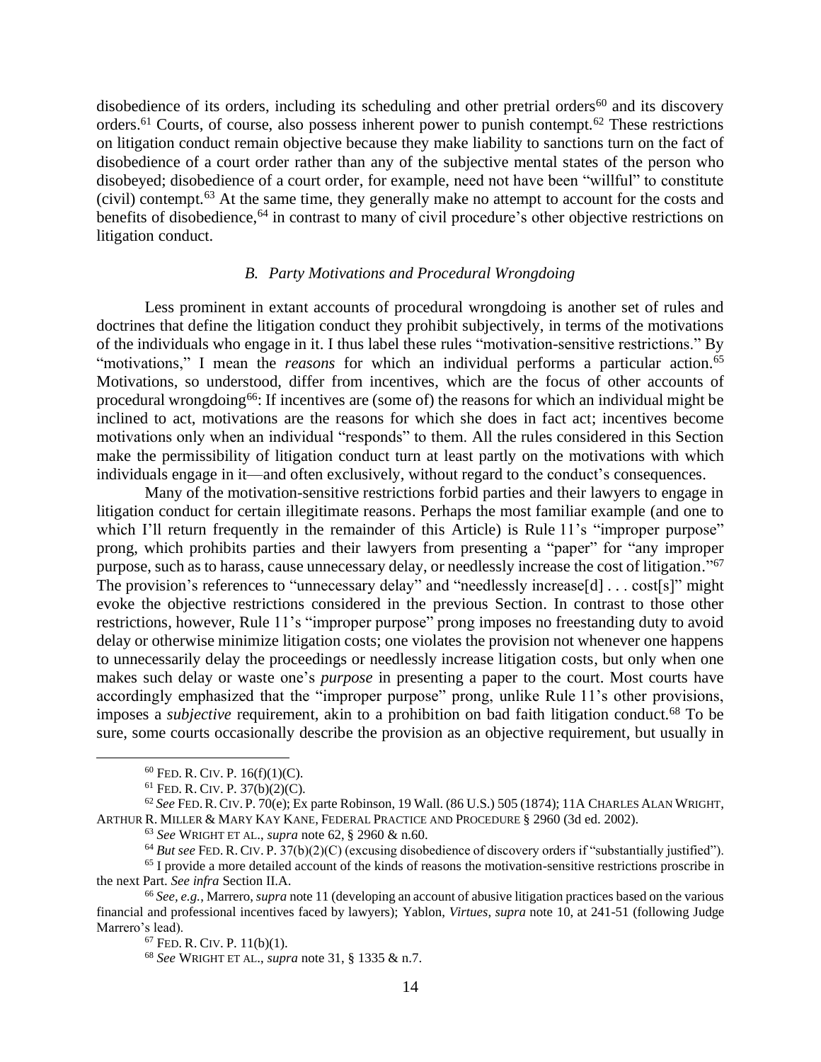disobedience of its orders, including its scheduling and other pretrial orders[60] and its discovery orders.[61] Courts, of course, also possess inherent power to punish contempt.[62] These restrictions on litigation conduct remain objective because they make liability to sanctions turn on the fact of disobedience of a court order rather than any of the subjective mental states of the person who disobeyed; disobedience of a court order, for example, need not have been "willful" to constitute (civil) contempt.[63] At the same time, they generally make no attempt to account for the costs and benefits of disobedience,[64] in contrast to many of civil procedure's other objective restrictions on litigation conduct.

### *B. Party Motivations and Procedural Wrongdoing*

Less prominent in extant accounts of procedural wrongdoing is another set of rules and doctrines that define the litigation conduct they prohibit subjectively, in terms of the motivations of the individuals who engage in it. I thus label these rules "motivation-sensitive restrictions." By "motivations," I mean the *reasons* for which an individual performs a particular action.[65] Motivations, so understood, differ from incentives, which are the focus of other accounts of procedural wrongdoing[66]: If incentives are (some of) the reasons for which an individual might be inclined to act, motivations are the reasons for which she does in fact act; incentives become motivations only when an individual "responds" to them. All the rules considered in this Section make the permissibility of litigation conduct turn at least partly on the motivations with which individuals engage in it—and often exclusively, without regard to the conduct's consequences.

Many of the motivation-sensitive restrictions forbid parties and their lawyers to engage in litigation conduct for certain illegitimate reasons. Perhaps the most familiar example (and one to which I'll return frequently in the remainder of this Article) is Rule 11's "improper purpose" prong, which prohibits parties and their lawyers from presenting a "paper" for "any improper purpose, such as to harass, cause unnecessary delay, or needlessly increase the cost of litigation."[67] The provision's references to "unnecessary delay" and "needlessly increase[d] . . . cost[s]" might evoke the objective restrictions considered in the previous Section. In contrast to those other restrictions, however, Rule 11's "improper purpose" prong imposes no freestanding duty to avoid delay or otherwise minimize litigation costs; one violates the provision not whenever one happens to unnecessarily delay the proceedings or needlessly increase litigation costs, but only when one makes such delay or waste one's *purpose* in presenting a paper to the court. Most courts have accordingly emphasized that the "improper purpose" prong, unlike Rule 11's other provisions, imposes a *subjective* requirement, akin to a prohibition on bad faith litigation conduct.[68] To be sure, some courts occasionally describe the provision as an objective requirement, but usually in

---

[60] FED. R. CIV. P. 16(f)(1)(C).

[61] FED. R. CIV. P. 37(b)(2)(C).

[62] *See* FED. R. CIV. P. 70(e); Ex parte Robinson, 19 Wall. (86 U.S.) 505 (1874); 11A CHARLES ALAN WRIGHT, ARTHUR R. MILLER & MARY KAY KANE, FEDERAL PRACTICE AND PROCEDURE § 2960 (3d ed. 2002).

[63] *See* WRIGHT ET AL., *supra* note 62, § 2960 & n.60.

[64] *But see* FED. R. CIV. P. 37(b)(2)(C) (excusing disobedience of discovery orders if "substantially justified").

[65] I provide a more detailed account of the kinds of reasons the motivation-sensitive restrictions proscribe in the next Part. *See infra* Section II.A.

[66] *See, e.g.*, Marrero, *supra* note 11 (developing an account of abusive litigation practices based on the various financial and professional incentives faced by lawyers); Yablon, *Virtues*, *supra* note 10, at 241-51 (following Judge Marrero's lead).

[67] FED. R. CIV. P. 11(b)(1).

[68] *See* WRIGHT ET AL., *supra* note 31, § 1335 & n.7.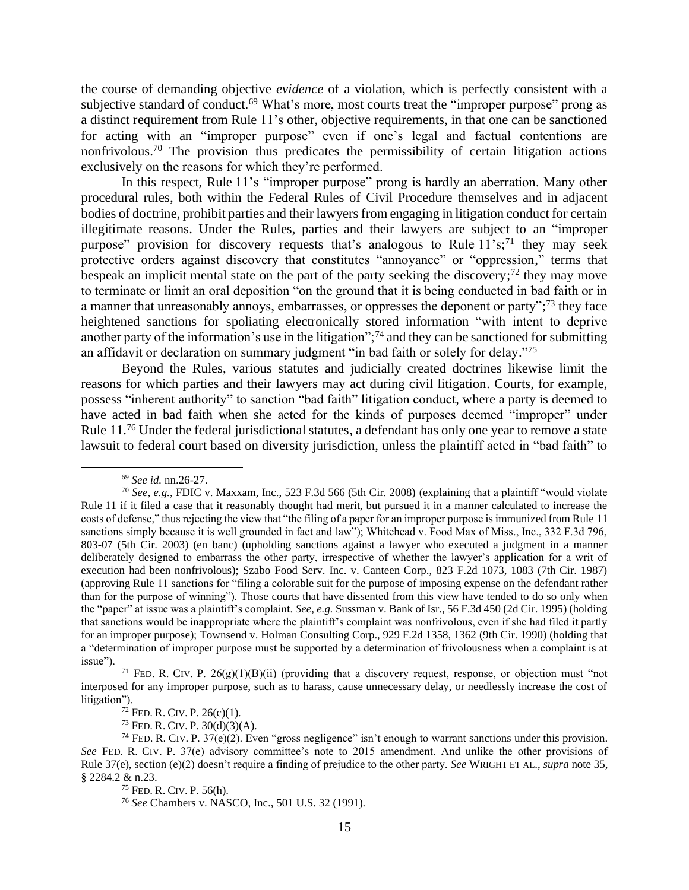the course of demanding objective *evidence* of a violation, which is perfectly consistent with a subjective standard of conduct.[69] What's more, most courts treat the "improper purpose" prong as a distinct requirement from Rule 11's other, objective requirements, in that one can be sanctioned for acting with an "improper purpose" even if one's legal and factual contentions are nonfrivolous.[70] The provision thus predicates the permissibility of certain litigation actions exclusively on the reasons for which they're performed.

In this respect, Rule 11's "improper purpose" prong is hardly an aberration. Many other procedural rules, both within the Federal Rules of Civil Procedure themselves and in adjacent bodies of doctrine, prohibit parties and their lawyers from engaging in litigation conduct for certain illegitimate reasons. Under the Rules, parties and their lawyers are subject to an "improper purpose" provision for discovery requests that's analogous to Rule 11's;[71] they may seek protective orders against discovery that constitutes "annoyance" or "oppression," terms that bespeak an implicit mental state on the part of the party seeking the discovery;[72] they may move to terminate or limit an oral deposition "on the ground that it is being conducted in bad faith or in a manner that unreasonably annoys, embarrasses, or oppresses the deponent or party";[73] they face heightened sanctions for spoliating electronically stored information "with intent to deprive another party of the information's use in the litigation";[74] and they can be sanctioned for submitting an affidavit or declaration on summary judgment "in bad faith or solely for delay."[75]

Beyond the Rules, various statutes and judicially created doctrines likewise limit the reasons for which parties and their lawyers may act during civil litigation. Courts, for example, possess "inherent authority" to sanction "bad faith" litigation conduct, where a party is deemed to have acted in bad faith when she acted for the kinds of purposes deemed "improper" under Rule 11.[76] Under the federal jurisdictional statutes, a defendant has only one year to remove a state lawsuit to federal court based on diversity jurisdiction, unless the plaintiff acted in "bad faith" to

---

[69] *See id.* nn.26-27.

[70] *See, e.g.*, FDIC v. Maxxam, Inc., 523 F.3d 566 (5th Cir. 2008) (explaining that a plaintiff "would violate Rule 11 if it filed a case that it reasonably thought had merit, but pursued it in a manner calculated to increase the costs of defense," thus rejecting the view that "the filing of a paper for an improper purpose is immunized from Rule 11 sanctions simply because it is well grounded in fact and law"); Whitehead v. Food Max of Miss., Inc., 332 F.3d 796, 803-07 (5th Cir. 2003) (en banc) (upholding sanctions against a lawyer who executed a judgment in a manner deliberately designed to embarrass the other party, irrespective of whether the lawyer's application for a writ of execution had been nonfrivolous); Szabo Food Serv. Inc. v. Canteen Corp., 823 F.2d 1073, 1083 (7th Cir. 1987) (approving Rule 11 sanctions for "filing a colorable suit for the purpose of imposing expense on the defendant rather than for the purpose of winning"). Those courts that have dissented from this view have tended to do so only when the "paper" at issue was a plaintiff's complaint. *See, e.g.* Sussman v. Bank of Isr., 56 F.3d 450 (2d Cir. 1995) (holding that sanctions would be inappropriate where the plaintiff's complaint was nonfrivolous, even if she had filed it partly for an improper purpose); Townsend v. Holman Consulting Corp., 929 F.2d 1358, 1362 (9th Cir. 1990) (holding that a "determination of improper purpose must be supported by a determination of frivolousness when a complaint is at issue").

[71] FED. R. CIV. P. 26(g)(1)(B)(ii) (providing that a discovery request, response, or objection must "not interposed for any improper purpose, such as to harass, cause unnecessary delay, or needlessly increase the cost of litigation").

[72] FED. R. CIV. P. 26(c)(1).

[73] FED. R. CIV. P. 30(d)(3)(A).

[74] FED. R. CIV. P. 37(e)(2). Even "gross negligence" isn't enough to warrant sanctions under this provision. *See* FED. R. CIV. P. 37(e) advisory committee's note to 2015 amendment. And unlike the other provisions of Rule 37(e), section (e)(2) doesn't require a finding of prejudice to the other party. *See* WRIGHT ET AL., *supra* note 35, § 2284.2 & n.23.

[75] FED. R. CIV. P. 56(h).

[76] *See* Chambers v. NASCO, Inc., 501 U.S. 32 (1991).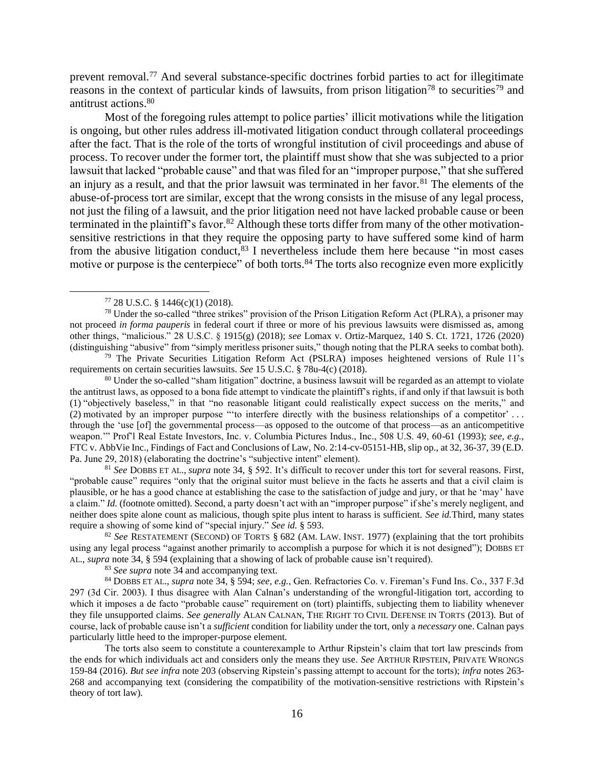prevent removal.[77] And several substance-specific doctrines forbid parties to act for illegitimate reasons in the context of particular kinds of lawsuits, from prison litigation[78] to securities[79] and antitrust actions.[80]

Most of the foregoing rules attempt to police parties' illicit motivations while the litigation is ongoing, but other rules address ill-motivated litigation conduct through collateral proceedings after the fact. That is the role of the torts of wrongful institution of civil proceedings and abuse of process. To recover under the former tort, the plaintiff must show that she was subjected to a prior lawsuit that lacked "probable cause" and that was filed for an "improper purpose," that she suffered an injury as a result, and that the prior lawsuit was terminated in her favor.[81] The elements of the abuse-of-process tort are similar, except that the wrong consists in the misuse of any legal process, not just the filing of a lawsuit, and the prior litigation need not have lacked probable cause or been terminated in the plaintiff's favor.[82] Although these torts differ from many of the other motivation-sensitive restrictions in that they require the opposing party to have suffered some kind of harm from the abusive litigation conduct,[83] I nevertheless include them here because "in most cases motive or purpose is the centerpiece" of both torts.[84] The torts also recognize even more explicitly

---

[77] 28 U.S.C. § 1446(c)(1) (2018).

[78] Under the so-called "three strikes" provision of the Prison Litigation Reform Act (PLRA), a prisoner may not proceed *in forma pauperis* in federal court if three or more of his previous lawsuits were dismissed as, among other things, "malicious." 28 U.S.C. § 1915(g) (2018); *see* Lomax v. Ortiz-Marquez, 140 S. Ct. 1721, 1726 (2020) (distinguishing "abusive" from "simply meritless prisoner suits," though noting that the PLRA seeks to combat both).

[79] The Private Securities Litigation Reform Act (PSLRA) imposes heightened versions of Rule 11's requirements on certain securities lawsuits. *See* 15 U.S.C. § 78u-4(c) (2018).

[80] Under the so-called "sham litigation" doctrine, a business lawsuit will be regarded as an attempt to violate the antitrust laws, as opposed to a bona fide attempt to vindicate the plaintiff's rights, if and only if that lawsuit is both (1) "objectively baseless," in that "no reasonable litigant could realistically expect success on the merits," and (2) motivated by an improper purpose "'to interfere directly with the business relationships of a competitor' . . . through the 'use [of] the governmental process—as opposed to the outcome of that process—as an anticompetitive weapon.'" Prof'l Real Estate Investors, Inc. v. Columbia Pictures Indus., Inc., 508 U.S. 49, 60-61 (1993); *see, e.g.*, FTC v. AbbVie Inc., Findings of Fact and Conclusions of Law, No. 2:14-cv-05151-HB, slip op., at 32, 36-37, 39 (E.D. Pa. June 29, 2018) (elaborating the doctrine's "subjective intent" element).

[81] *See* DOBBS ET AL., *supra* note 34, § 592. It's difficult to recover under this tort for several reasons. First, "probable cause" requires "only that the original suitor must believe in the facts he asserts and that a civil claim is plausible, or he has a good chance at establishing the case to the satisfaction of judge and jury, or that he 'may' have a claim." *Id.* (footnote omitted). Second, a party doesn't act with an "improper purpose" if she's merely negligent, and neither does spite alone count as malicious, though spite plus intent to harass is sufficient. *See id.*Third, many states require a showing of some kind of "special injury." *See id.* § 593.

[82] *See* RESTATEMENT (SECOND) OF TORTS § 682 (AM. LAW. INST. 1977) (explaining that the tort prohibits using any legal process "against another primarily to accomplish a purpose for which it is not designed"); DOBBS ET AL., *supra* note 34, § 594 (explaining that a showing of lack of probable cause isn't required).

[83] *See supra* note 34 and accompanying text.

[84] DOBBS ET AL., *supra* note 34, § 594; *see, e.g.*, Gen. Refractories Co. v. Fireman's Fund Ins. Co., 337 F.3d 297 (3d Cir. 2003). I thus disagree with Alan Calnan's understanding of the wrongful-litigation tort, according to which it imposes a de facto "probable cause" requirement on (tort) plaintiffs, subjecting them to liability whenever they file unsupported claims. *See generally* ALAN CALNAN, THE RIGHT TO CIVIL DEFENSE IN TORTS (2013). But of course, lack of probable cause isn't a *sufficient* condition for liability under the tort, only a *necessary* one. Calnan pays particularly little heed to the improper-purpose element.

The torts also seem to constitute a counterexample to Arthur Ripstein's claim that tort law prescinds from the ends for which individuals act and considers only the means they use. *See* ARTHUR RIPSTEIN, PRIVATE WRONGS 159-84 (2016). *But see infra* note 203 (observing Ripstein's passing attempt to account for the torts); *infra* notes 263-268 and accompanying text (considering the compatibility of the motivation-sensitive restrictions with Ripstein's theory of tort law).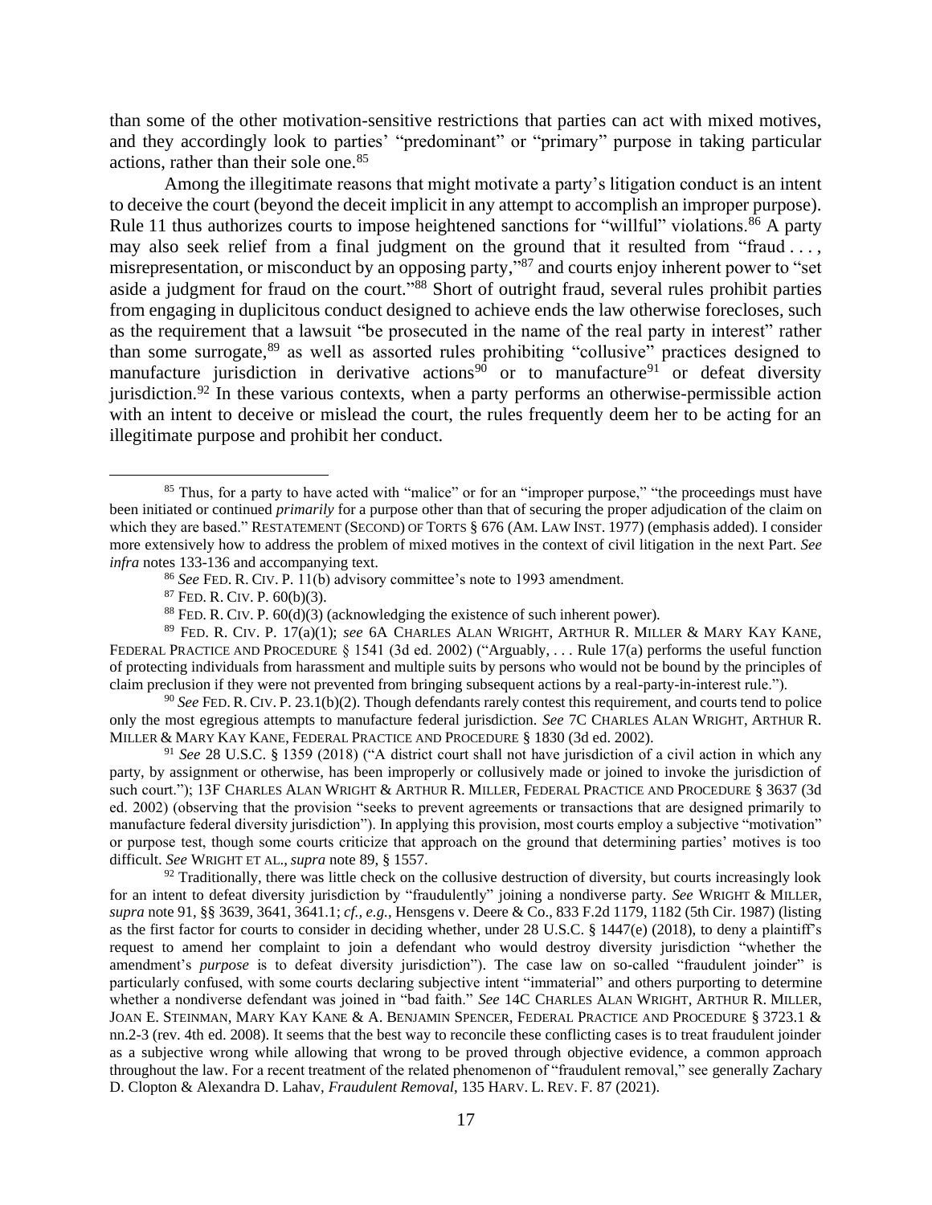than some of the other motivation-sensitive restrictions that parties can act with mixed motives, and they accordingly look to parties' "predominant" or "primary" purpose in taking particular actions, rather than their sole one.[85]

Among the illegitimate reasons that might motivate a party's litigation conduct is an intent to deceive the court (beyond the deceit implicit in any attempt to accomplish an improper purpose). Rule 11 thus authorizes courts to impose heightened sanctions for "willful" violations.[86] A party may also seek relief from a final judgment on the ground that it resulted from "fraud . . . , misrepresentation, or misconduct by an opposing party,"[87] and courts enjoy inherent power to "set aside a judgment for fraud on the court."[88] Short of outright fraud, several rules prohibit parties from engaging in duplicitous conduct designed to achieve ends the law otherwise forecloses, such as the requirement that a lawsuit "be prosecuted in the name of the real party in interest" rather than some surrogate,[89] as well as assorted rules prohibiting "collusive" practices designed to manufacture jurisdiction in derivative actions[90] or to manufacture[91] or defeat diversity jurisdiction.[92] In these various contexts, when a party performs an otherwise-permissible action with an intent to deceive or mislead the court, the rules frequently deem her to be acting for an illegitimate purpose and prohibit her conduct.

---

[85] Thus, for a party to have acted with "malice" or for an "improper purpose," "the proceedings must have been initiated or continued *primarily* for a purpose other than that of securing the proper adjudication of the claim on which they are based." RESTATEMENT (SECOND) OF TORTS § 676 (AM. LAW INST. 1977) (emphasis added). I consider more extensively how to address the problem of mixed motives in the context of civil litigation in the next Part. *See infra* notes 133-136 and accompanying text.

[86] *See* FED. R. CIV. P. 11(b) advisory committee's note to 1993 amendment.

[87] FED. R. CIV. P. 60(b)(3).

[88] FED. R. CIV. P. 60(d)(3) (acknowledging the existence of such inherent power).

[89] FED. R. CIV. P. 17(a)(1); *see* 6A CHARLES ALAN WRIGHT, ARTHUR R. MILLER & MARY KAY KANE, FEDERAL PRACTICE AND PROCEDURE § 1541 (3d ed. 2002) ("Arguably, . . . Rule 17(a) performs the useful function of protecting individuals from harassment and multiple suits by persons who would not be bound by the principles of claim preclusion if they were not prevented from bringing subsequent actions by a real-party-in-interest rule.").

[90] *See* FED. R. CIV. P. 23.1(b)(2). Though defendants rarely contest this requirement, and courts tend to police only the most egregious attempts to manufacture federal jurisdiction. *See* 7C CHARLES ALAN WRIGHT, ARTHUR R. MILLER & MARY KAY KANE, FEDERAL PRACTICE AND PROCEDURE § 1830 (3d ed. 2002).

[91] *See* 28 U.S.C. § 1359 (2018) ("A district court shall not have jurisdiction of a civil action in which any party, by assignment or otherwise, has been improperly or collusively made or joined to invoke the jurisdiction of such court."); 13F CHARLES ALAN WRIGHT & ARTHUR R. MILLER, FEDERAL PRACTICE AND PROCEDURE § 3637 (3d ed. 2002) (observing that the provision "seeks to prevent agreements or transactions that are designed primarily to manufacture federal diversity jurisdiction"). In applying this provision, most courts employ a subjective "motivation" or purpose test, though some courts criticize that approach on the ground that determining parties' motives is too difficult. *See* WRIGHT ET AL., *supra* note 89, § 1557.

[92] Traditionally, there was little check on the collusive destruction of diversity, but courts increasingly look for an intent to defeat diversity jurisdiction by "fraudulently" joining a nondiverse party. *See* WRIGHT & MILLER, *supra* note 91, §§ 3639, 3641, 3641.1; *cf., e.g.*, Hensgens v. Deere & Co., 833 F.2d 1179, 1182 (5th Cir. 1987) (listing as the first factor for courts to consider in deciding whether, under 28 U.S.C. § 1447(e) (2018), to deny a plaintiff's request to amend her complaint to join a defendant who would destroy diversity jurisdiction "whether the amendment's *purpose* is to defeat diversity jurisdiction"). The case law on so-called "fraudulent joinder" is particularly confused, with some courts declaring subjective intent "immaterial" and others purporting to determine whether a nondiverse defendant was joined in "bad faith." *See* 14C CHARLES ALAN WRIGHT, ARTHUR R. MILLER, JOAN E. STEINMAN, MARY KAY KANE & A. BENJAMIN SPENCER, FEDERAL PRACTICE AND PROCEDURE § 3723.1 & nn.2-3 (rev. 4th ed. 2008). It seems that the best way to reconcile these conflicting cases is to treat fraudulent joinder as a subjective wrong while allowing that wrong to be proved through objective evidence, a common approach throughout the law. For a recent treatment of the related phenomenon of "fraudulent removal," see generally Zachary D. Clopton & Alexandra D. Lahav, *Fraudulent Removal*, 135 HARV. L. REV. F. 87 (2021).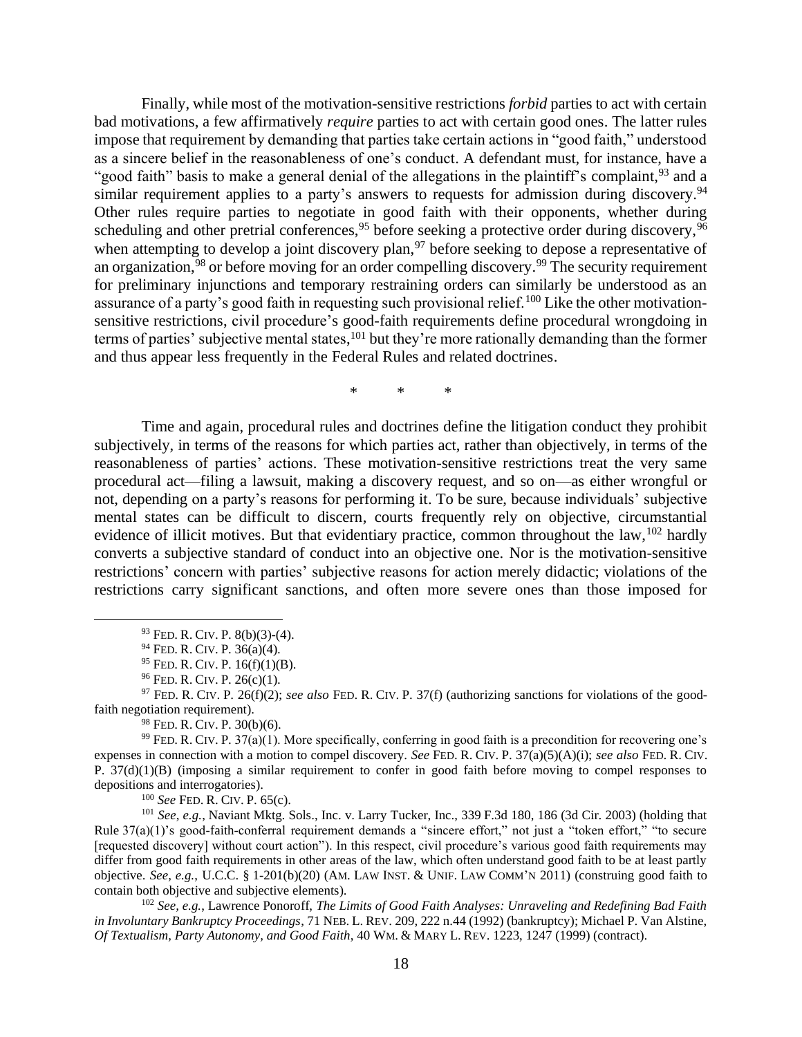Finally, while most of the motivation-sensitive restrictions *forbid* parties to act with certain bad motivations, a few affirmatively *require* parties to act with certain good ones. The latter rules impose that requirement by demanding that parties take certain actions in "good faith," understood as a sincere belief in the reasonableness of one's conduct. A defendant must, for instance, have a "good faith" basis to make a general denial of the allegations in the plaintiff's complaint,[93] and a similar requirement applies to a party's answers to requests for admission during discovery.[94] Other rules require parties to negotiate in good faith with their opponents, whether during scheduling and other pretrial conferences,[95] before seeking a protective order during discovery,[96] when attempting to develop a joint discovery plan,[97] before seeking to depose a representative of an organization,[98] or before moving for an order compelling discovery.[99] The security requirement for preliminary injunctions and temporary restraining orders can similarly be understood as an assurance of a party's good faith in requesting such provisional relief.[100] Like the other motivation-sensitive restrictions, civil procedure's good-faith requirements define procedural wrongdoing in terms of parties' subjective mental states,[101] but they're more rationally demanding than the former and thus appear less frequently in the Federal Rules and related doctrines.

\* \* \*

Time and again, procedural rules and doctrines define the litigation conduct they prohibit subjectively, in terms of the reasons for which parties act, rather than objectively, in terms of the reasonableness of parties' actions. These motivation-sensitive restrictions treat the very same procedural act—filing a lawsuit, making a discovery request, and so on—as either wrongful or not, depending on a party's reasons for performing it. To be sure, because individuals' subjective mental states can be difficult to discern, courts frequently rely on objective, circumstantial evidence of illicit motives. But that evidentiary practice, common throughout the law,[102] hardly converts a subjective standard of conduct into an objective one. Nor is the motivation-sensitive restrictions' concern with parties' subjective reasons for action merely didactic; violations of the restrictions carry significant sanctions, and often more severe ones than those imposed for

---

[93] FED. R. CIV. P. 8(b)(3)-(4).

[94] FED. R. CIV. P. 36(a)(4).

[95] FED. R. CIV. P. 16(f)(1)(B).

[96] FED. R. CIV. P. 26(c)(1).

[97] FED. R. CIV. P. 26(f)(2); *see also* FED. R. CIV. P. 37(f) (authorizing sanctions for violations of the good-faith negotiation requirement).

[98] FED. R. CIV. P. 30(b)(6).

[99] FED. R. CIV. P. 37(a)(1). More specifically, conferring in good faith is a precondition for recovering one's expenses in connection with a motion to compel discovery. *See* FED. R. CIV. P. 37(a)(5)(A)(i); *see also* FED. R. CIV. P. 37(d)(1)(B) (imposing a similar requirement to confer in good faith before moving to compel responses to depositions and interrogatories).

[100] *See* FED. R. CIV. P. 65(c).

[101] *See, e.g.*, Naviant Mktg. Sols., Inc. v. Larry Tucker, Inc., 339 F.3d 180, 186 (3d Cir. 2003) (holding that Rule 37(a)(1)'s good-faith-conferral requirement demands a "sincere effort," not just a "token effort," "to secure [requested discovery] without court action"). In this respect, civil procedure's various good faith requirements may differ from good faith requirements in other areas of the law, which often understand good faith to be at least partly objective. *See, e.g.*, U.C.C. § 1-201(b)(20) (AM. LAW INST. & UNIF. LAW COMM'N 2011) (construing good faith to contain both objective and subjective elements).

[102] *See, e.g.*, Lawrence Ponoroff, *The Limits of Good Faith Analyses: Unraveling and Redefining Bad Faith in Involuntary Bankruptcy Proceedings*, 71 NEB. L. REV. 209, 222 n.44 (1992) (bankruptcy); Michael P. Van Alstine, *Of Textualism, Party Autonomy, and Good Faith*, 40 WM. & MARY L. REV. 1223, 1247 (1999) (contract).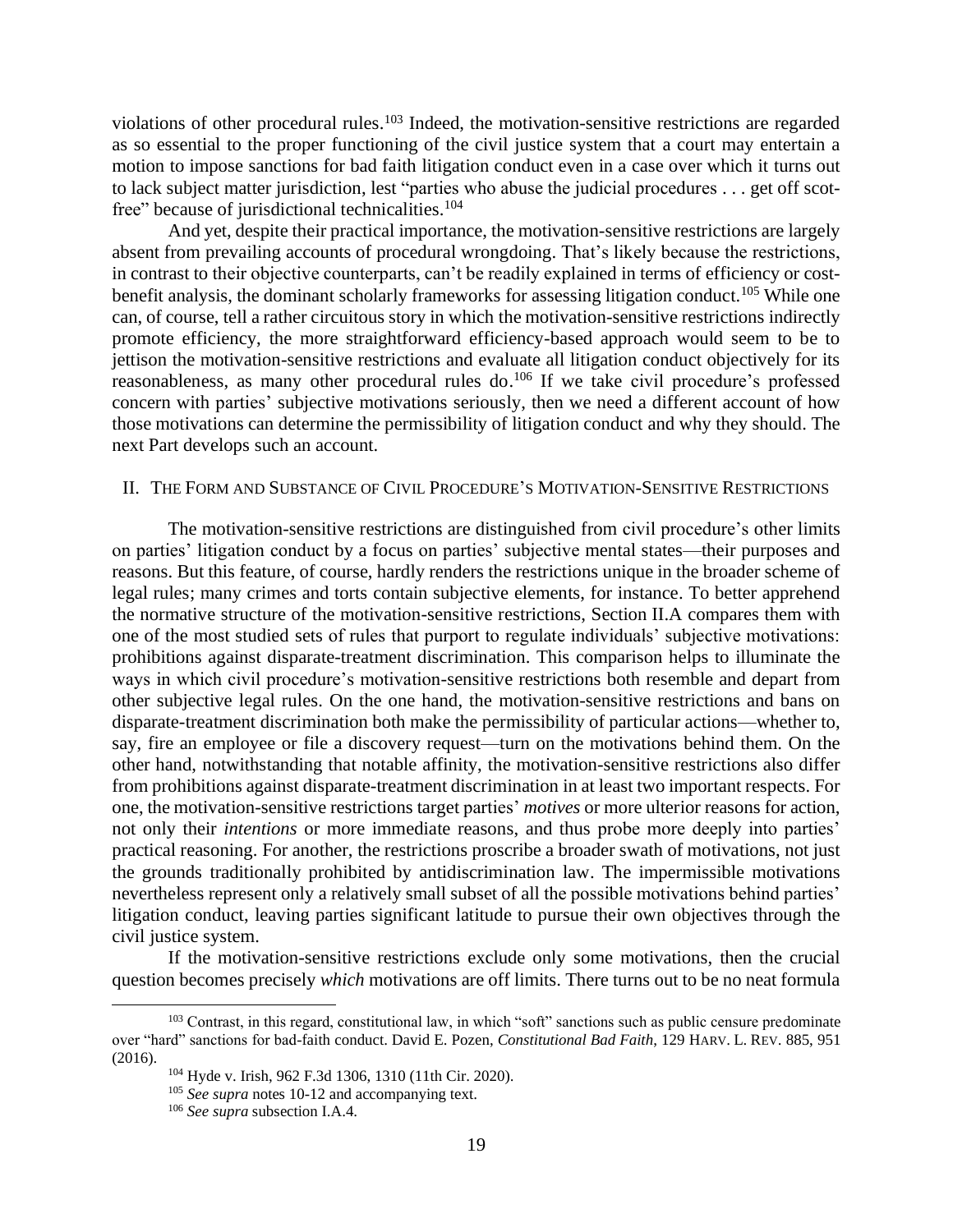violations of other procedural rules.[103] Indeed, the motivation-sensitive restrictions are regarded as so essential to the proper functioning of the civil justice system that a court may entertain a motion to impose sanctions for bad faith litigation conduct even in a case over which it turns out to lack subject matter jurisdiction, lest "parties who abuse the judicial procedures . . . get off scot-free" because of jurisdictional technicalities.[104]

And yet, despite their practical importance, the motivation-sensitive restrictions are largely absent from prevailing accounts of procedural wrongdoing. That's likely because the restrictions, in contrast to their objective counterparts, can't be readily explained in terms of efficiency or cost-benefit analysis, the dominant scholarly frameworks for assessing litigation conduct.[105] While one can, of course, tell a rather circuitous story in which the motivation-sensitive restrictions indirectly promote efficiency, the more straightforward efficiency-based approach would seem to be to jettison the motivation-sensitive restrictions and evaluate all litigation conduct objectively for its reasonableness, as many other procedural rules do.[106] If we take civil procedure's professed concern with parties' subjective motivations seriously, then we need a different account of how those motivations can determine the permissibility of litigation conduct and why they should. The next Part develops such an account.

## II. The Form and Substance of Civil Procedure's Motivation-Sensitive Restrictions

The motivation-sensitive restrictions are distinguished from civil procedure's other limits on parties' litigation conduct by a focus on parties' subjective mental states—their purposes and reasons. But this feature, of course, hardly renders the restrictions unique in the broader scheme of legal rules; many crimes and torts contain subjective elements, for instance. To better apprehend the normative structure of the motivation-sensitive restrictions, Section II.A compares them with one of the most studied sets of rules that purport to regulate individuals' subjective motivations: prohibitions against disparate-treatment discrimination. This comparison helps to illuminate the ways in which civil procedure's motivation-sensitive restrictions both resemble and depart from other subjective legal rules. On the one hand, the motivation-sensitive restrictions and bans on disparate-treatment discrimination both make the permissibility of particular actions—whether to, say, fire an employee or file a discovery request—turn on the motivations behind them. On the other hand, notwithstanding that notable affinity, the motivation-sensitive restrictions also differ from prohibitions against disparate-treatment discrimination in at least two important respects. For one, the motivation-sensitive restrictions target parties' *motives* or more ulterior reasons for action, not only their *intentions* or more immediate reasons, and thus probe more deeply into parties' practical reasoning. For another, the restrictions proscribe a broader swath of motivations, not just the grounds traditionally prohibited by antidiscrimination law. The impermissible motivations nevertheless represent only a relatively small subset of all the possible motivations behind parties' litigation conduct, leaving parties significant latitude to pursue their own objectives through the civil justice system.

If the motivation-sensitive restrictions exclude only some motivations, then the crucial question becomes precisely *which* motivations are off limits. There turns out to be no neat formula

---

[103] Contrast, in this regard, constitutional law, in which "soft" sanctions such as public censure predominate over "hard" sanctions for bad-faith conduct. David E. Pozen, *Constitutional Bad Faith*, 129 HARV. L. REV. 885, 951 (2016).

[104] Hyde v. Irish, 962 F.3d 1306, 1310 (11th Cir. 2020).

[105] *See supra* notes 10-12 and accompanying text.

[106] *See supra* subsection I.A.4.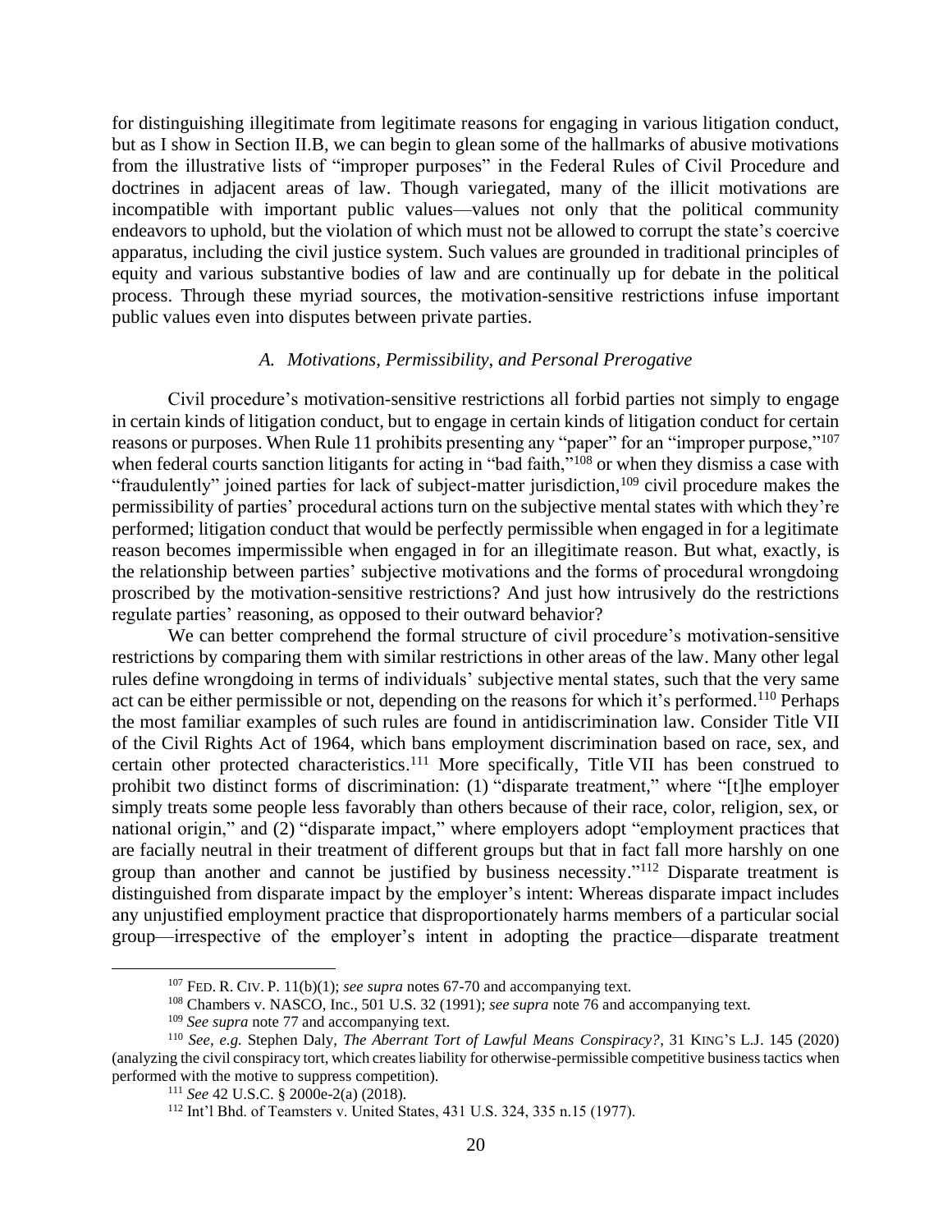for distinguishing illegitimate from legitimate reasons for engaging in various litigation conduct, but as I show in Section II.B, we can begin to glean some of the hallmarks of abusive motivations from the illustrative lists of "improper purposes" in the Federal Rules of Civil Procedure and doctrines in adjacent areas of law. Though variegated, many of the illicit motivations are incompatible with important public values—values not only that the political community endeavors to uphold, but the violation of which must not be allowed to corrupt the state's coercive apparatus, including the civil justice system. Such values are grounded in traditional principles of equity and various substantive bodies of law and are continually up for debate in the political process. Through these myriad sources, the motivation-sensitive restrictions infuse important public values even into disputes between private parties.

### *A. Motivations, Permissibility, and Personal Prerogative*

Civil procedure's motivation-sensitive restrictions all forbid parties not simply to engage in certain kinds of litigation conduct, but to engage in certain kinds of litigation conduct for certain reasons or purposes. When Rule 11 prohibits presenting any "paper" for an "improper purpose,"[107] when federal courts sanction litigants for acting in "bad faith,"[108] or when they dismiss a case with "fraudulently" joined parties for lack of subject-matter jurisdiction,[109] civil procedure makes the permissibility of parties' procedural actions turn on the subjective mental states with which they're performed; litigation conduct that would be perfectly permissible when engaged in for a legitimate reason becomes impermissible when engaged in for an illegitimate reason. But what, exactly, is the relationship between parties' subjective motivations and the forms of procedural wrongdoing proscribed by the motivation-sensitive restrictions? And just how intrusively do the restrictions regulate parties' reasoning, as opposed to their outward behavior?

We can better comprehend the formal structure of civil procedure's motivation-sensitive restrictions by comparing them with similar restrictions in other areas of the law. Many other legal rules define wrongdoing in terms of individuals' subjective mental states, such that the very same act can be either permissible or not, depending on the reasons for which it's performed.[110] Perhaps the most familiar examples of such rules are found in antidiscrimination law. Consider Title VII of the Civil Rights Act of 1964, which bans employment discrimination based on race, sex, and certain other protected characteristics.[111] More specifically, Title VII has been construed to prohibit two distinct forms of discrimination: (1) "disparate treatment," where "[t]he employer simply treats some people less favorably than others because of their race, color, religion, sex, or national origin," and (2) "disparate impact," where employers adopt "employment practices that are facially neutral in their treatment of different groups but that in fact fall more harshly on one group than another and cannot be justified by business necessity."[112] Disparate treatment is distinguished from disparate impact by the employer's intent: Whereas disparate impact includes any unjustified employment practice that disproportionately harms members of a particular social group—irrespective of the employer's intent in adopting the practice—disparate treatment

---

[107] FED. R. CIV. P. 11(b)(1); *see supra* notes 67-70 and accompanying text.

[108] Chambers v. NASCO, Inc., 501 U.S. 32 (1991); *see supra* note 76 and accompanying text.

[109] *See supra* note 77 and accompanying text.

[110] *See, e.g.* Stephen Daly, *The Aberrant Tort of Lawful Means Conspiracy?*, 31 KING'S L.J. 145 (2020) (analyzing the civil conspiracy tort, which creates liability for otherwise-permissible competitive business tactics when performed with the motive to suppress competition).

[111] *See* 42 U.S.C. § 2000e-2(a) (2018).

[112] Int'l Bhd. of Teamsters v. United States, 431 U.S. 324, 335 n.15 (1977).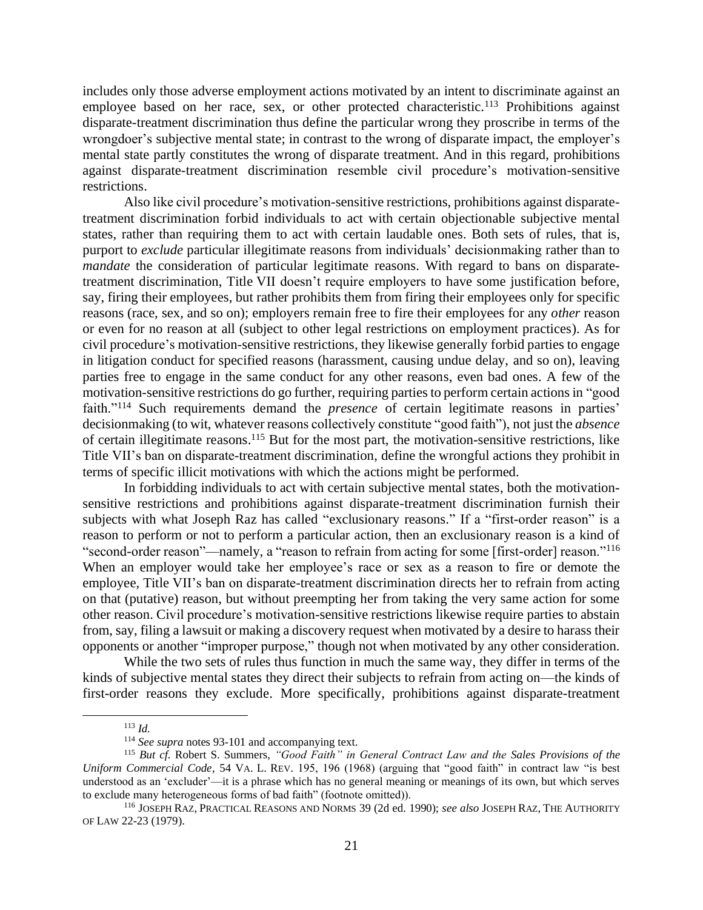includes only those adverse employment actions motivated by an intent to discriminate against an employee based on her race, sex, or other protected characteristic.[113] Prohibitions against disparate-treatment discrimination thus define the particular wrong they proscribe in terms of the wrongdoer's subjective mental state; in contrast to the wrong of disparate impact, the employer's mental state partly constitutes the wrong of disparate treatment. And in this regard, prohibitions against disparate-treatment discrimination resemble civil procedure's motivation-sensitive restrictions.

Also like civil procedure's motivation-sensitive restrictions, prohibitions against disparate-treatment discrimination forbid individuals to act with certain objectionable subjective mental states, rather than requiring them to act with certain laudable ones. Both sets of rules, that is, purport to *exclude* particular illegitimate reasons from individuals' decisionmaking rather than to *mandate* the consideration of particular legitimate reasons. With regard to bans on disparate-treatment discrimination, Title VII doesn't require employers to have some justification before, say, firing their employees, but rather prohibits them from firing their employees only for specific reasons (race, sex, and so on); employers remain free to fire their employees for any *other* reason or even for no reason at all (subject to other legal restrictions on employment practices). As for civil procedure's motivation-sensitive restrictions, they likewise generally forbid parties to engage in litigation conduct for specified reasons (harassment, causing undue delay, and so on), leaving parties free to engage in the same conduct for any other reasons, even bad ones. A few of the motivation-sensitive restrictions do go further, requiring parties to perform certain actions in "good faith."[114] Such requirements demand the *presence* of certain legitimate reasons in parties' decisionmaking (to wit, whatever reasons collectively constitute "good faith"), not just the *absence* of certain illegitimate reasons.[115] But for the most part, the motivation-sensitive restrictions, like Title VII's ban on disparate-treatment discrimination, define the wrongful actions they prohibit in terms of specific illicit motivations with which the actions might be performed.

In forbidding individuals to act with certain subjective mental states, both the motivation-sensitive restrictions and prohibitions against disparate-treatment discrimination furnish their subjects with what Joseph Raz has called "exclusionary reasons." If a "first-order reason" is a reason to perform or not to perform a particular action, then an exclusionary reason is a kind of "second-order reason"—namely, a "reason to refrain from acting for some [first-order] reason."[116] When an employer would take her employee's race or sex as a reason to fire or demote the employee, Title VII's ban on disparate-treatment discrimination directs her to refrain from acting on that (putative) reason, but without preempting her from taking the very same action for some other reason. Civil procedure's motivation-sensitive restrictions likewise require parties to abstain from, say, filing a lawsuit or making a discovery request when motivated by a desire to harass their opponents or another "improper purpose," though not when motivated by any other consideration.

While the two sets of rules thus function in much the same way, they differ in terms of the kinds of subjective mental states they direct their subjects to refrain from acting on—the kinds of first-order reasons they exclude. More specifically, prohibitions against disparate-treatment

---

[113] *Id.*

[114] *See supra* notes 93-101 and accompanying text.

[115] *But cf.* Robert S. Summers, *"Good Faith" in General Contract Law and the Sales Provisions of the Uniform Commercial Code*, 54 VA. L. REV. 195, 196 (1968) (arguing that "good faith" in contract law "is best understood as an 'excluder'—it is a phrase which has no general meaning or meanings of its own, but which serves to exclude many heterogeneous forms of bad faith" (footnote omitted)).

[116] JOSEPH RAZ, PRACTICAL REASONS AND NORMS 39 (2d ed. 1990); *see also* JOSEPH RAZ, THE AUTHORITY OF LAW 22-23 (1979).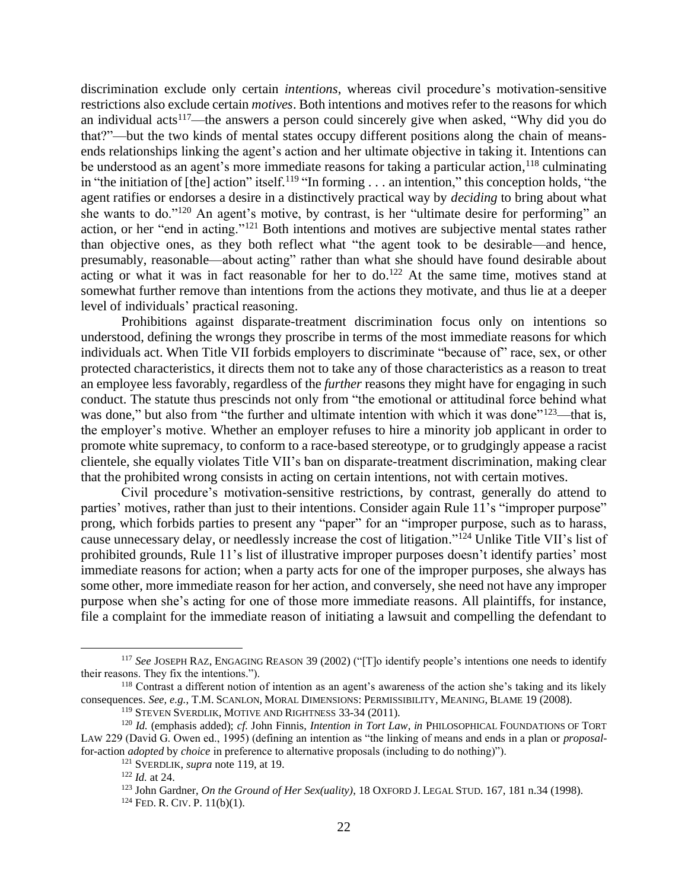discrimination exclude only certain *intentions*, whereas civil procedure's motivation-sensitive restrictions also exclude certain *motives*. Both intentions and motives refer to the reasons for which an individual acts[117]—the answers a person could sincerely give when asked, "Why did you do that?"—but the two kinds of mental states occupy different positions along the chain of means-ends relationships linking the agent's action and her ultimate objective in taking it. Intentions can be understood as an agent's more immediate reasons for taking a particular action,[118] culminating in "the initiation of [the] action" itself.[119] "In forming . . . an intention," this conception holds, "the agent ratifies or endorses a desire in a distinctively practical way by *deciding* to bring about what she wants to do."[120] An agent's motive, by contrast, is her "ultimate desire for performing" an action, or her "end in acting."[121] Both intentions and motives are subjective mental states rather than objective ones, as they both reflect what "the agent took to be desirable—and hence, presumably, reasonable—about acting" rather than what she should have found desirable about acting or what it was in fact reasonable for her to do.[122] At the same time, motives stand at somewhat further remove than intentions from the actions they motivate, and thus lie at a deeper level of individuals' practical reasoning.

Prohibitions against disparate-treatment discrimination focus only on intentions so understood, defining the wrongs they proscribe in terms of the most immediate reasons for which individuals act. When Title VII forbids employers to discriminate "because of" race, sex, or other protected characteristics, it directs them not to take any of those characteristics as a reason to treat an employee less favorably, regardless of the *further* reasons they might have for engaging in such conduct. The statute thus prescinds not only from "the emotional or attitudinal force behind what was done," but also from "the further and ultimate intention with which it was done"[123]—that is, the employer's motive. Whether an employer refuses to hire a minority job applicant in order to promote white supremacy, to conform to a race-based stereotype, or to grudgingly appease a racist clientele, she equally violates Title VII's ban on disparate-treatment discrimination, making clear that the prohibited wrong consists in acting on certain intentions, not with certain motives.

Civil procedure's motivation-sensitive restrictions, by contrast, generally do attend to parties' motives, rather than just to their intentions. Consider again Rule 11's "improper purpose" prong, which forbids parties to present any "paper" for an "improper purpose, such as to harass, cause unnecessary delay, or needlessly increase the cost of litigation."[124] Unlike Title VII's list of prohibited grounds, Rule 11's list of illustrative improper purposes doesn't identify parties' most immediate reasons for action; when a party acts for one of the improper purposes, she always has some other, more immediate reason for her action, and conversely, she need not have any improper purpose when she's acting for one of those more immediate reasons. All plaintiffs, for instance, file a complaint for the immediate reason of initiating a lawsuit and compelling the defendant to

---

[117] *See* JOSEPH RAZ, ENGAGING REASON 39 (2002) ("[T]o identify people's intentions one needs to identify their reasons. They fix the intentions.").

[118] Contrast a different notion of intention as an agent's awareness of the action she's taking and its likely consequences. *See, e.g.,* T.M. SCANLON, MORAL DIMENSIONS: PERMISSIBILITY, MEANING, BLAME 19 (2008).

[119] STEVEN SVERDLIK, MOTIVE AND RIGHTNESS 33-34 (2011).

[120] *Id.* (emphasis added); *cf.* John Finnis, *Intention in Tort Law*, *in* PHILOSOPHICAL FOUNDATIONS OF TORT LAW 229 (David G. Owen ed., 1995) (defining an intention as "the linking of means and ends in a plan or *proposal*-for-action *adopted* by *choice* in preference to alternative proposals (including to do nothing)").

[121] SVERDLIK, *supra* note 119, at 19.

[122] *Id.* at 24.

[123] John Gardner, *On the Ground of Her Sex(uality)*, 18 OXFORD J. LEGAL STUD. 167, 181 n.34 (1998).

[124] FED. R. CIV. P. 11(b)(1).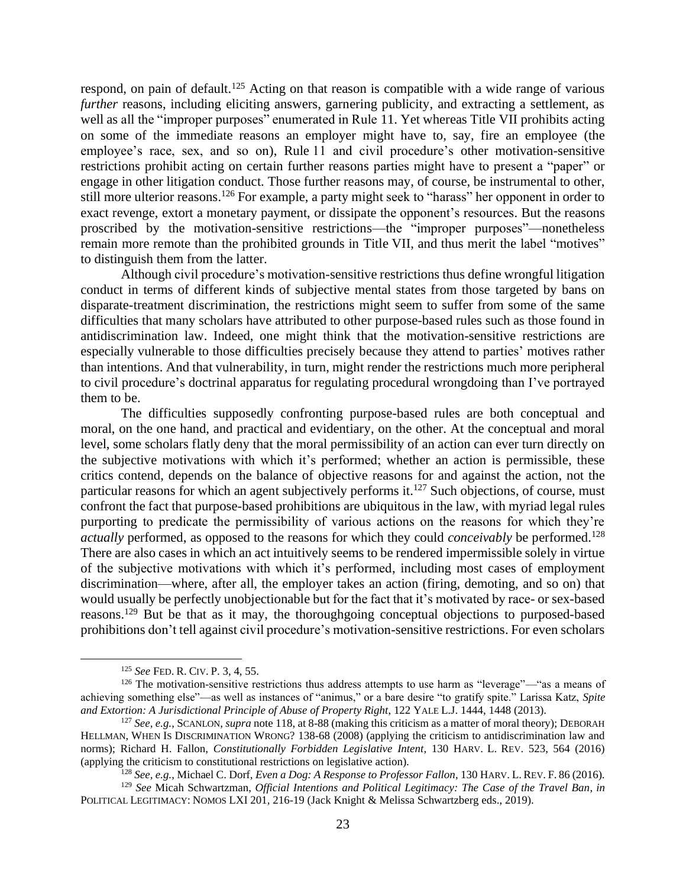respond, on pain of default.[125] Acting on that reason is compatible with a wide range of various *further* reasons, including eliciting answers, garnering publicity, and extracting a settlement, as well as all the "improper purposes" enumerated in Rule 11. Yet whereas Title VII prohibits acting on some of the immediate reasons an employer might have to, say, fire an employee (the employee's race, sex, and so on), Rule 11 and civil procedure's other motivation-sensitive restrictions prohibit acting on certain further reasons parties might have to present a "paper" or engage in other litigation conduct. Those further reasons may, of course, be instrumental to other, still more ulterior reasons.[126] For example, a party might seek to "harass" her opponent in order to exact revenge, extort a monetary payment, or dissipate the opponent's resources. But the reasons proscribed by the motivation-sensitive restrictions—the "improper purposes"—nonetheless remain more remote than the prohibited grounds in Title VII, and thus merit the label "motives" to distinguish them from the latter.

Although civil procedure's motivation-sensitive restrictions thus define wrongful litigation conduct in terms of different kinds of subjective mental states from those targeted by bans on disparate-treatment discrimination, the restrictions might seem to suffer from some of the same difficulties that many scholars have attributed to other purpose-based rules such as those found in antidiscrimination law. Indeed, one might think that the motivation-sensitive restrictions are especially vulnerable to those difficulties precisely because they attend to parties' motives rather than intentions. And that vulnerability, in turn, might render the restrictions much more peripheral to civil procedure's doctrinal apparatus for regulating procedural wrongdoing than I've portrayed them to be.

The difficulties supposedly confronting purpose-based rules are both conceptual and moral, on the one hand, and practical and evidentiary, on the other. At the conceptual and moral level, some scholars flatly deny that the moral permissibility of an action can ever turn directly on the subjective motivations with which it's performed; whether an action is permissible, these critics contend, depends on the balance of objective reasons for and against the action, not the particular reasons for which an agent subjectively performs it.[127] Such objections, of course, must confront the fact that purpose-based prohibitions are ubiquitous in the law, with myriad legal rules purporting to predicate the permissibility of various actions on the reasons for which they're *actually* performed, as opposed to the reasons for which they could *conceivably* be performed.[128] There are also cases in which an act intuitively seems to be rendered impermissible solely in virtue of the subjective motivations with which it's performed, including most cases of employment discrimination—where, after all, the employer takes an action (firing, demoting, and so on) that would usually be perfectly unobjectionable but for the fact that it's motivated by race- or sex-based reasons.[129] But be that as it may, the thoroughgoing conceptual objections to purposed-based prohibitions don't tell against civil procedure's motivation-sensitive restrictions. For even scholars

---

[125] *See* FED. R. CIV. P. 3, 4, 55.

[126] The motivation-sensitive restrictions thus address attempts to use harm as "leverage"—"as a means of achieving something else"—as well as instances of "animus," or a bare desire "to gratify spite." Larissa Katz, *Spite and Extortion: A Jurisdictional Principle of Abuse of Property Right*, 122 YALE L.J. 1444, 1448 (2013).

[127] *See, e.g.*, SCANLON, *supra* note 118, at 8-88 (making this criticism as a matter of moral theory); DEBORAH HELLMAN, WHEN IS DISCRIMINATION WRONG? 138-68 (2008) (applying the criticism to antidiscrimination law and norms); Richard H. Fallon, *Constitutionally Forbidden Legislative Intent*, 130 HARV. L. REV. 523, 564 (2016) (applying the criticism to constitutional restrictions on legislative action).

[128] *See, e.g.*, Michael C. Dorf, *Even a Dog: A Response to Professor Fallon*, 130 HARV. L. REV. F. 86 (2016).

[129] *See* Micah Schwartzman, *Official Intentions and Political Legitimacy: The Case of the Travel Ban*, *in* POLITICAL LEGITIMACY: NOMOS LXI 201, 216-19 (Jack Knight & Melissa Schwartzberg eds., 2019).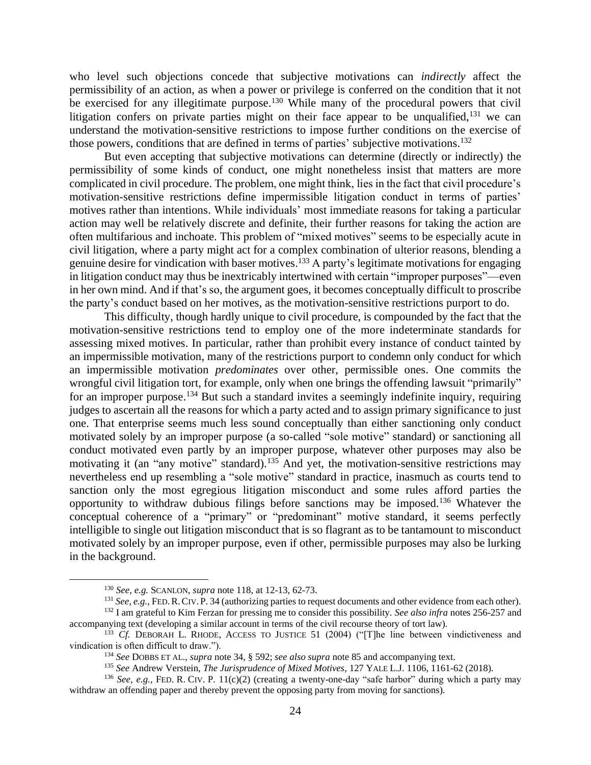who level such objections concede that subjective motivations can *indirectly* affect the permissibility of an action, as when a power or privilege is conferred on the condition that it not be exercised for any illegitimate purpose.[130] While many of the procedural powers that civil litigation confers on private parties might on their face appear to be unqualified,[131] we can understand the motivation-sensitive restrictions to impose further conditions on the exercise of those powers, conditions that are defined in terms of parties' subjective motivations.[132]

But even accepting that subjective motivations can determine (directly or indirectly) the permissibility of some kinds of conduct, one might nonetheless insist that matters are more complicated in civil procedure. The problem, one might think, lies in the fact that civil procedure's motivation-sensitive restrictions define impermissible litigation conduct in terms of parties' motives rather than intentions. While individuals' most immediate reasons for taking a particular action may well be relatively discrete and definite, their further reasons for taking the action are often multifarious and inchoate. This problem of "mixed motives" seems to be especially acute in civil litigation, where a party might act for a complex combination of ulterior reasons, blending a genuine desire for vindication with baser motives.[133] A party's legitimate motivations for engaging in litigation conduct may thus be inextricably intertwined with certain "improper purposes"—even in her own mind. And if that's so, the argument goes, it becomes conceptually difficult to proscribe the party's conduct based on her motives, as the motivation-sensitive restrictions purport to do.

This difficulty, though hardly unique to civil procedure, is compounded by the fact that the motivation-sensitive restrictions tend to employ one of the more indeterminate standards for assessing mixed motives. In particular, rather than prohibit every instance of conduct tainted by an impermissible motivation, many of the restrictions purport to condemn only conduct for which an impermissible motivation *predominates* over other, permissible ones. One commits the wrongful civil litigation tort, for example, only when one brings the offending lawsuit "primarily" for an improper purpose.[134] But such a standard invites a seemingly indefinite inquiry, requiring judges to ascertain all the reasons for which a party acted and to assign primary significance to just one. That enterprise seems much less sound conceptually than either sanctioning only conduct motivated solely by an improper purpose (a so-called "sole motive" standard) or sanctioning all conduct motivated even partly by an improper purpose, whatever other purposes may also be motivating it (an "any motive" standard).[135] And yet, the motivation-sensitive restrictions may nevertheless end up resembling a "sole motive" standard in practice, inasmuch as courts tend to sanction only the most egregious litigation misconduct and some rules afford parties the opportunity to withdraw dubious filings before sanctions may be imposed.[136] Whatever the conceptual coherence of a "primary" or "predominant" motive standard, it seems perfectly intelligible to single out litigation misconduct that is so flagrant as to be tantamount to misconduct motivated solely by an improper purpose, even if other, permissible purposes may also be lurking in the background.

---

[130] *See, e.g.* SCANLON, *supra* note 118, at 12-13, 62-73.

[131] *See, e.g.*, FED. R. CIV. P. 34 (authorizing parties to request documents and other evidence from each other).

[132] I am grateful to Kim Ferzan for pressing me to consider this possibility. *See also infra* notes 256-257 and accompanying text (developing a similar account in terms of the civil recourse theory of tort law).

[133] *Cf.* DEBORAH L. RHODE, ACCESS TO JUSTICE 51 (2004) ("[T]he line between vindictiveness and vindication is often difficult to draw.").

[134] *See* DOBBS ET AL., *supra* note 34, § 592; *see also supra* note 85 and accompanying text.

[135] *See* Andrew Verstein, *The Jurisprudence of Mixed Motives*, 127 YALE L.J. 1106, 1161-62 (2018).

[136] *See, e.g.*, FED. R. CIV. P. 11(c)(2) (creating a twenty-one-day "safe harbor" during which a party may withdraw an offending paper and thereby prevent the opposing party from moving for sanctions).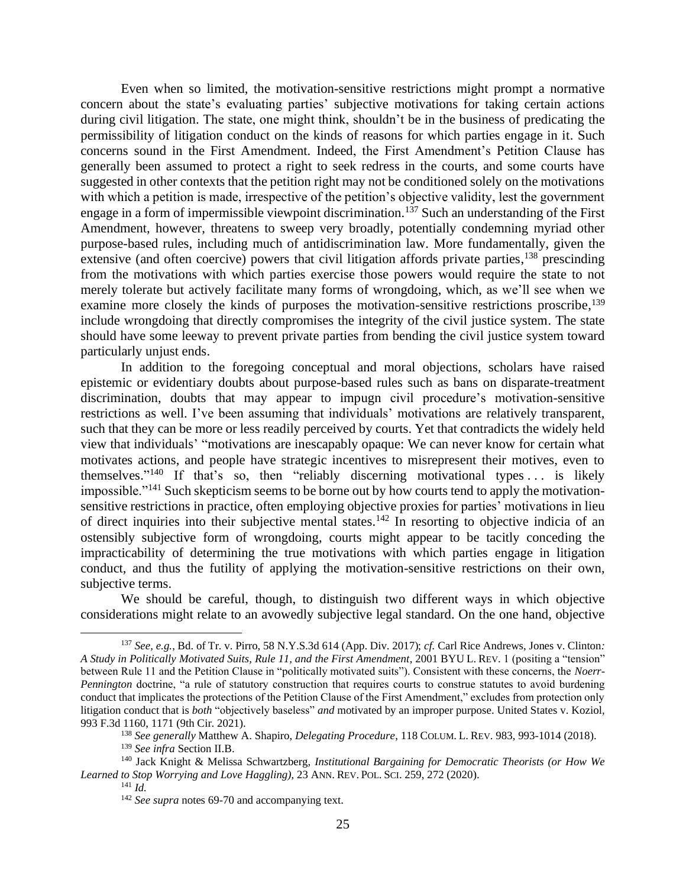Even when so limited, the motivation-sensitive restrictions might prompt a normative concern about the state's evaluating parties' subjective motivations for taking certain actions during civil litigation. The state, one might think, shouldn't be in the business of predicating the permissibility of litigation conduct on the kinds of reasons for which parties engage in it. Such concerns sound in the First Amendment. Indeed, the First Amendment's Petition Clause has generally been assumed to protect a right to seek redress in the courts, and some courts have suggested in other contexts that the petition right may not be conditioned solely on the motivations with which a petition is made, irrespective of the petition's objective validity, lest the government engage in a form of impermissible viewpoint discrimination.[137] Such an understanding of the First Amendment, however, threatens to sweep very broadly, potentially condemning myriad other purpose-based rules, including much of antidiscrimination law. More fundamentally, given the extensive (and often coercive) powers that civil litigation affords private parties,[138] prescinding from the motivations with which parties exercise those powers would require the state to not merely tolerate but actively facilitate many forms of wrongdoing, which, as we'll see when we examine more closely the kinds of purposes the motivation-sensitive restrictions proscribe,[139] include wrongdoing that directly compromises the integrity of the civil justice system. The state should have some leeway to prevent private parties from bending the civil justice system toward particularly unjust ends.

In addition to the foregoing conceptual and moral objections, scholars have raised epistemic or evidentiary doubts about purpose-based rules such as bans on disparate-treatment discrimination, doubts that may appear to impugn civil procedure's motivation-sensitive restrictions as well. I've been assuming that individuals' motivations are relatively transparent, such that they can be more or less readily perceived by courts. Yet that contradicts the widely held view that individuals' "motivations are inescapably opaque: We can never know for certain what motivates actions, and people have strategic incentives to misrepresent their motives, even to themselves."[140] If that's so, then "reliably discerning motivational types . . . is likely impossible."[141] Such skepticism seems to be borne out by how courts tend to apply the motivation-sensitive restrictions in practice, often employing objective proxies for parties' motivations in lieu of direct inquiries into their subjective mental states.[142] In resorting to objective indicia of an ostensibly subjective form of wrongdoing, courts might appear to be tacitly conceding the impracticability of determining the true motivations with which parties engage in litigation conduct, and thus the futility of applying the motivation-sensitive restrictions on their own, subjective terms.

We should be careful, though, to distinguish two different ways in which objective considerations might relate to an avowedly subjective legal standard. On the one hand, objective

---

[137] *See, e.g.*, Bd. of Tr. v. Pirro, 58 N.Y.S.3d 614 (App. Div. 2017); *cf.* Carl Rice Andrews, Jones v. Clinton*: A Study in Politically Motivated Suits, Rule 11, and the First Amendment*, 2001 BYU L. REV. 1 (positing a "tension" between Rule 11 and the Petition Clause in "politically motivated suits"). Consistent with these concerns, the *Noerr-Pennington* doctrine, "a rule of statutory construction that requires courts to construe statutes to avoid burdening conduct that implicates the protections of the Petition Clause of the First Amendment," excludes from protection only litigation conduct that is *both* "objectively baseless" *and* motivated by an improper purpose. United States v. Koziol, 993 F.3d 1160, 1171 (9th Cir. 2021).

[138] *See generally* Matthew A. Shapiro, *Delegating Procedure*, 118 COLUM. L. REV. 983, 993-1014 (2018).

[139] *See infra* Section II.B.

[140] Jack Knight & Melissa Schwartzberg, *Institutional Bargaining for Democratic Theorists (or How We Learned to Stop Worrying and Love Haggling)*, 23 ANN. REV. POL. SCI. 259, 272 (2020).

[141] *Id.*

[142] *See supra* notes 69-70 and accompanying text.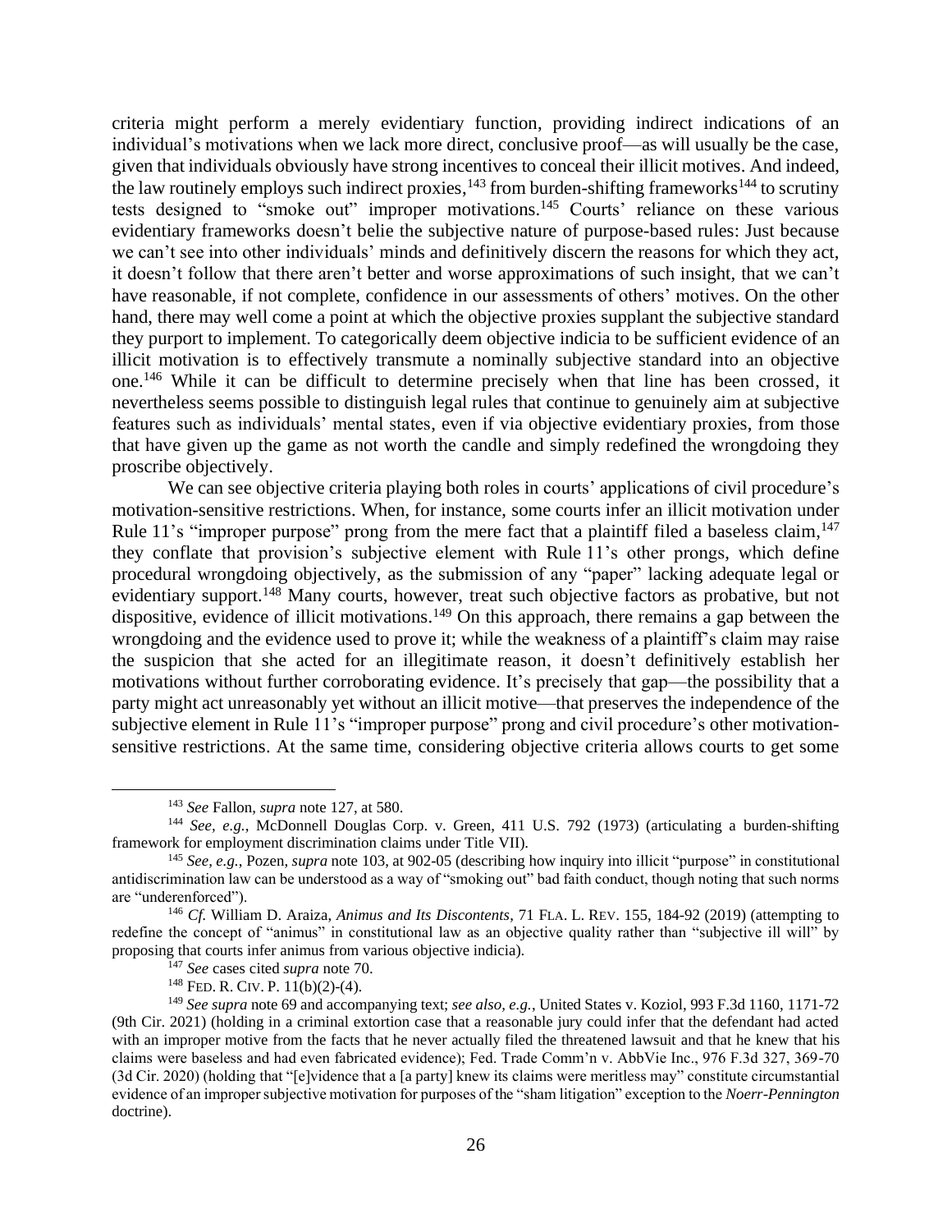criteria might perform a merely evidentiary function, providing indirect indications of an individual's motivations when we lack more direct, conclusive proof—as will usually be the case, given that individuals obviously have strong incentives to conceal their illicit motives. And indeed, the law routinely employs such indirect proxies,[143] from burden-shifting frameworks[144] to scrutiny tests designed to "smoke out" improper motivations.[145] Courts' reliance on these various evidentiary frameworks doesn't belie the subjective nature of purpose-based rules: Just because we can't see into other individuals' minds and definitively discern the reasons for which they act, it doesn't follow that there aren't better and worse approximations of such insight, that we can't have reasonable, if not complete, confidence in our assessments of others' motives. On the other hand, there may well come a point at which the objective proxies supplant the subjective standard they purport to implement. To categorically deem objective indicia to be sufficient evidence of an illicit motivation is to effectively transmute a nominally subjective standard into an objective one.[146] While it can be difficult to determine precisely when that line has been crossed, it nevertheless seems possible to distinguish legal rules that continue to genuinely aim at subjective features such as individuals' mental states, even if via objective evidentiary proxies, from those that have given up the game as not worth the candle and simply redefined the wrongdoing they proscribe objectively.

We can see objective criteria playing both roles in courts' applications of civil procedure's motivation-sensitive restrictions. When, for instance, some courts infer an illicit motivation under Rule 11's "improper purpose" prong from the mere fact that a plaintiff filed a baseless claim,[147] they conflate that provision's subjective element with Rule 11's other prongs, which define procedural wrongdoing objectively, as the submission of any "paper" lacking adequate legal or evidentiary support.[148] Many courts, however, treat such objective factors as probative, but not dispositive, evidence of illicit motivations.[149] On this approach, there remains a gap between the wrongdoing and the evidence used to prove it; while the weakness of a plaintiff's claim may raise the suspicion that she acted for an illegitimate reason, it doesn't definitively establish her motivations without further corroborating evidence. It's precisely that gap—the possibility that a party might act unreasonably yet without an illicit motive—that preserves the independence of the subjective element in Rule 11's "improper purpose" prong and civil procedure's other motivation-sensitive restrictions. At the same time, considering objective criteria allows courts to get some

---

[143] *See* Fallon, *supra* note 127, at 580.

[144] *See, e.g.*, McDonnell Douglas Corp. v. Green, 411 U.S. 792 (1973) (articulating a burden-shifting framework for employment discrimination claims under Title VII).

[145] *See, e.g.*, Pozen, *supra* note 103, at 902-05 (describing how inquiry into illicit "purpose" in constitutional antidiscrimination law can be understood as a way of "smoking out" bad faith conduct, though noting that such norms are "underenforced").

[146] *Cf.* William D. Araiza, *Animus and Its Discontents*, 71 FLA. L. REV. 155, 184-92 (2019) (attempting to redefine the concept of "animus" in constitutional law as an objective quality rather than "subjective ill will" by proposing that courts infer animus from various objective indicia).

[147] *See* cases cited *supra* note 70.

[148] FED. R. CIV. P. 11(b)(2)-(4).

[149] *See supra* note 69 and accompanying text; *see also, e.g.*, United States v. Koziol, 993 F.3d 1160, 1171-72 (9th Cir. 2021) (holding in a criminal extortion case that a reasonable jury could infer that the defendant had acted with an improper motive from the facts that he never actually filed the threatened lawsuit and that he knew that his claims were baseless and had even fabricated evidence); Fed. Trade Comm'n v. AbbVie Inc., 976 F.3d 327, 369-70 (3d Cir. 2020) (holding that "[e]vidence that a [a party] knew its claims were meritless may" constitute circumstantial evidence of an improper subjective motivation for purposes of the "sham litigation" exception to the *Noerr-Pennington* doctrine).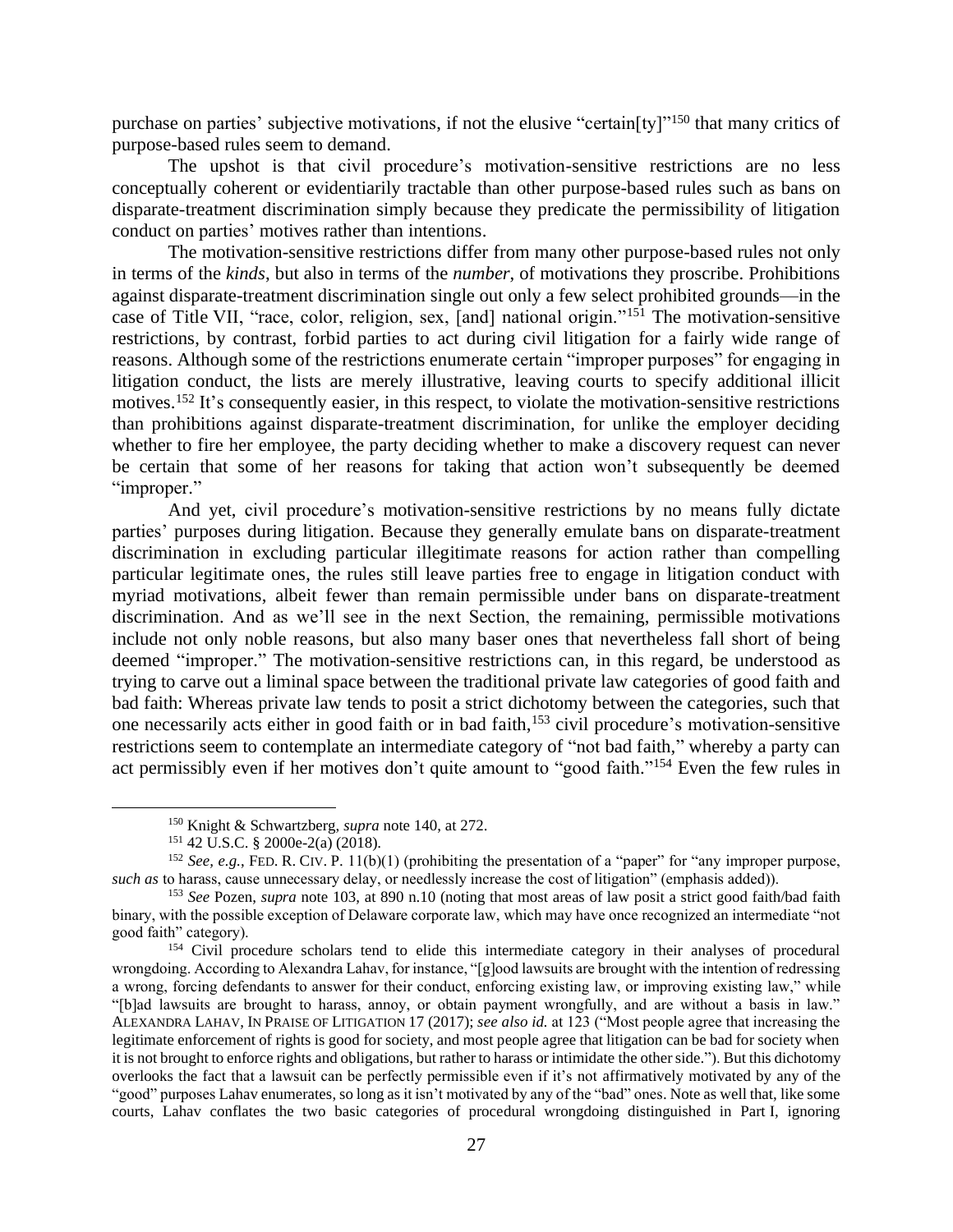purchase on parties' subjective motivations, if not the elusive "certain[ty]"[150] that many critics of purpose-based rules seem to demand.

The upshot is that civil procedure's motivation-sensitive restrictions are no less conceptually coherent or evidentiarily tractable than other purpose-based rules such as bans on disparate-treatment discrimination simply because they predicate the permissibility of litigation conduct on parties' motives rather than intentions.

The motivation-sensitive restrictions differ from many other purpose-based rules not only in terms of the *kinds*, but also in terms of the *number*, of motivations they proscribe. Prohibitions against disparate-treatment discrimination single out only a few select prohibited grounds—in the case of Title VII, "race, color, religion, sex, [and] national origin."[151] The motivation-sensitive restrictions, by contrast, forbid parties to act during civil litigation for a fairly wide range of reasons. Although some of the restrictions enumerate certain "improper purposes" for engaging in litigation conduct, the lists are merely illustrative, leaving courts to specify additional illicit motives.[152] It's consequently easier, in this respect, to violate the motivation-sensitive restrictions than prohibitions against disparate-treatment discrimination, for unlike the employer deciding whether to fire her employee, the party deciding whether to make a discovery request can never be certain that some of her reasons for taking that action won't subsequently be deemed "improper."

And yet, civil procedure's motivation-sensitive restrictions by no means fully dictate parties' purposes during litigation. Because they generally emulate bans on disparate-treatment discrimination in excluding particular illegitimate reasons for action rather than compelling particular legitimate ones, the rules still leave parties free to engage in litigation conduct with myriad motivations, albeit fewer than remain permissible under bans on disparate-treatment discrimination. And as we'll see in the next Section, the remaining, permissible motivations include not only noble reasons, but also many baser ones that nevertheless fall short of being deemed "improper." The motivation-sensitive restrictions can, in this regard, be understood as trying to carve out a liminal space between the traditional private law categories of good faith and bad faith: Whereas private law tends to posit a strict dichotomy between the categories, such that one necessarily acts either in good faith or in bad faith,[153] civil procedure's motivation-sensitive restrictions seem to contemplate an intermediate category of "not bad faith," whereby a party can act permissibly even if her motives don't quite amount to "good faith."[154] Even the few rules in

---

[150] Knight & Schwartzberg, *supra* note 140, at 272.

[151] 42 U.S.C. § 2000e-2(a) (2018).

[152] *See, e.g.*, FED. R. CIV. P. 11(b)(1) (prohibiting the presentation of a "paper" for "any improper purpose, *such as* to harass, cause unnecessary delay, or needlessly increase the cost of litigation" (emphasis added)).

[153] *See* Pozen, *supra* note 103, at 890 n.10 (noting that most areas of law posit a strict good faith/bad faith binary, with the possible exception of Delaware corporate law, which may have once recognized an intermediate "not good faith" category).

[154] Civil procedure scholars tend to elide this intermediate category in their analyses of procedural wrongdoing. According to Alexandra Lahav, for instance, "[g]ood lawsuits are brought with the intention of redressing a wrong, forcing defendants to answer for their conduct, enforcing existing law, or improving existing law," while "[b]ad lawsuits are brought to harass, annoy, or obtain payment wrongfully, and are without a basis in law." ALEXANDRA LAHAV, IN PRAISE OF LITIGATION 17 (2017); *see also id.* at 123 ("Most people agree that increasing the legitimate enforcement of rights is good for society, and most people agree that litigation can be bad for society when it is not brought to enforce rights and obligations, but rather to harass or intimidate the other side."). But this dichotomy overlooks the fact that a lawsuit can be perfectly permissible even if it's not affirmatively motivated by any of the "good" purposes Lahav enumerates, so long as it isn't motivated by any of the "bad" ones. Note as well that, like some courts, Lahav conflates the two basic categories of procedural wrongdoing distinguished in Part I, ignoring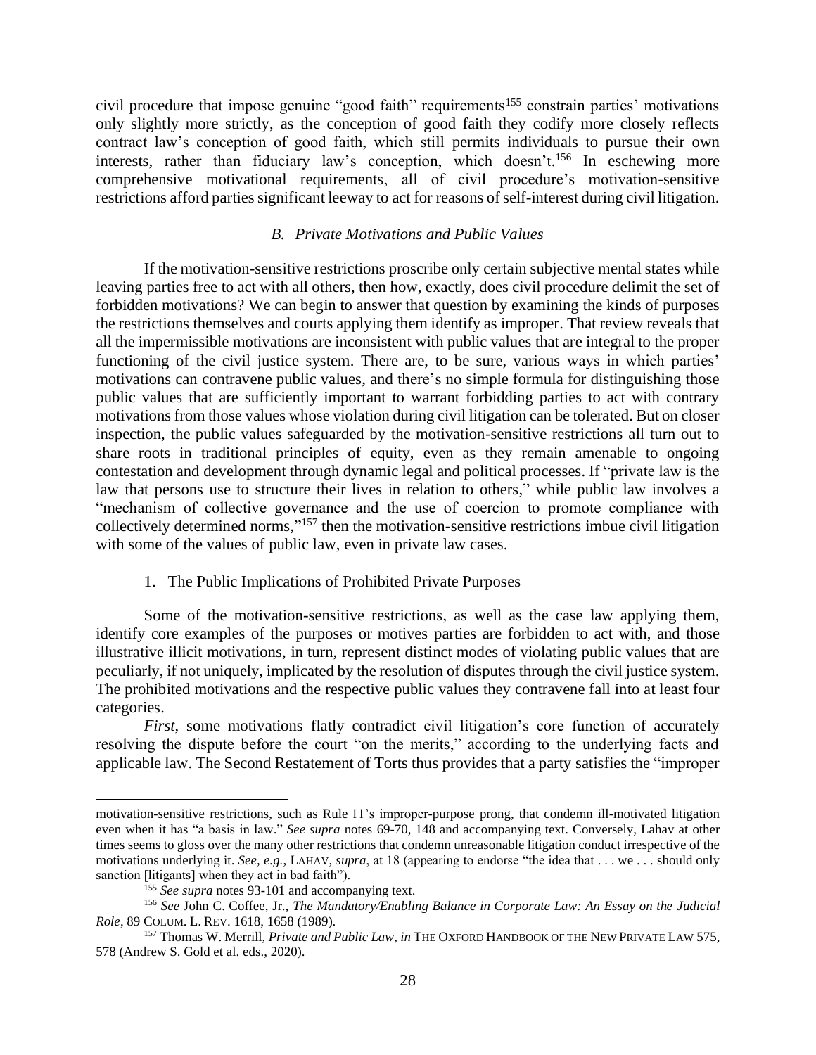civil procedure that impose genuine "good faith" requirements[155] constrain parties' motivations only slightly more strictly, as the conception of good faith they codify more closely reflects contract law's conception of good faith, which still permits individuals to pursue their own interests, rather than fiduciary law's conception, which doesn't.[156] In eschewing more comprehensive motivational requirements, all of civil procedure's motivation-sensitive restrictions afford parties significant leeway to act for reasons of self-interest during civil litigation.

### *B. Private Motivations and Public Values*

If the motivation-sensitive restrictions proscribe only certain subjective mental states while leaving parties free to act with all others, then how, exactly, does civil procedure delimit the set of forbidden motivations? We can begin to answer that question by examining the kinds of purposes the restrictions themselves and courts applying them identify as improper. That review reveals that all the impermissible motivations are inconsistent with public values that are integral to the proper functioning of the civil justice system. There are, to be sure, various ways in which parties' motivations can contravene public values, and there's no simple formula for distinguishing those public values that are sufficiently important to warrant forbidding parties to act with contrary motivations from those values whose violation during civil litigation can be tolerated. But on closer inspection, the public values safeguarded by the motivation-sensitive restrictions all turn out to share roots in traditional principles of equity, even as they remain amenable to ongoing contestation and development through dynamic legal and political processes. If "private law is the law that persons use to structure their lives in relation to others," while public law involves a "mechanism of collective governance and the use of coercion to promote compliance with collectively determined norms,"[157] then the motivation-sensitive restrictions imbue civil litigation with some of the values of public law, even in private law cases.

#### 1. The Public Implications of Prohibited Private Purposes

Some of the motivation-sensitive restrictions, as well as the case law applying them, identify core examples of the purposes or motives parties are forbidden to act with, and those illustrative illicit motivations, in turn, represent distinct modes of violating public values that are peculiarly, if not uniquely, implicated by the resolution of disputes through the civil justice system. The prohibited motivations and the respective public values they contravene fall into at least four categories.

*First*, some motivations flatly contradict civil litigation's core function of accurately resolving the dispute before the court "on the merits," according to the underlying facts and applicable law. The Second Restatement of Torts thus provides that a party satisfies the "improper

---

motivation-sensitive restrictions, such as Rule 11's improper-purpose prong, that condemn ill-motivated litigation even when it has "a basis in law." *See supra* notes 69-70, 148 and accompanying text. Conversely, Lahav at other times seems to gloss over the many other restrictions that condemn unreasonable litigation conduct irrespective of the motivations underlying it. *See, e.g.*, LAHAV, *supra*, at 18 (appearing to endorse "the idea that . . . we . . . should only sanction [litigants] when they act in bad faith").

[155] *See supra* notes 93-101 and accompanying text.

[156] *See* John C. Coffee, Jr., *The Mandatory/Enabling Balance in Corporate Law: An Essay on the Judicial Role*, 89 COLUM. L. REV. 1618, 1658 (1989).

[157] Thomas W. Merrill, *Private and Public Law*, *in* THE OXFORD HANDBOOK OF THE NEW PRIVATE LAW 575, 578 (Andrew S. Gold et al. eds., 2020).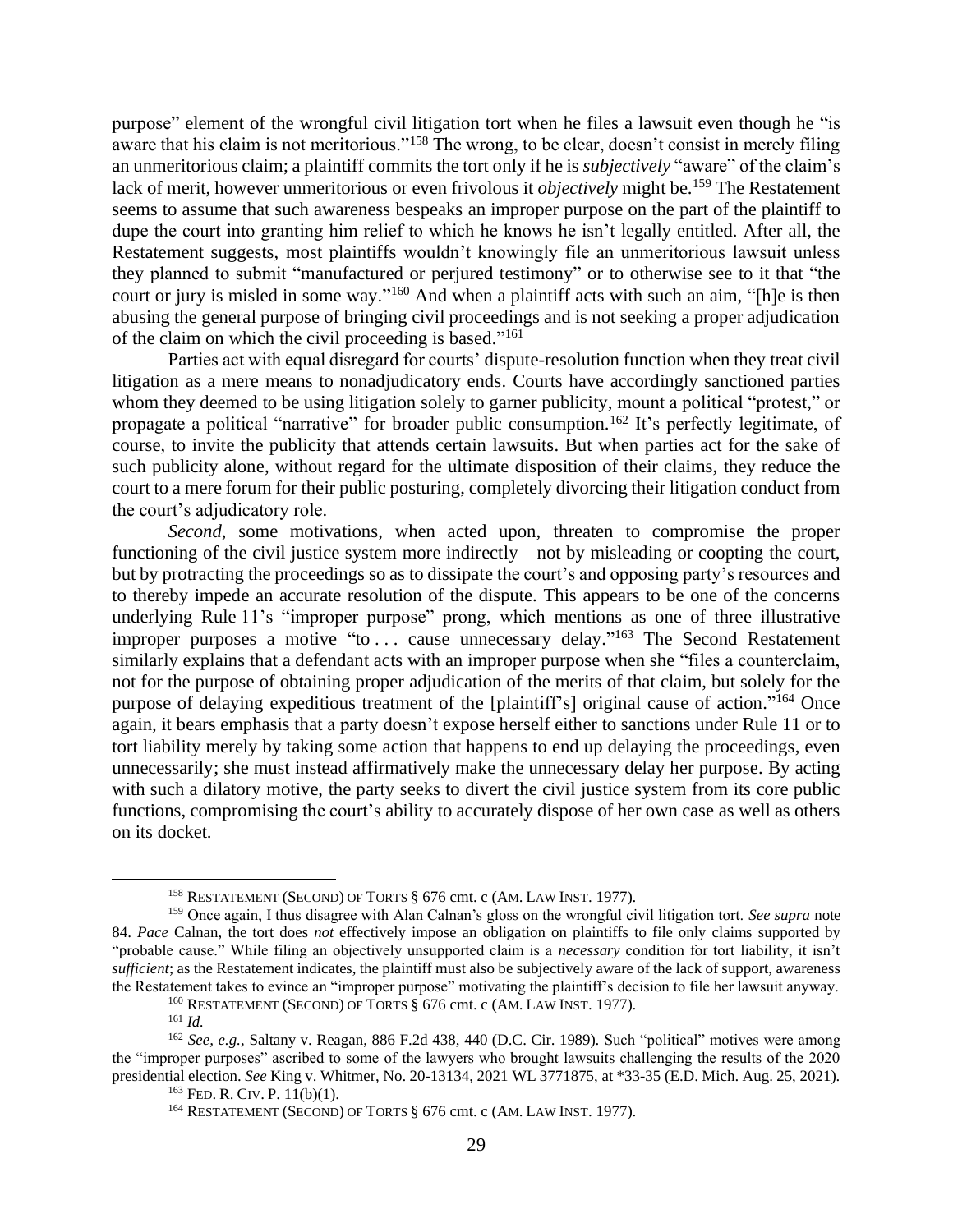purpose" element of the wrongful civil litigation tort when he files a lawsuit even though he "is aware that his claim is not meritorious."[158] The wrong, to be clear, doesn't consist in merely filing an unmeritorious claim; a plaintiff commits the tort only if he is *subjectively* "aware" of the claim's lack of merit, however unmeritorious or even frivolous it *objectively* might be.[159] The Restatement seems to assume that such awareness bespeaks an improper purpose on the part of the plaintiff to dupe the court into granting him relief to which he knows he isn't legally entitled. After all, the Restatement suggests, most plaintiffs wouldn't knowingly file an unmeritorious lawsuit unless they planned to submit "manufactured or perjured testimony" or to otherwise see to it that "the court or jury is misled in some way."[160] And when a plaintiff acts with such an aim, "[h]e is then abusing the general purpose of bringing civil proceedings and is not seeking a proper adjudication of the claim on which the civil proceeding is based."[161]

Parties act with equal disregard for courts' dispute-resolution function when they treat civil litigation as a mere means to nonadjudicatory ends. Courts have accordingly sanctioned parties whom they deemed to be using litigation solely to garner publicity, mount a political "protest," or propagate a political "narrative" for broader public consumption.[162] It's perfectly legitimate, of course, to invite the publicity that attends certain lawsuits. But when parties act for the sake of such publicity alone, without regard for the ultimate disposition of their claims, they reduce the court to a mere forum for their public posturing, completely divorcing their litigation conduct from the court's adjudicatory role.

*Second*, some motivations, when acted upon, threaten to compromise the proper functioning of the civil justice system more indirectly—not by misleading or coopting the court, but by protracting the proceedings so as to dissipate the court's and opposing party's resources and to thereby impede an accurate resolution of the dispute. This appears to be one of the concerns underlying Rule 11's "improper purpose" prong, which mentions as one of three illustrative improper purposes a motive "to . . . cause unnecessary delay."[163] The Second Restatement similarly explains that a defendant acts with an improper purpose when she "files a counterclaim, not for the purpose of obtaining proper adjudication of the merits of that claim, but solely for the purpose of delaying expeditious treatment of the [plaintiff's] original cause of action."[164] Once again, it bears emphasis that a party doesn't expose herself either to sanctions under Rule 11 or to tort liability merely by taking some action that happens to end up delaying the proceedings, even unnecessarily; she must instead affirmatively make the unnecessary delay her purpose. By acting with such a dilatory motive, the party seeks to divert the civil justice system from its core public functions, compromising the court's ability to accurately dispose of her own case as well as others on its docket.

---

[158] RESTATEMENT (SECOND) OF TORTS § 676 cmt. c (AM. LAW INST. 1977).

[159] Once again, I thus disagree with Alan Calnan's gloss on the wrongful civil litigation tort. *See supra* note 84. *Pace* Calnan, the tort does *not* effectively impose an obligation on plaintiffs to file only claims supported by "probable cause." While filing an objectively unsupported claim is a *necessary* condition for tort liability, it isn't *sufficient*; as the Restatement indicates, the plaintiff must also be subjectively aware of the lack of support, awareness the Restatement takes to evince an "improper purpose" motivating the plaintiff's decision to file her lawsuit anyway.

[160] RESTATEMENT (SECOND) OF TORTS § 676 cmt. c (AM. LAW INST. 1977).

[161] *Id.*

[162] *See, e.g.*, Saltany v. Reagan, 886 F.2d 438, 440 (D.C. Cir. 1989). Such "political" motives were among the "improper purposes" ascribed to some of the lawyers who brought lawsuits challenging the results of the 2020 presidential election. *See* King v. Whitmer, No. 20-13134, 2021 WL 3771875, at *33-35 (E.D. Mich. Aug. 25, 2021).

[163] FED. R. CIV. P. 11(b)(1).

[164] RESTATEMENT (SECOND) OF TORTS § 676 cmt. c (AM. LAW INST. 1977).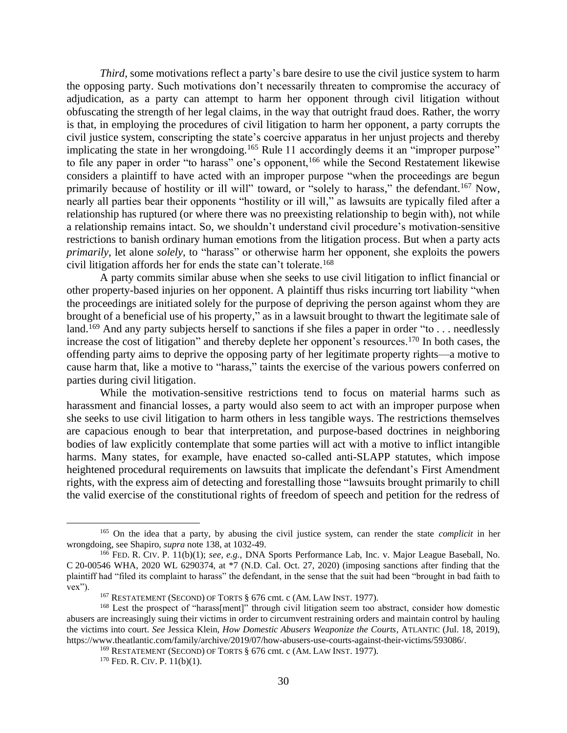*Third*, some motivations reflect a party's bare desire to use the civil justice system to harm the opposing party. Such motivations don't necessarily threaten to compromise the accuracy of adjudication, as a party can attempt to harm her opponent through civil litigation without obfuscating the strength of her legal claims, in the way that outright fraud does. Rather, the worry is that, in employing the procedures of civil litigation to harm her opponent, a party corrupts the civil justice system, conscripting the state's coercive apparatus in her unjust projects and thereby implicating the state in her wrongdoing.[165] Rule 11 accordingly deems it an "improper purpose" to file any paper in order "to harass" one's opponent,[166] while the Second Restatement likewise considers a plaintiff to have acted with an improper purpose "when the proceedings are begun primarily because of hostility or ill will" toward, or "solely to harass," the defendant.[167] Now, nearly all parties bear their opponents "hostility or ill will," as lawsuits are typically filed after a relationship has ruptured (or where there was no preexisting relationship to begin with), not while a relationship remains intact. So, we shouldn't understand civil procedure's motivation-sensitive restrictions to banish ordinary human emotions from the litigation process. But when a party acts *primarily*, let alone *solely*, to "harass" or otherwise harm her opponent, she exploits the powers civil litigation affords her for ends the state can't tolerate.[168]

A party commits similar abuse when she seeks to use civil litigation to inflict financial or other property-based injuries on her opponent. A plaintiff thus risks incurring tort liability "when the proceedings are initiated solely for the purpose of depriving the person against whom they are brought of a beneficial use of his property," as in a lawsuit brought to thwart the legitimate sale of land.[169] And any party subjects herself to sanctions if she files a paper in order "to . . . needlessly increase the cost of litigation" and thereby deplete her opponent's resources.[170] In both cases, the offending party aims to deprive the opposing party of her legitimate property rights—a motive to cause harm that, like a motive to "harass," taints the exercise of the various powers conferred on parties during civil litigation.

While the motivation-sensitive restrictions tend to focus on material harms such as harassment and financial losses, a party would also seem to act with an improper purpose when she seeks to use civil litigation to harm others in less tangible ways. The restrictions themselves are capacious enough to bear that interpretation, and purpose-based doctrines in neighboring bodies of law explicitly contemplate that some parties will act with a motive to inflict intangible harms. Many states, for example, have enacted so-called anti-SLAPP statutes, which impose heightened procedural requirements on lawsuits that implicate the defendant's First Amendment rights, with the express aim of detecting and forestalling those "lawsuits brought primarily to chill the valid exercise of the constitutional rights of freedom of speech and petition for the redress of

---

[165] On the idea that a party, by abusing the civil justice system, can render the state *complicit* in her wrongdoing, see Shapiro, *supra* note 138, at 1032-49.

[166] FED. R. CIV. P. 11(b)(1); *see, e.g.*, DNA Sports Performance Lab, Inc. v. Major League Baseball, No. C 20-00546 WHA, 2020 WL 6290374, at *7 (N.D. Cal. Oct. 27, 2020) (imposing sanctions after finding that the plaintiff had "filed its complaint to harass" the defendant, in the sense that the suit had been "brought in bad faith to vex").

[167] RESTATEMENT (SECOND) OF TORTS § 676 cmt. c (AM. LAW INST. 1977).

[168] Lest the prospect of "harass[ment]" through civil litigation seem too abstract, consider how domestic abusers are increasingly suing their victims in order to circumvent restraining orders and maintain control by hauling the victims into court. *See* Jessica Klein, *How Domestic Abusers Weaponize the Courts*, ATLANTIC (Jul. 18, 2019), https://www.theatlantic.com/family/archive/2019/07/how-abusers-use-courts-against-their-victims/593086/.

[169] RESTATEMENT (SECOND) OF TORTS § 676 cmt. c (AM. LAW INST. 1977).

[170] FED. R. CIV. P. 11(b)(1).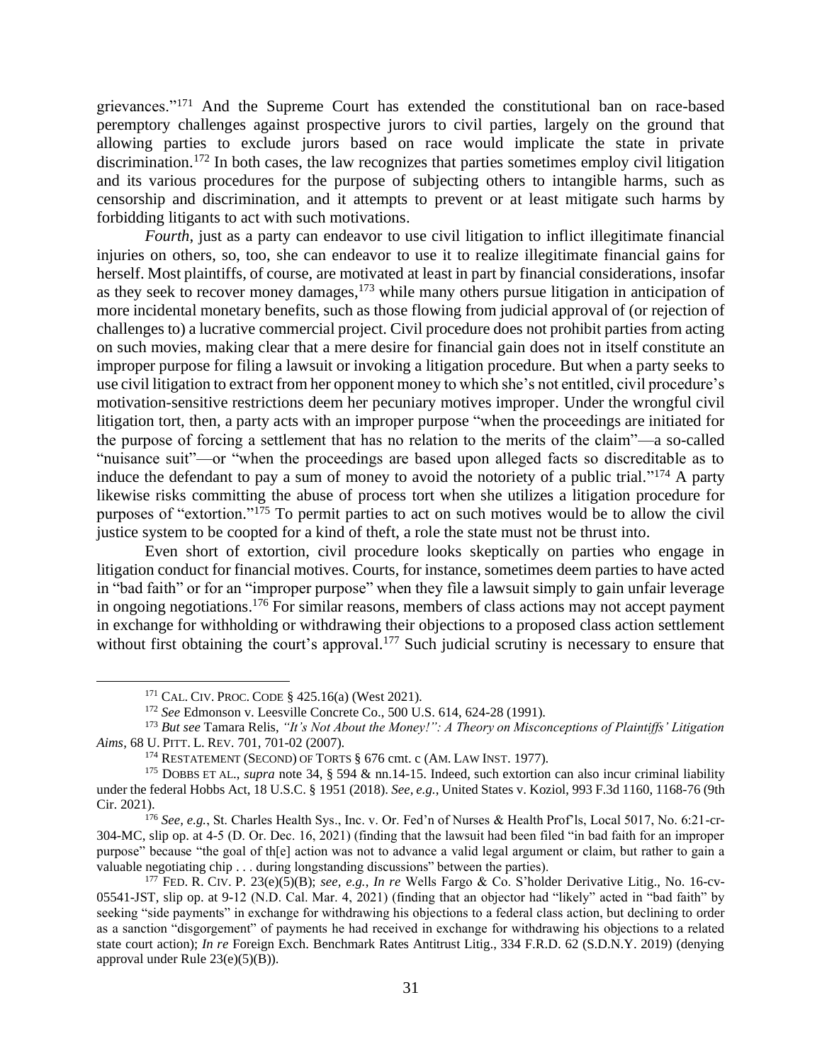grievances."[171] And the Supreme Court has extended the constitutional ban on race-based peremptory challenges against prospective jurors to civil parties, largely on the ground that allowing parties to exclude jurors based on race would implicate the state in private discrimination.[172] In both cases, the law recognizes that parties sometimes employ civil litigation and its various procedures for the purpose of subjecting others to intangible harms, such as censorship and discrimination, and it attempts to prevent or at least mitigate such harms by forbidding litigants to act with such motivations.

*Fourth*, just as a party can endeavor to use civil litigation to inflict illegitimate financial injuries on others, so, too, she can endeavor to use it to realize illegitimate financial gains for herself. Most plaintiffs, of course, are motivated at least in part by financial considerations, insofar as they seek to recover money damages,[173] while many others pursue litigation in anticipation of more incidental monetary benefits, such as those flowing from judicial approval of (or rejection of challenges to) a lucrative commercial project. Civil procedure does not prohibit parties from acting on such movies, making clear that a mere desire for financial gain does not in itself constitute an improper purpose for filing a lawsuit or invoking a litigation procedure. But when a party seeks to use civil litigation to extract from her opponent money to which she's not entitled, civil procedure's motivation-sensitive restrictions deem her pecuniary motives improper. Under the wrongful civil litigation tort, then, a party acts with an improper purpose "when the proceedings are initiated for the purpose of forcing a settlement that has no relation to the merits of the claim"—a so-called "nuisance suit"—or "when the proceedings are based upon alleged facts so discreditable as to induce the defendant to pay a sum of money to avoid the notoriety of a public trial."[174] A party likewise risks committing the abuse of process tort when she utilizes a litigation procedure for purposes of "extortion."[175] To permit parties to act on such motives would be to allow the civil justice system to be coopted for a kind of theft, a role the state must not be thrust into.

Even short of extortion, civil procedure looks skeptically on parties who engage in litigation conduct for financial motives. Courts, for instance, sometimes deem parties to have acted in "bad faith" or for an "improper purpose" when they file a lawsuit simply to gain unfair leverage in ongoing negotiations.[176] For similar reasons, members of class actions may not accept payment in exchange for withholding or withdrawing their objections to a proposed class action settlement without first obtaining the court's approval.[177] Such judicial scrutiny is necessary to ensure that

---

[171] CAL. CIV. PROC. CODE § 425.16(a) (West 2021).

[172] *See* Edmonson v. Leesville Concrete Co., 500 U.S. 614, 624-28 (1991).

[173] *But see* Tamara Relis, *"It's Not About the Money!": A Theory on Misconceptions of Plaintiffs' Litigation Aims*, 68 U. PITT. L. REV. 701, 701-02 (2007).

[174] RESTATEMENT (SECOND) OF TORTS § 676 cmt. c (AM. LAW INST. 1977).

[175] DOBBS ET AL., *supra* note 34, § 594 & nn.14-15. Indeed, such extortion can also incur criminal liability under the federal Hobbs Act, 18 U.S.C. § 1951 (2018). *See, e.g.*, United States v. Koziol, 993 F.3d 1160, 1168-76 (9th Cir. 2021).

[176] *See, e.g.*, St. Charles Health Sys., Inc. v. Or. Fed'n of Nurses & Health Prof'ls, Local 5017, No. 6:21-cr-304-MC, slip op. at 4-5 (D. Or. Dec. 16, 2021) (finding that the lawsuit had been filed "in bad faith for an improper purpose" because "the goal of th[e] action was not to advance a valid legal argument or claim, but rather to gain a valuable negotiating chip . . . during longstanding discussions" between the parties).

[177] FED. R. CIV. P. 23(e)(5)(B); *see, e.g.*, *In re* Wells Fargo & Co. S'holder Derivative Litig., No. 16-cv-05541-JST, slip op. at 9-12 (N.D. Cal. Mar. 4, 2021) (finding that an objector had "likely" acted in "bad faith" by seeking "side payments" in exchange for withdrawing his objections to a federal class action, but declining to order as a sanction "disgorgement" of payments he had received in exchange for withdrawing his objections to a related state court action); *In re* Foreign Exch. Benchmark Rates Antitrust Litig., 334 F.R.D. 62 (S.D.N.Y. 2019) (denying approval under Rule 23(e)(5)(B)).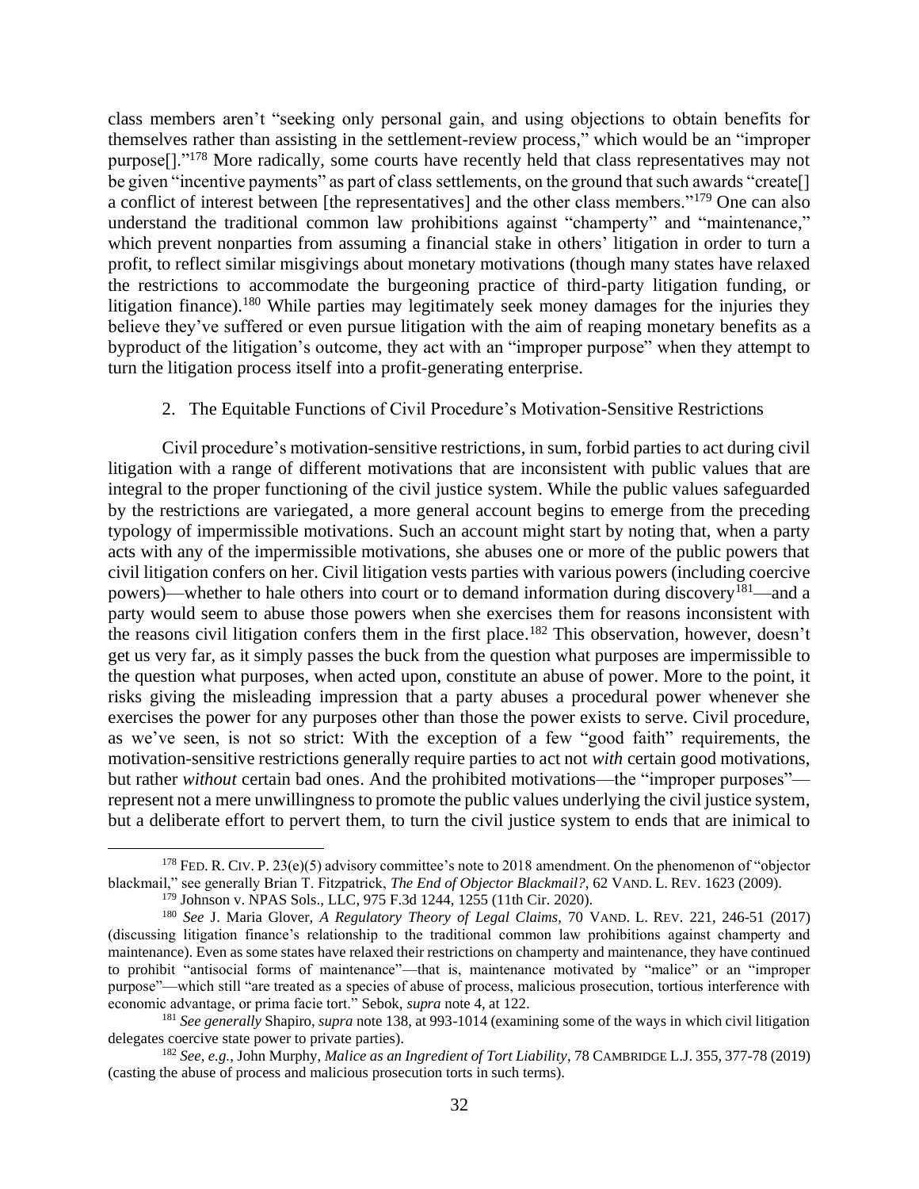class members aren't "seeking only personal gain, and using objections to obtain benefits for themselves rather than assisting in the settlement-review process," which would be an "improper purpose[]."[178] More radically, some courts have recently held that class representatives may not be given "incentive payments" as part of class settlements, on the ground that such awards "create[] a conflict of interest between [the representatives] and the other class members."[179] One can also understand the traditional common law prohibitions against "champerty" and "maintenance," which prevent nonparties from assuming a financial stake in others' litigation in order to turn a profit, to reflect similar misgivings about monetary motivations (though many states have relaxed the restrictions to accommodate the burgeoning practice of third-party litigation funding, or litigation finance).[180] While parties may legitimately seek money damages for the injuries they believe they've suffered or even pursue litigation with the aim of reaping monetary benefits as a byproduct of the litigation's outcome, they act with an "improper purpose" when they attempt to turn the litigation process itself into a profit-generating enterprise.

### 2. The Equitable Functions of Civil Procedure's Motivation-Sensitive Restrictions

Civil procedure's motivation-sensitive restrictions, in sum, forbid parties to act during civil litigation with a range of different motivations that are inconsistent with public values that are integral to the proper functioning of the civil justice system. While the public values safeguarded by the restrictions are variegated, a more general account begins to emerge from the preceding typology of impermissible motivations. Such an account might start by noting that, when a party acts with any of the impermissible motivations, she abuses one or more of the public powers that civil litigation confers on her. Civil litigation vests parties with various powers (including coercive powers)—whether to hale others into court or to demand information during discovery[181]—and a party would seem to abuse those powers when she exercises them for reasons inconsistent with the reasons civil litigation confers them in the first place.[182] This observation, however, doesn't get us very far, as it simply passes the buck from the question what purposes are impermissible to the question what purposes, when acted upon, constitute an abuse of power. More to the point, it risks giving the misleading impression that a party abuses a procedural power whenever she exercises the power for any purposes other than those the power exists to serve. Civil procedure, as we've seen, is not so strict: With the exception of a few "good faith" requirements, the motivation-sensitive restrictions generally require parties to act not *with* certain good motivations, but rather *without* certain bad ones. And the prohibited motivations—the "improper purposes"—represent not a mere unwillingness to promote the public values underlying the civil justice system, but a deliberate effort to pervert them, to turn the civil justice system to ends that are inimical to

---

[178] FED. R. CIV. P. 23(e)(5) advisory committee's note to 2018 amendment. On the phenomenon of "objector blackmail," see generally Brian T. Fitzpatrick, *The End of Objector Blackmail?*, 62 VAND. L. REV. 1623 (2009).

[179] Johnson v. NPAS Sols., LLC, 975 F.3d 1244, 1255 (11th Cir. 2020).

[180] *See* J. Maria Glover, *A Regulatory Theory of Legal Claims*, 70 VAND. L. REV. 221, 246-51 (2017) (discussing litigation finance's relationship to the traditional common law prohibitions against champerty and maintenance). Even as some states have relaxed their restrictions on champerty and maintenance, they have continued to prohibit "antisocial forms of maintenance"—that is, maintenance motivated by "malice" or an "improper purpose"—which still "are treated as a species of abuse of process, malicious prosecution, tortious interference with economic advantage, or prima facie tort." Sebok, *supra* note 4, at 122.

[181] *See generally* Shapiro, *supra* note 138, at 993-1014 (examining some of the ways in which civil litigation delegates coercive state power to private parties).

[182] *See, e.g.*, John Murphy, *Malice as an Ingredient of Tort Liability*, 78 CAMBRIDGE L.J. 355, 377-78 (2019) (casting the abuse of process and malicious prosecution torts in such terms).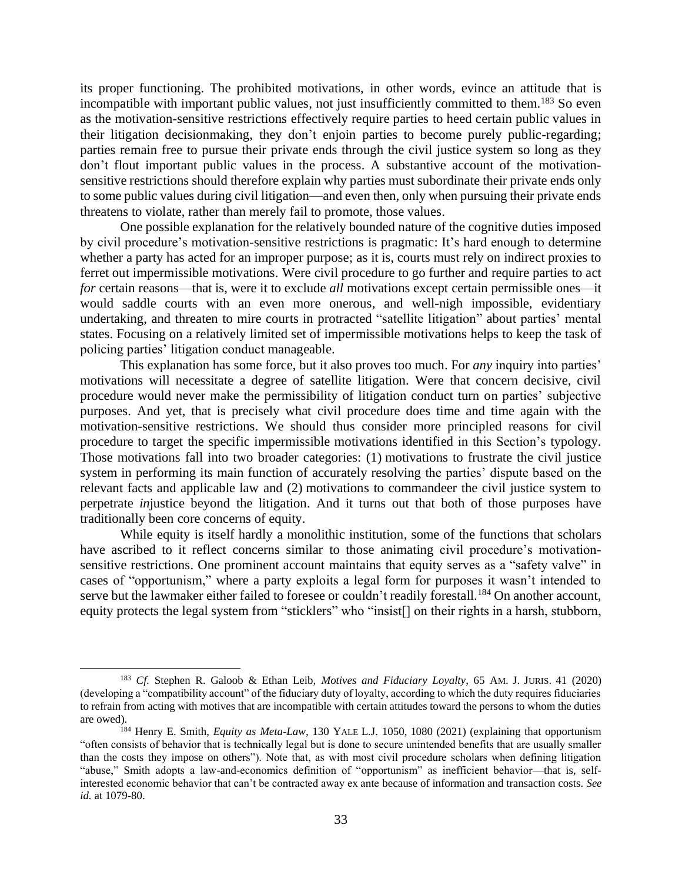its proper functioning. The prohibited motivations, in other words, evince an attitude that is incompatible with important public values, not just insufficiently committed to them.[183] So even as the motivation-sensitive restrictions effectively require parties to heed certain public values in their litigation decisionmaking, they don't enjoin parties to become purely public-regarding; parties remain free to pursue their private ends through the civil justice system so long as they don't flout important public values in the process. A substantive account of the motivation-sensitive restrictions should therefore explain why parties must subordinate their private ends only to some public values during civil litigation—and even then, only when pursuing their private ends threatens to violate, rather than merely fail to promote, those values.

One possible explanation for the relatively bounded nature of the cognitive duties imposed by civil procedure's motivation-sensitive restrictions is pragmatic: It's hard enough to determine whether a party has acted for an improper purpose; as it is, courts must rely on indirect proxies to ferret out impermissible motivations. Were civil procedure to go further and require parties to act *for* certain reasons—that is, were it to exclude *all* motivations except certain permissible ones—it would saddle courts with an even more onerous, and well-nigh impossible, evidentiary undertaking, and threaten to mire courts in protracted "satellite litigation" about parties' mental states. Focusing on a relatively limited set of impermissible motivations helps to keep the task of policing parties' litigation conduct manageable.

This explanation has some force, but it also proves too much. For *any* inquiry into parties' motivations will necessitate a degree of satellite litigation. Were that concern decisive, civil procedure would never make the permissibility of litigation conduct turn on parties' subjective purposes. And yet, that is precisely what civil procedure does time and time again with the motivation-sensitive restrictions. We should thus consider more principled reasons for civil procedure to target the specific impermissible motivations identified in this Section's typology. Those motivations fall into two broader categories: (1) motivations to frustrate the civil justice system in performing its main function of accurately resolving the parties' dispute based on the relevant facts and applicable law and (2) motivations to commandeer the civil justice system to perpetrate *in*justice beyond the litigation. And it turns out that both of those purposes have traditionally been core concerns of equity.

While equity is itself hardly a monolithic institution, some of the functions that scholars have ascribed to it reflect concerns similar to those animating civil procedure's motivation-sensitive restrictions. One prominent account maintains that equity serves as a "safety valve" in cases of "opportunism," where a party exploits a legal form for purposes it wasn't intended to serve but the lawmaker either failed to foresee or couldn't readily forestall.[184] On another account, equity protects the legal system from "sticklers" who "insist[] on their rights in a harsh, stubborn,

---

[183] *Cf.* Stephen R. Galoob & Ethan Leib, *Motives and Fiduciary Loyalty*, 65 AM. J. JURIS. 41 (2020) (developing a "compatibility account" of the fiduciary duty of loyalty, according to which the duty requires fiduciaries to refrain from acting with motives that are incompatible with certain attitudes toward the persons to whom the duties are owed).

[184] Henry E. Smith, *Equity as Meta-Law*, 130 YALE L.J. 1050, 1080 (2021) (explaining that opportunism "often consists of behavior that is technically legal but is done to secure unintended benefits that are usually smaller than the costs they impose on others"). Note that, as with most civil procedure scholars when defining litigation "abuse," Smith adopts a law-and-economics definition of "opportunism" as inefficient behavior—that is, self-interested economic behavior that can't be contracted away ex ante because of information and transaction costs. *See id.* at 1079-80.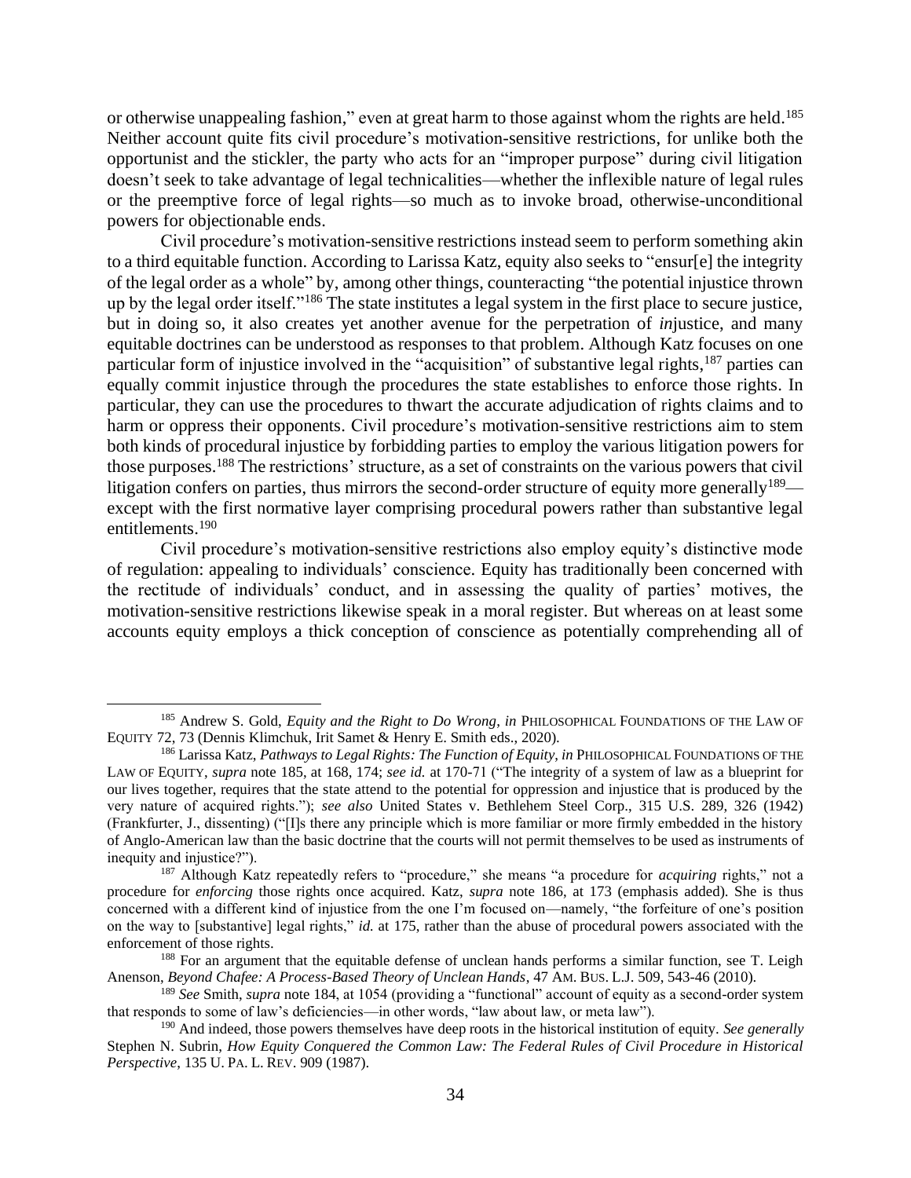or otherwise unappealing fashion," even at great harm to those against whom the rights are held.[185] Neither account quite fits civil procedure's motivation-sensitive restrictions, for unlike both the opportunist and the stickler, the party who acts for an "improper purpose" during civil litigation doesn't seek to take advantage of legal technicalities—whether the inflexible nature of legal rules or the preemptive force of legal rights—so much as to invoke broad, otherwise-unconditional powers for objectionable ends.

Civil procedure's motivation-sensitive restrictions instead seem to perform something akin to a third equitable function. According to Larissa Katz, equity also seeks to "ensur[e] the integrity of the legal order as a whole" by, among other things, counteracting "the potential injustice thrown up by the legal order itself."[186] The state institutes a legal system in the first place to secure justice, but in doing so, it also creates yet another avenue for the perpetration of *in*justice, and many equitable doctrines can be understood as responses to that problem. Although Katz focuses on one particular form of injustice involved in the "acquisition" of substantive legal rights,[187] parties can equally commit injustice through the procedures the state establishes to enforce those rights. In particular, they can use the procedures to thwart the accurate adjudication of rights claims and to harm or oppress their opponents. Civil procedure's motivation-sensitive restrictions aim to stem both kinds of procedural injustice by forbidding parties to employ the various litigation powers for those purposes.[188] The restrictions' structure, as a set of constraints on the various powers that civil litigation confers on parties, thus mirrors the second-order structure of equity more generally[189]—except with the first normative layer comprising procedural powers rather than substantive legal entitlements.[190]

Civil procedure's motivation-sensitive restrictions also employ equity's distinctive mode of regulation: appealing to individuals' conscience. Equity has traditionally been concerned with the rectitude of individuals' conduct, and in assessing the quality of parties' motives, the motivation-sensitive restrictions likewise speak in a moral register. But whereas on at least some accounts equity employs a thick conception of conscience as potentially comprehending all of

---

[185] Andrew S. Gold, *Equity and the Right to Do Wrong*, *in* PHILOSOPHICAL FOUNDATIONS OF THE LAW OF EQUITY 72, 73 (Dennis Klimchuk, Irit Samet & Henry E. Smith eds., 2020).

[186] Larissa Katz, *Pathways to Legal Rights: The Function of Equity*, *in* PHILOSOPHICAL FOUNDATIONS OF THE LAW OF EQUITY, *supra* note 185, at 168, 174; *see id.* at 170-71 ("The integrity of a system of law as a blueprint for our lives together, requires that the state attend to the potential for oppression and injustice that is produced by the very nature of acquired rights."); *see also* United States v. Bethlehem Steel Corp., 315 U.S. 289, 326 (1942) (Frankfurter, J., dissenting) ("[I]s there any principle which is more familiar or more firmly embedded in the history of Anglo-American law than the basic doctrine that the courts will not permit themselves to be used as instruments of inequity and injustice?").

[187] Although Katz repeatedly refers to "procedure," she means "a procedure for *acquiring* rights," not a procedure for *enforcing* those rights once acquired. Katz, *supra* note 186, at 173 (emphasis added). She is thus concerned with a different kind of injustice from the one I'm focused on—namely, "the forfeiture of one's position on the way to [substantive] legal rights," *id.* at 175, rather than the abuse of procedural powers associated with the enforcement of those rights.

[188] For an argument that the equitable defense of unclean hands performs a similar function, see T. Leigh Anenson, *Beyond Chafee: A Process-Based Theory of Unclean Hands*, 47 AM. BUS. L.J. 509, 543-46 (2010).

[189] *See* Smith, *supra* note 184, at 1054 (providing a "functional" account of equity as a second-order system that responds to some of law's deficiencies—in other words, "law about law, or meta law").

[190] And indeed, those powers themselves have deep roots in the historical institution of equity. *See generally* Stephen N. Subrin, *How Equity Conquered the Common Law: The Federal Rules of Civil Procedure in Historical Perspective*, 135 U. PA. L. REV. 909 (1987).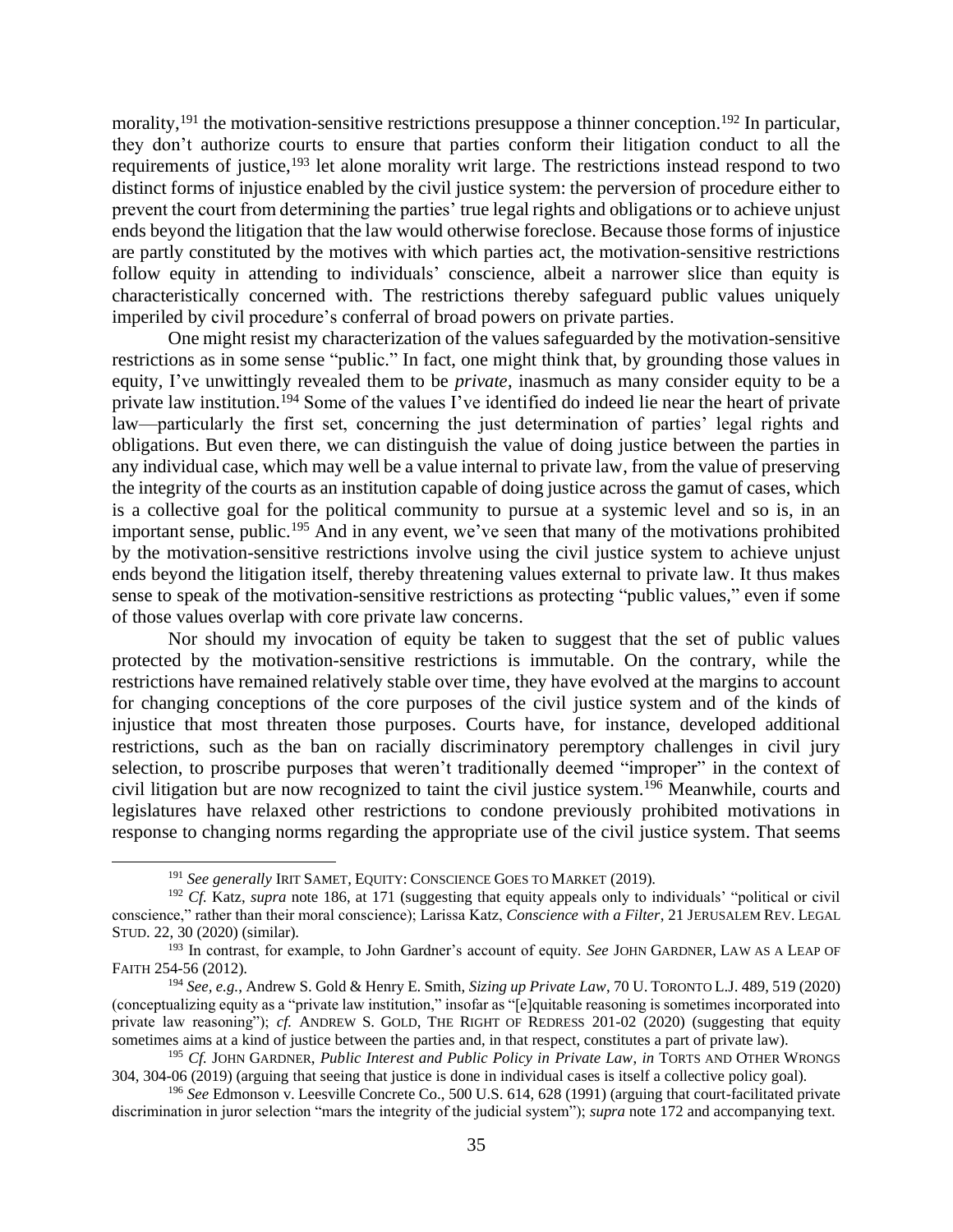morality,[191] the motivation-sensitive restrictions presuppose a thinner conception.[192] In particular, they don't authorize courts to ensure that parties conform their litigation conduct to all the requirements of justice,[193] let alone morality writ large. The restrictions instead respond to two distinct forms of injustice enabled by the civil justice system: the perversion of procedure either to prevent the court from determining the parties' true legal rights and obligations or to achieve unjust ends beyond the litigation that the law would otherwise foreclose. Because those forms of injustice are partly constituted by the motives with which parties act, the motivation-sensitive restrictions follow equity in attending to individuals' conscience, albeit a narrower slice than equity is characteristically concerned with. The restrictions thereby safeguard public values uniquely imperiled by civil procedure's conferral of broad powers on private parties.

One might resist my characterization of the values safeguarded by the motivation-sensitive restrictions as in some sense "public." In fact, one might think that, by grounding those values in equity, I've unwittingly revealed them to be *private*, inasmuch as many consider equity to be a private law institution.[194] Some of the values I've identified do indeed lie near the heart of private law—particularly the first set, concerning the just determination of parties' legal rights and obligations. But even there, we can distinguish the value of doing justice between the parties in any individual case, which may well be a value internal to private law, from the value of preserving the integrity of the courts as an institution capable of doing justice across the gamut of cases, which is a collective goal for the political community to pursue at a systemic level and so is, in an important sense, public.[195] And in any event, we've seen that many of the motivations prohibited by the motivation-sensitive restrictions involve using the civil justice system to achieve unjust ends beyond the litigation itself, thereby threatening values external to private law. It thus makes sense to speak of the motivation-sensitive restrictions as protecting "public values," even if some of those values overlap with core private law concerns.

Nor should my invocation of equity be taken to suggest that the set of public values protected by the motivation-sensitive restrictions is immutable. On the contrary, while the restrictions have remained relatively stable over time, they have evolved at the margins to account for changing conceptions of the core purposes of the civil justice system and of the kinds of injustice that most threaten those purposes. Courts have, for instance, developed additional restrictions, such as the ban on racially discriminatory peremptory challenges in civil jury selection, to proscribe purposes that weren't traditionally deemed "improper" in the context of civil litigation but are now recognized to taint the civil justice system.[196] Meanwhile, courts and legislatures have relaxed other restrictions to condone previously prohibited motivations in response to changing norms regarding the appropriate use of the civil justice system. That seems

---

[191] *See generally* IRIT SAMET, EQUITY: CONSCIENCE GOES TO MARKET (2019).

[192] *Cf.* Katz, *supra* note 186, at 171 (suggesting that equity appeals only to individuals' "political or civil conscience," rather than their moral conscience); Larissa Katz, *Conscience with a Filter*, 21 JERUSALEM REV. LEGAL STUD. 22, 30 (2020) (similar).

[193] In contrast, for example, to John Gardner's account of equity. *See* JOHN GARDNER, LAW AS A LEAP OF FAITH 254-56 (2012).

[194] *See, e.g.*, Andrew S. Gold & Henry E. Smith, *Sizing up Private Law*, 70 U. TORONTO L.J. 489, 519 (2020) (conceptualizing equity as a "private law institution," insofar as "[e]quitable reasoning is sometimes incorporated into private law reasoning"); *cf.* ANDREW S. GOLD, THE RIGHT OF REDRESS 201-02 (2020) (suggesting that equity sometimes aims at a kind of justice between the parties and, in that respect, constitutes a part of private law).

[195] *Cf.* JOHN GARDNER, *Public Interest and Public Policy in Private Law*, *in* TORTS AND OTHER WRONGS 304, 304-06 (2019) (arguing that seeing that justice is done in individual cases is itself a collective policy goal).

[196] *See* Edmonson v. Leesville Concrete Co., 500 U.S. 614, 628 (1991) (arguing that court-facilitated private discrimination in juror selection "mars the integrity of the judicial system"); *supra* note 172 and accompanying text.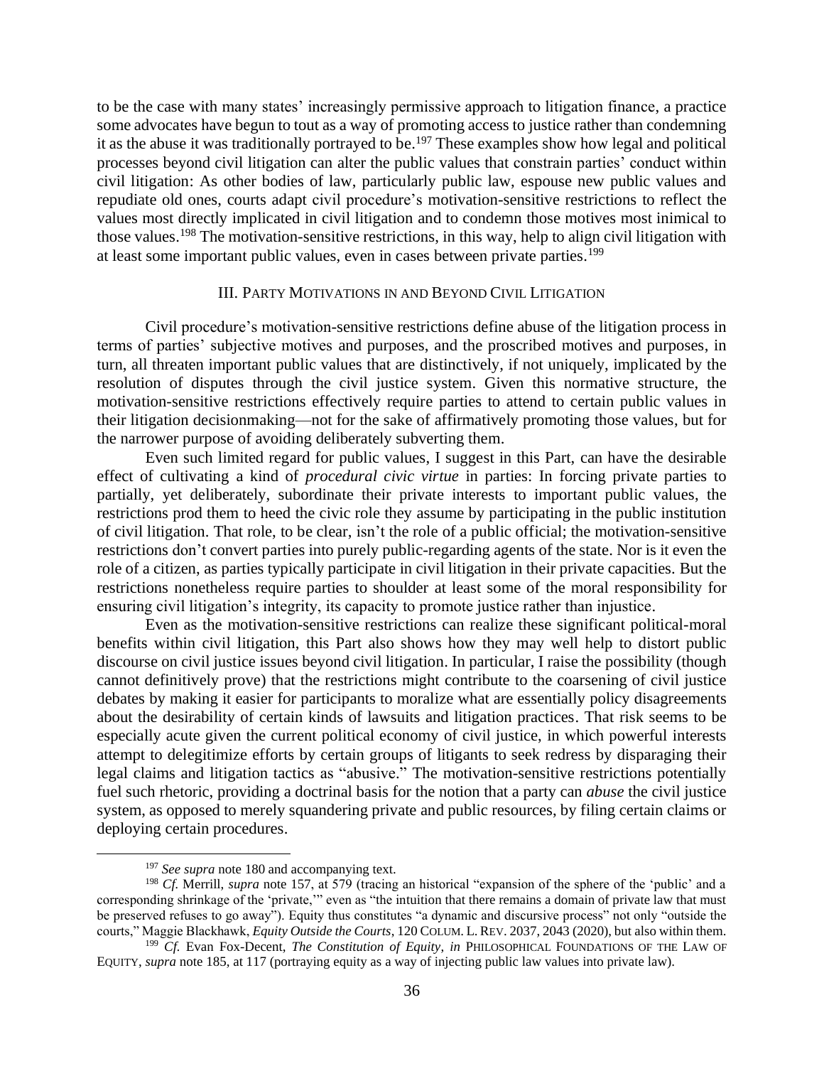to be the case with many states' increasingly permissive approach to litigation finance, a practice some advocates have begun to tout as a way of promoting access to justice rather than condemning it as the abuse it was traditionally portrayed to be.[197] These examples show how legal and political processes beyond civil litigation can alter the public values that constrain parties' conduct within civil litigation: As other bodies of law, particularly public law, espouse new public values and repudiate old ones, courts adapt civil procedure's motivation-sensitive restrictions to reflect the values most directly implicated in civil litigation and to condemn those motives most inimical to those values.[198] The motivation-sensitive restrictions, in this way, help to align civil litigation with at least some important public values, even in cases between private parties.[199]

## III. Party Motivations in and Beyond Civil Litigation

Civil procedure's motivation-sensitive restrictions define abuse of the litigation process in terms of parties' subjective motives and purposes, and the proscribed motives and purposes, in turn, all threaten important public values that are distinctively, if not uniquely, implicated by the resolution of disputes through the civil justice system. Given this normative structure, the motivation-sensitive restrictions effectively require parties to attend to certain public values in their litigation decisionmaking—not for the sake of affirmatively promoting those values, but for the narrower purpose of avoiding deliberately subverting them.

Even such limited regard for public values, I suggest in this Part, can have the desirable effect of cultivating a kind of *procedural civic virtue* in parties: In forcing private parties to partially, yet deliberately, subordinate their private interests to important public values, the restrictions prod them to heed the civic role they assume by participating in the public institution of civil litigation. That role, to be clear, isn't the role of a public official; the motivation-sensitive restrictions don't convert parties into purely public-regarding agents of the state. Nor is it even the role of a citizen, as parties typically participate in civil litigation in their private capacities. But the restrictions nonetheless require parties to shoulder at least some of the moral responsibility for ensuring civil litigation's integrity, its capacity to promote justice rather than injustice.

Even as the motivation-sensitive restrictions can realize these significant political-moral benefits within civil litigation, this Part also shows how they may well help to distort public discourse on civil justice issues beyond civil litigation. In particular, I raise the possibility (though cannot definitively prove) that the restrictions might contribute to the coarsening of civil justice debates by making it easier for participants to moralize what are essentially policy disagreements about the desirability of certain kinds of lawsuits and litigation practices. That risk seems to be especially acute given the current political economy of civil justice, in which powerful interests attempt to delegitimize efforts by certain groups of litigants to seek redress by disparaging their legal claims and litigation tactics as "abusive." The motivation-sensitive restrictions potentially fuel such rhetoric, providing a doctrinal basis for the notion that a party can *abuse* the civil justice system, as opposed to merely squandering private and public resources, by filing certain claims or deploying certain procedures.

---

[197] *See supra* note 180 and accompanying text.

[198] *Cf.* Merrill, *supra* note 157, at 579 (tracing an historical "expansion of the sphere of the 'public' and a corresponding shrinkage of the 'private,'" even as "the intuition that there remains a domain of private law that must be preserved refuses to go away"). Equity thus constitutes "a dynamic and discursive process" not only "outside the courts," Maggie Blackhawk, *Equity Outside the Courts*, 120 COLUM. L. REV. 2037, 2043 (2020), but also within them.

[199] *Cf.* Evan Fox-Decent, *The Constitution of Equity*, *in* PHILOSOPHICAL FOUNDATIONS OF THE LAW OF EQUITY, *supra* note 185, at 117 (portraying equity as a way of injecting public law values into private law).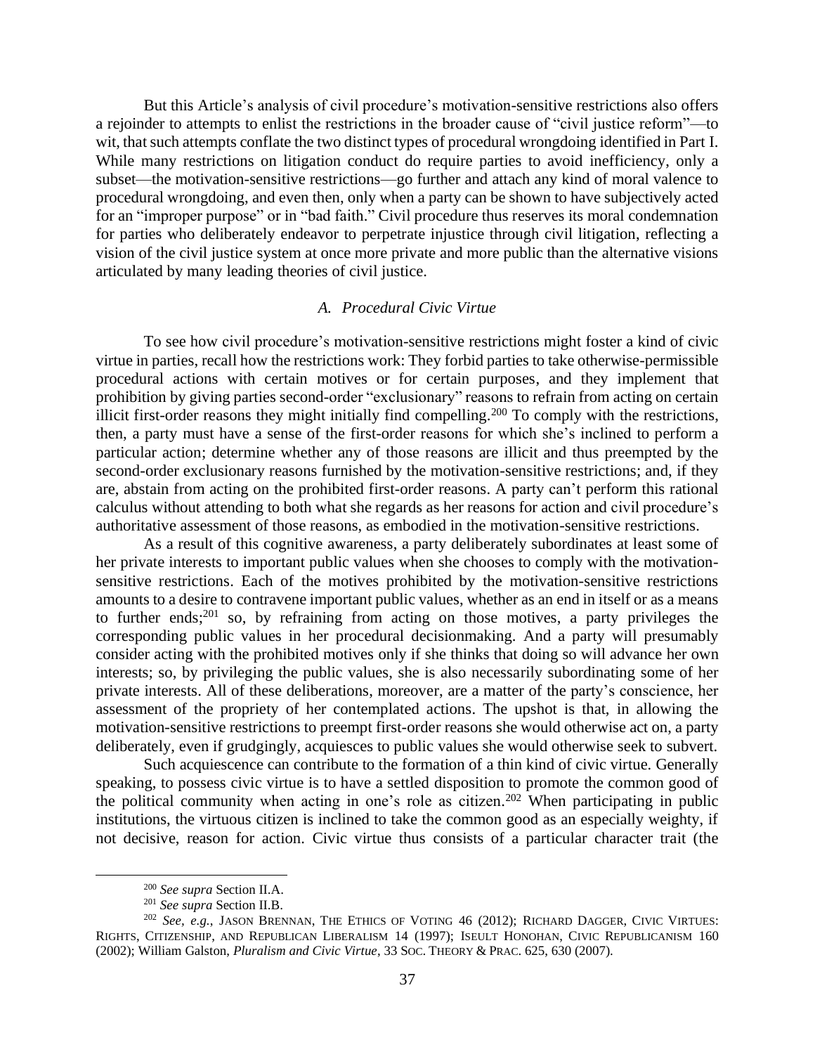But this Article's analysis of civil procedure's motivation-sensitive restrictions also offers a rejoinder to attempts to enlist the restrictions in the broader cause of "civil justice reform"—to wit, that such attempts conflate the two distinct types of procedural wrongdoing identified in Part I. While many restrictions on litigation conduct do require parties to avoid inefficiency, only a subset—the motivation-sensitive restrictions—go further and attach any kind of moral valence to procedural wrongdoing, and even then, only when a party can be shown to have subjectively acted for an "improper purpose" or in "bad faith." Civil procedure thus reserves its moral condemnation for parties who deliberately endeavor to perpetrate injustice through civil litigation, reflecting a vision of the civil justice system at once more private and more public than the alternative visions articulated by many leading theories of civil justice.

### *A. Procedural Civic Virtue*

To see how civil procedure's motivation-sensitive restrictions might foster a kind of civic virtue in parties, recall how the restrictions work: They forbid parties to take otherwise-permissible procedural actions with certain motives or for certain purposes, and they implement that prohibition by giving parties second-order "exclusionary" reasons to refrain from acting on certain illicit first-order reasons they might initially find compelling.[200] To comply with the restrictions, then, a party must have a sense of the first-order reasons for which she's inclined to perform a particular action; determine whether any of those reasons are illicit and thus preempted by the second-order exclusionary reasons furnished by the motivation-sensitive restrictions; and, if they are, abstain from acting on the prohibited first-order reasons. A party can't perform this rational calculus without attending to both what she regards as her reasons for action and civil procedure's authoritative assessment of those reasons, as embodied in the motivation-sensitive restrictions.

As a result of this cognitive awareness, a party deliberately subordinates at least some of her private interests to important public values when she chooses to comply with the motivation-sensitive restrictions. Each of the motives prohibited by the motivation-sensitive restrictions amounts to a desire to contravene important public values, whether as an end in itself or as a means to further ends;[201] so, by refraining from acting on those motives, a party privileges the corresponding public values in her procedural decisionmaking. And a party will presumably consider acting with the prohibited motives only if she thinks that doing so will advance her own interests; so, by privileging the public values, she is also necessarily subordinating some of her private interests. All of these deliberations, moreover, are a matter of the party's conscience, her assessment of the propriety of her contemplated actions. The upshot is that, in allowing the motivation-sensitive restrictions to preempt first-order reasons she would otherwise act on, a party deliberately, even if grudgingly, acquiesces to public values she would otherwise seek to subvert.

Such acquiescence can contribute to the formation of a thin kind of civic virtue. Generally speaking, to possess civic virtue is to have a settled disposition to promote the common good of the political community when acting in one's role as citizen.[202] When participating in public institutions, the virtuous citizen is inclined to take the common good as an especially weighty, if not decisive, reason for action. Civic virtue thus consists of a particular character trait (the

---

[200] *See supra* Section II.A.

[201] *See supra* Section II.B.

[202] *See, e.g.*, JASON BRENNAN, THE ETHICS OF VOTING 46 (2012); RICHARD DAGGER, CIVIC VIRTUES: RIGHTS, CITIZENSHIP, AND REPUBLICAN LIBERALISM 14 (1997); ISEULT HONOHAN, CIVIC REPUBLICANISM 160 (2002); William Galston, *Pluralism and Civic Virtue*, 33 SOC. THEORY & PRAC. 625, 630 (2007).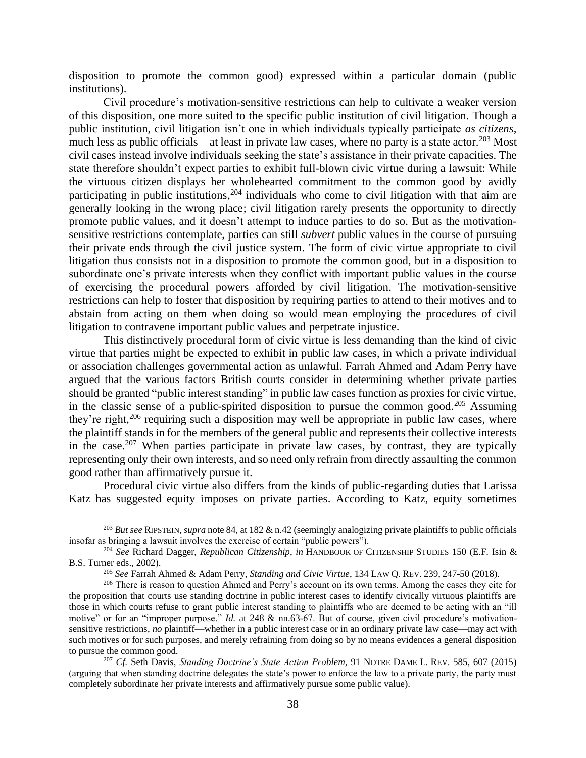disposition to promote the common good) expressed within a particular domain (public institutions).

Civil procedure's motivation-sensitive restrictions can help to cultivate a weaker version of this disposition, one more suited to the specific public institution of civil litigation. Though a public institution, civil litigation isn't one in which individuals typically participate *as citizens*, much less as public officials—at least in private law cases, where no party is a state actor.[203] Most civil cases instead involve individuals seeking the state's assistance in their private capacities. The state therefore shouldn't expect parties to exhibit full-blown civic virtue during a lawsuit: While the virtuous citizen displays her wholehearted commitment to the common good by avidly participating in public institutions,[204] individuals who come to civil litigation with that aim are generally looking in the wrong place; civil litigation rarely presents the opportunity to directly promote public values, and it doesn't attempt to induce parties to do so. But as the motivation-sensitive restrictions contemplate, parties can still *subvert* public values in the course of pursuing their private ends through the civil justice system. The form of civic virtue appropriate to civil litigation thus consists not in a disposition to promote the common good, but in a disposition to subordinate one's private interests when they conflict with important public values in the course of exercising the procedural powers afforded by civil litigation. The motivation-sensitive restrictions can help to foster that disposition by requiring parties to attend to their motives and to abstain from acting on them when doing so would mean employing the procedures of civil litigation to contravene important public values and perpetrate injustice.

This distinctively procedural form of civic virtue is less demanding than the kind of civic virtue that parties might be expected to exhibit in public law cases, in which a private individual or association challenges governmental action as unlawful. Farrah Ahmed and Adam Perry have argued that the various factors British courts consider in determining whether private parties should be granted "public interest standing" in public law cases function as proxies for civic virtue, in the classic sense of a public-spirited disposition to pursue the common good.[205] Assuming they're right,[206] requiring such a disposition may well be appropriate in public law cases, where the plaintiff stands in for the members of the general public and represents their collective interests in the case.[207] When parties participate in private law cases, by contrast, they are typically representing only their own interests, and so need only refrain from directly assaulting the common good rather than affirmatively pursue it.

Procedural civic virtue also differs from the kinds of public-regarding duties that Larissa Katz has suggested equity imposes on private parties. According to Katz, equity sometimes

---

[203] *But see* RIPSTEIN, *supra* note 84, at 182 & n.42 (seemingly analogizing private plaintiffs to public officials insofar as bringing a lawsuit involves the exercise of certain "public powers").

[204] *See* Richard Dagger, *Republican Citizenship*, *in* HANDBOOK OF CITIZENSHIP STUDIES 150 (E.F. Isin & B.S. Turner eds., 2002).

[205] *See* Farrah Ahmed & Adam Perry, *Standing and Civic Virtue*, 134 LAW Q. REV. 239, 247-50 (2018).

[206] There is reason to question Ahmed and Perry's account on its own terms. Among the cases they cite for the proposition that courts use standing doctrine in public interest cases to identify civically virtuous plaintiffs are those in which courts refuse to grant public interest standing to plaintiffs who are deemed to be acting with an "ill motive" or for an "improper purpose." *Id.* at 248 & nn.63-67. But of course, given civil procedure's motivation-sensitive restrictions, *no* plaintiff—whether in a public interest case or in an ordinary private law case—may act with such motives or for such purposes, and merely refraining from doing so by no means evidences a general disposition to pursue the common good.

[207] *Cf.* Seth Davis, *Standing Doctrine's State Action Problem*, 91 NOTRE DAME L. REV. 585, 607 (2015) (arguing that when standing doctrine delegates the state's power to enforce the law to a private party, the party must completely subordinate her private interests and affirmatively pursue some public value).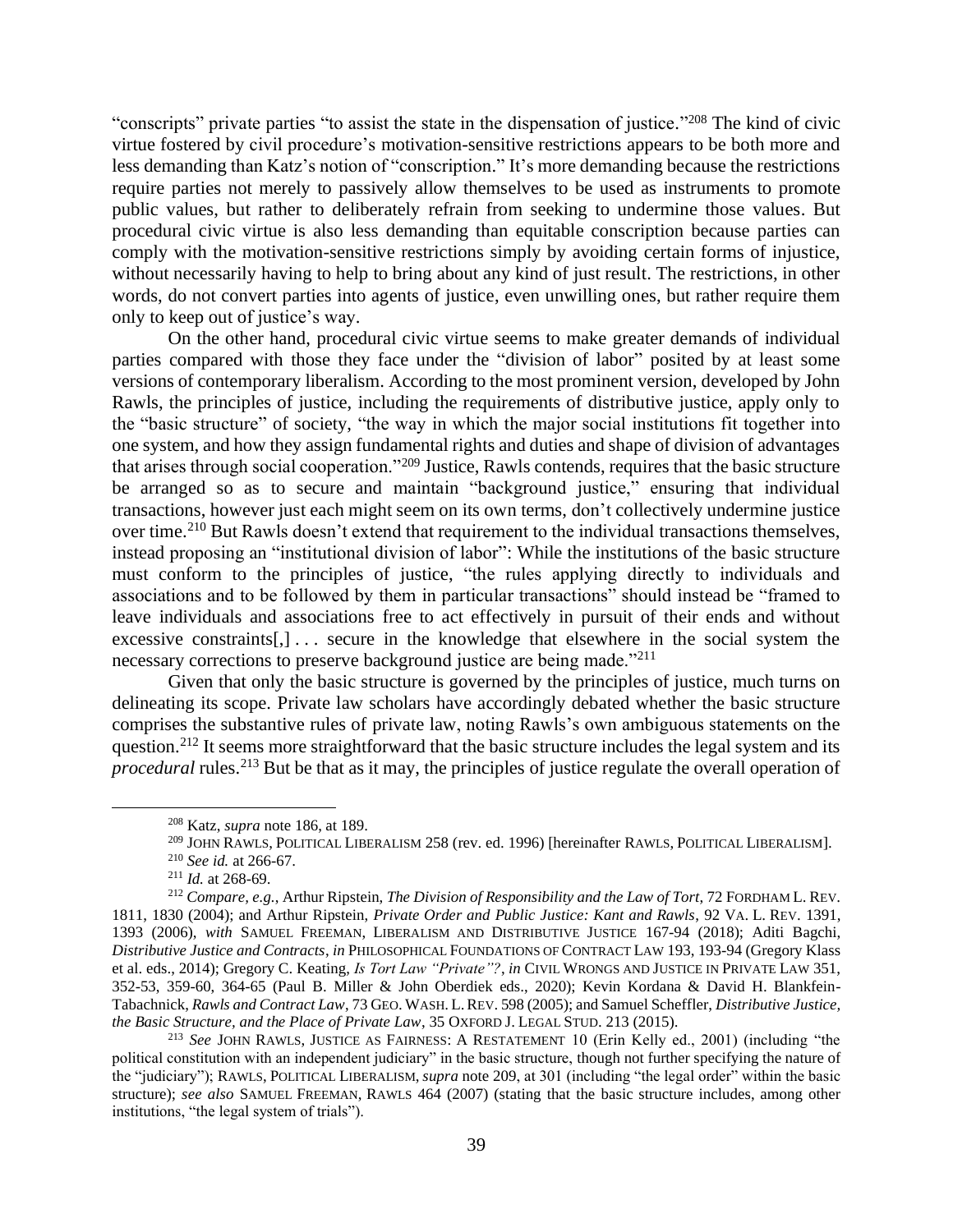"conscripts" private parties "to assist the state in the dispensation of justice."[208] The kind of civic virtue fostered by civil procedure's motivation-sensitive restrictions appears to be both more and less demanding than Katz's notion of "conscription." It's more demanding because the restrictions require parties not merely to passively allow themselves to be used as instruments to promote public values, but rather to deliberately refrain from seeking to undermine those values. But procedural civic virtue is also less demanding than equitable conscription because parties can comply with the motivation-sensitive restrictions simply by avoiding certain forms of injustice, without necessarily having to help to bring about any kind of just result. The restrictions, in other words, do not convert parties into agents of justice, even unwilling ones, but rather require them only to keep out of justice's way.

On the other hand, procedural civic virtue seems to make greater demands of individual parties compared with those they face under the "division of labor" posited by at least some versions of contemporary liberalism. According to the most prominent version, developed by John Rawls, the principles of justice, including the requirements of distributive justice, apply only to the "basic structure" of society, "the way in which the major social institutions fit together into one system, and how they assign fundamental rights and duties and shape of division of advantages that arises through social cooperation."[209] Justice, Rawls contends, requires that the basic structure be arranged so as to secure and maintain "background justice," ensuring that individual transactions, however just each might seem on its own terms, don't collectively undermine justice over time.[210] But Rawls doesn't extend that requirement to the individual transactions themselves, instead proposing an "institutional division of labor": While the institutions of the basic structure must conform to the principles of justice, "the rules applying directly to individuals and associations and to be followed by them in particular transactions" should instead be "framed to leave individuals and associations free to act effectively in pursuit of their ends and without excessive constraints[,] . . . secure in the knowledge that elsewhere in the social system the necessary corrections to preserve background justice are being made."[211]

Given that only the basic structure is governed by the principles of justice, much turns on delineating its scope. Private law scholars have accordingly debated whether the basic structure comprises the substantive rules of private law, noting Rawls's own ambiguous statements on the question.[212] It seems more straightforward that the basic structure includes the legal system and its *procedural* rules.[213] But be that as it may, the principles of justice regulate the overall operation of

---

[208] Katz, *supra* note 186, at 189.

[209] JOHN RAWLS, POLITICAL LIBERALISM 258 (rev. ed. 1996) [hereinafter RAWLS, POLITICAL LIBERALISM].

[210] *See id.* at 266-67.

[211] *Id.* at 268-69.

[212] *Compare, e.g.*, Arthur Ripstein, *The Division of Responsibility and the Law of Tort*, 72 FORDHAM L. REV. 1811, 1830 (2004); and Arthur Ripstein, *Private Order and Public Justice: Kant and Rawls*, 92 VA. L. REV. 1391, 1393 (2006), *with* SAMUEL FREEMAN, LIBERALISM AND DISTRIBUTIVE JUSTICE 167-94 (2018); Aditi Bagchi, *Distributive Justice and Contracts*, *in* PHILOSOPHICAL FOUNDATIONS OF CONTRACT LAW 193, 193-94 (Gregory Klass et al. eds., 2014); Gregory C. Keating, *Is Tort Law "Private"?*, *in* CIVIL WRONGS AND JUSTICE IN PRIVATE LAW 351, 352-53, 359-60, 364-65 (Paul B. Miller & John Oberdiek eds., 2020); Kevin Kordana & David H. Blankfein-Tabachnick, *Rawls and Contract Law*, 73 GEO. WASH. L. REV. 598 (2005); and Samuel Scheffler, *Distributive Justice, the Basic Structure, and the Place of Private Law*, 35 OXFORD J. LEGAL STUD. 213 (2015).

[213] *See* JOHN RAWLS, JUSTICE AS FAIRNESS: A RESTATEMENT 10 (Erin Kelly ed., 2001) (including "the political constitution with an independent judiciary" in the basic structure, though not further specifying the nature of the "judiciary"); RAWLS, POLITICAL LIBERALISM, *supra* note 209, at 301 (including "the legal order" within the basic structure); *see also* SAMUEL FREEMAN, RAWLS 464 (2007) (stating that the basic structure includes, among other institutions, "the legal system of trials").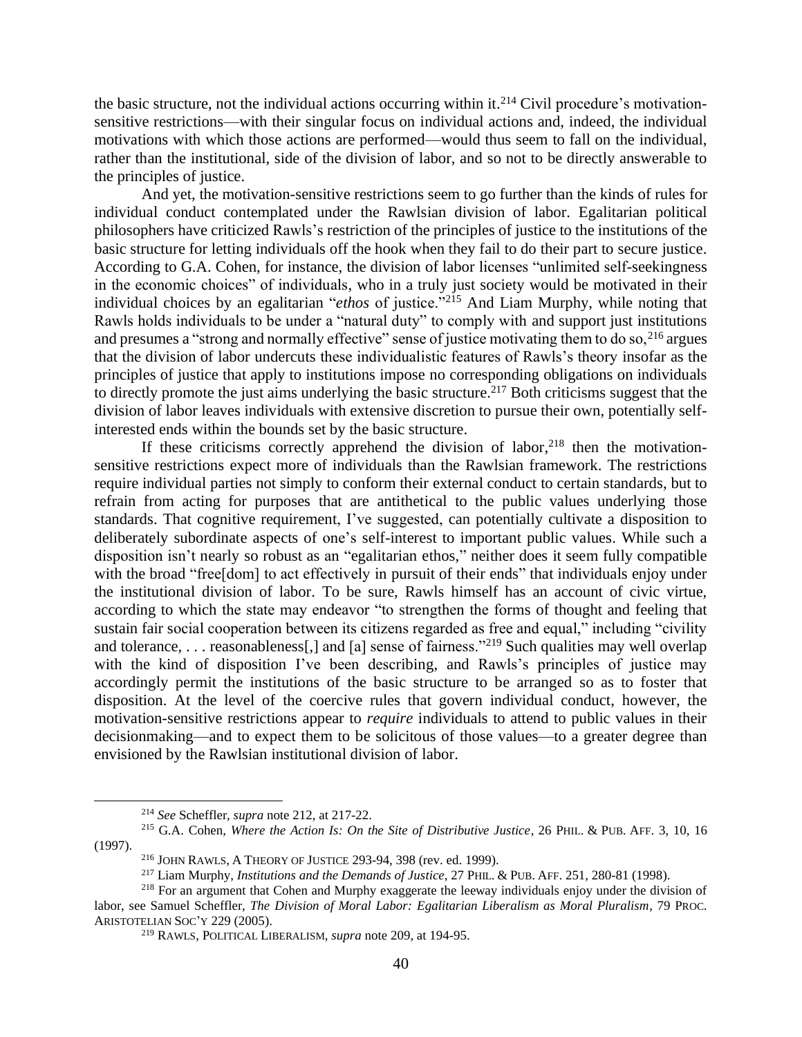the basic structure, not the individual actions occurring within it.[214] Civil procedure's motivation-sensitive restrictions—with their singular focus on individual actions and, indeed, the individual motivations with which those actions are performed—would thus seem to fall on the individual, rather than the institutional, side of the division of labor, and so not to be directly answerable to the principles of justice.

And yet, the motivation-sensitive restrictions seem to go further than the kinds of rules for individual conduct contemplated under the Rawlsian division of labor. Egalitarian political philosophers have criticized Rawls's restriction of the principles of justice to the institutions of the basic structure for letting individuals off the hook when they fail to do their part to secure justice. According to G.A. Cohen, for instance, the division of labor licenses "unlimited self-seekingness in the economic choices" of individuals, who in a truly just society would be motivated in their individual choices by an egalitarian "*ethos* of justice."[215] And Liam Murphy, while noting that Rawls holds individuals to be under a "natural duty" to comply with and support just institutions and presumes a "strong and normally effective" sense of justice motivating them to do so,[216] argues that the division of labor undercuts these individualistic features of Rawls's theory insofar as the principles of justice that apply to institutions impose no corresponding obligations on individuals to directly promote the just aims underlying the basic structure.[217] Both criticisms suggest that the division of labor leaves individuals with extensive discretion to pursue their own, potentially self-interested ends within the bounds set by the basic structure.

If these criticisms correctly apprehend the division of labor,[218] then the motivation-sensitive restrictions expect more of individuals than the Rawlsian framework. The restrictions require individual parties not simply to conform their external conduct to certain standards, but to refrain from acting for purposes that are antithetical to the public values underlying those standards. That cognitive requirement, I've suggested, can potentially cultivate a disposition to deliberately subordinate aspects of one's self-interest to important public values. While such a disposition isn't nearly so robust as an "egalitarian ethos," neither does it seem fully compatible with the broad "free[dom] to act effectively in pursuit of their ends" that individuals enjoy under the institutional division of labor. To be sure, Rawls himself has an account of civic virtue, according to which the state may endeavor "to strengthen the forms of thought and feeling that sustain fair social cooperation between its citizens regarded as free and equal," including "civility and tolerance, . . . reasonableness[,] and [a] sense of fairness."[219] Such qualities may well overlap with the kind of disposition I've been describing, and Rawls's principles of justice may accordingly permit the institutions of the basic structure to be arranged so as to foster that disposition. At the level of the coercive rules that govern individual conduct, however, the motivation-sensitive restrictions appear to *require* individuals to attend to public values in their decisionmaking—and to expect them to be solicitous of those values—to a greater degree than envisioned by the Rawlsian institutional division of labor.

---

[214] *See* Scheffler, *supra* note 212, at 217-22.

[215] G.A. Cohen, *Where the Action Is: On the Site of Distributive Justice*, 26 PHIL. & PUB. AFF. 3, 10, 16 (1997).

[216] JOHN RAWLS, A THEORY OF JUSTICE 293-94, 398 (rev. ed. 1999).

[217] Liam Murphy, *Institutions and the Demands of Justice*, 27 PHIL. & PUB. AFF. 251, 280-81 (1998).

[218] For an argument that Cohen and Murphy exaggerate the leeway individuals enjoy under the division of labor, see Samuel Scheffler, *The Division of Moral Labor: Egalitarian Liberalism as Moral Pluralism*, 79 PROC. ARISTOTELIAN SOC'Y 229 (2005).

[219] RAWLS, POLITICAL LIBERALISM, *supra* note 209, at 194-95.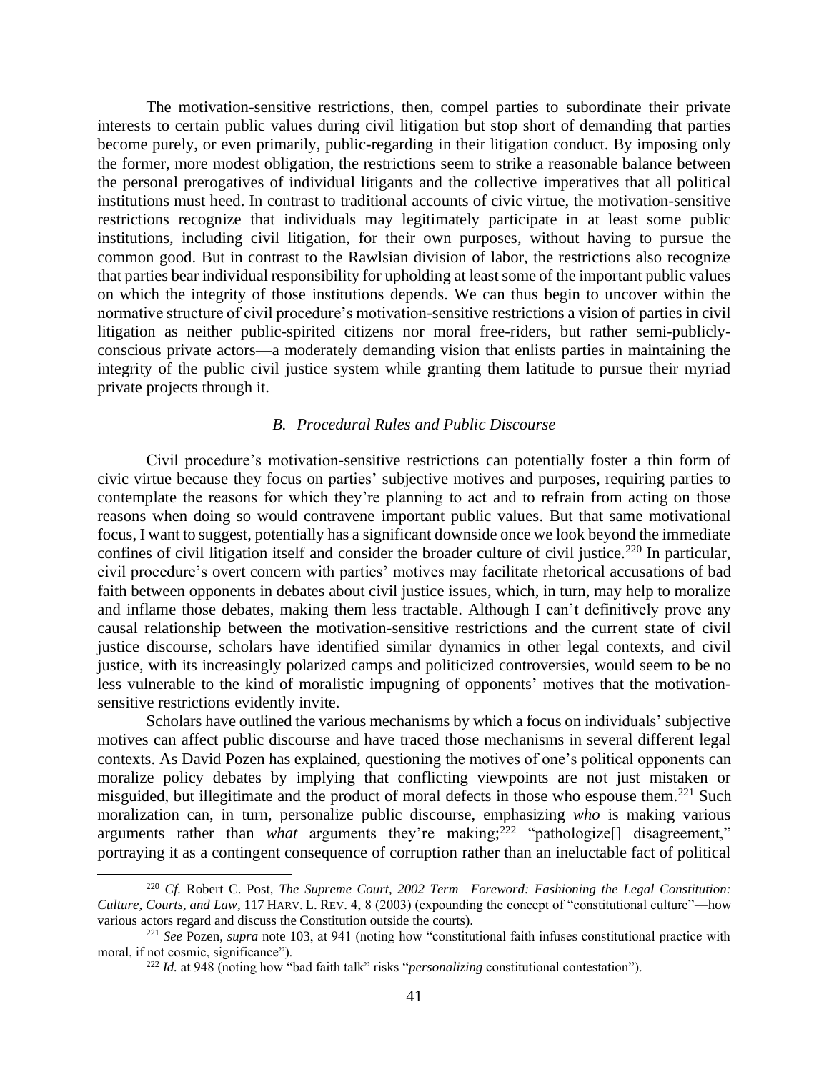The motivation-sensitive restrictions, then, compel parties to subordinate their private interests to certain public values during civil litigation but stop short of demanding that parties become purely, or even primarily, public-regarding in their litigation conduct. By imposing only the former, more modest obligation, the restrictions seem to strike a reasonable balance between the personal prerogatives of individual litigants and the collective imperatives that all political institutions must heed. In contrast to traditional accounts of civic virtue, the motivation-sensitive restrictions recognize that individuals may legitimately participate in at least some public institutions, including civil litigation, for their own purposes, without having to pursue the common good. But in contrast to the Rawlsian division of labor, the restrictions also recognize that parties bear individual responsibility for upholding at least some of the important public values on which the integrity of those institutions depends. We can thus begin to uncover within the normative structure of civil procedure's motivation-sensitive restrictions a vision of parties in civil litigation as neither public-spirited citizens nor moral free-riders, but rather semi-publicly-conscious private actors—a moderately demanding vision that enlists parties in maintaining the integrity of the public civil justice system while granting them latitude to pursue their myriad private projects through it.

### *B. Procedural Rules and Public Discourse*

Civil procedure's motivation-sensitive restrictions can potentially foster a thin form of civic virtue because they focus on parties' subjective motives and purposes, requiring parties to contemplate the reasons for which they're planning to act and to refrain from acting on those reasons when doing so would contravene important public values. But that same motivational focus, I want to suggest, potentially has a significant downside once we look beyond the immediate confines of civil litigation itself and consider the broader culture of civil justice.[220] In particular, civil procedure's overt concern with parties' motives may facilitate rhetorical accusations of bad faith between opponents in debates about civil justice issues, which, in turn, may help to moralize and inflame those debates, making them less tractable. Although I can't definitively prove any causal relationship between the motivation-sensitive restrictions and the current state of civil justice discourse, scholars have identified similar dynamics in other legal contexts, and civil justice, with its increasingly polarized camps and politicized controversies, would seem to be no less vulnerable to the kind of moralistic impugning of opponents' motives that the motivation-sensitive restrictions evidently invite.

Scholars have outlined the various mechanisms by which a focus on individuals' subjective motives can affect public discourse and have traced those mechanisms in several different legal contexts. As David Pozen has explained, questioning the motives of one's political opponents can moralize policy debates by implying that conflicting viewpoints are not just mistaken or misguided, but illegitimate and the product of moral defects in those who espouse them.[221] Such moralization can, in turn, personalize public discourse, emphasizing *who* is making various arguments rather than *what* arguments they're making;[222] "pathologize[] disagreement," portraying it as a contingent consequence of corruption rather than an ineluctable fact of political

---

[220] *Cf.* Robert C. Post, *The Supreme Court, 2002 Term—Foreword: Fashioning the Legal Constitution: Culture, Courts, and Law*, 117 HARV. L. REV. 4, 8 (2003) (expounding the concept of "constitutional culture"—how various actors regard and discuss the Constitution outside the courts).

[221] *See* Pozen, *supra* note 103, at 941 (noting how "constitutional faith infuses constitutional practice with moral, if not cosmic, significance").

[222] *Id.* at 948 (noting how "bad faith talk" risks "*personalizing* constitutional contestation").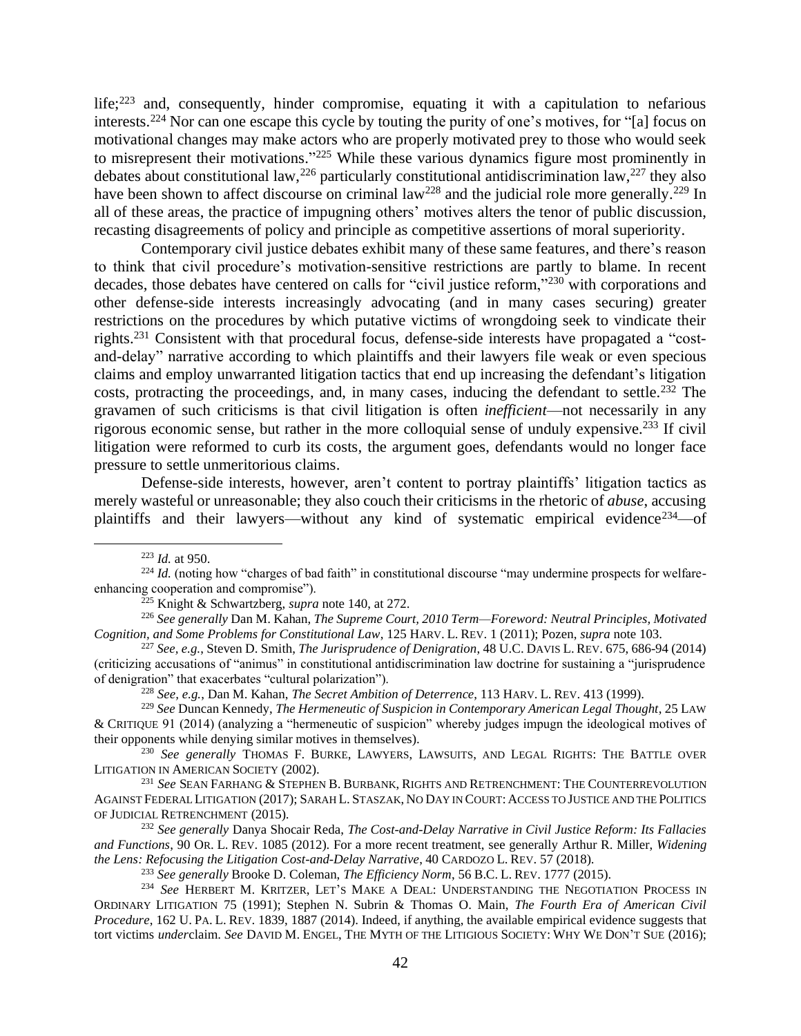life;[223] and, consequently, hinder compromise, equating it with a capitulation to nefarious interests.[224] Nor can one escape this cycle by touting the purity of one's motives, for "[a] focus on motivational changes may make actors who are properly motivated prey to those who would seek to misrepresent their motivations."[225] While these various dynamics figure most prominently in debates about constitutional law,[226] particularly constitutional antidiscrimination law,[227] they also have been shown to affect discourse on criminal law[228] and the judicial role more generally.[229] In all of these areas, the practice of impugning others' motives alters the tenor of public discussion, recasting disagreements of policy and principle as competitive assertions of moral superiority.

Contemporary civil justice debates exhibit many of these same features, and there's reason to think that civil procedure's motivation-sensitive restrictions are partly to blame. In recent decades, those debates have centered on calls for "civil justice reform,"[230] with corporations and other defense-side interests increasingly advocating (and in many cases securing) greater restrictions on the procedures by which putative victims of wrongdoing seek to vindicate their rights.[231] Consistent with that procedural focus, defense-side interests have propagated a "cost-and-delay" narrative according to which plaintiffs and their lawyers file weak or even specious claims and employ unwarranted litigation tactics that end up increasing the defendant's litigation costs, protracting the proceedings, and, in many cases, inducing the defendant to settle.[232] The gravamen of such criticisms is that civil litigation is often *inefficient*—not necessarily in any rigorous economic sense, but rather in the more colloquial sense of unduly expensive.[233] If civil litigation were reformed to curb its costs, the argument goes, defendants would no longer face pressure to settle unmeritorious claims.

Defense-side interests, however, aren't content to portray plaintiffs' litigation tactics as merely wasteful or unreasonable; they also couch their criticisms in the rhetoric of *abuse*, accusing plaintiffs and their lawyers—without any kind of systematic empirical evidence[234]—of

---

[223] *Id.* at 950.

[224] *Id.* (noting how "charges of bad faith" in constitutional discourse "may undermine prospects for welfare-enhancing cooperation and compromise").

[225] Knight & Schwartzberg, *supra* note 140, at 272.

[226] *See generally* Dan M. Kahan, *The Supreme Court, 2010 Term—Foreword: Neutral Principles, Motivated Cognition, and Some Problems for Constitutional Law*, 125 HARV. L. REV. 1 (2011); Pozen, *supra* note 103.

[227] *See, e.g.*, Steven D. Smith, *The Jurisprudence of Denigration*, 48 U.C. DAVIS L. REV. 675, 686-94 (2014) (criticizing accusations of "animus" in constitutional antidiscrimination law doctrine for sustaining a "jurisprudence of denigration" that exacerbates "cultural polarization").

[228] *See, e.g.*, Dan M. Kahan, *The Secret Ambition of Deterrence*, 113 HARV. L. REV. 413 (1999).

[229] *See* Duncan Kennedy, *The Hermeneutic of Suspicion in Contemporary American Legal Thought*, 25 LAW & CRITIQUE 91 (2014) (analyzing a "hermeneutic of suspicion" whereby judges impugn the ideological motives of their opponents while denying similar motives in themselves).

[230] *See generally* THOMAS F. BURKE, LAWYERS, LAWSUITS, AND LEGAL RIGHTS: THE BATTLE OVER LITIGATION IN AMERICAN SOCIETY (2002).

[231] *See* SEAN FARHANG & STEPHEN B. BURBANK, RIGHTS AND RETRENCHMENT: THE COUNTERREVOLUTION AGAINST FEDERAL LITIGATION (2017); SARAH L. STASZAK, NO DAY IN COURT: ACCESS TO JUSTICE AND THE POLITICS OF JUDICIAL RETRENCHMENT (2015).

[232] *See generally* Danya Shocair Reda, *The Cost-and-Delay Narrative in Civil Justice Reform: Its Fallacies and Functions*, 90 OR. L. REV. 1085 (2012). For a more recent treatment, see generally Arthur R. Miller, *Widening the Lens: Refocusing the Litigation Cost-and-Delay Narrative*, 40 CARDOZO L. REV. 57 (2018).

[233] *See generally* Brooke D. Coleman, *The Efficiency Norm*, 56 B.C. L. REV. 1777 (2015).

[234] *See* HERBERT M. KRITZER, LET'S MAKE A DEAL: UNDERSTANDING THE NEGOTIATION PROCESS IN ORDINARY LITIGATION 75 (1991); Stephen N. Subrin & Thomas O. Main, *The Fourth Era of American Civil Procedure*, 162 U. PA. L. REV. 1839, 1887 (2014). Indeed, if anything, the available empirical evidence suggests that tort victims *under*claim. *See* DAVID M. ENGEL, THE MYTH OF THE LITIGIOUS SOCIETY: WHY WE DON'T SUE (2016);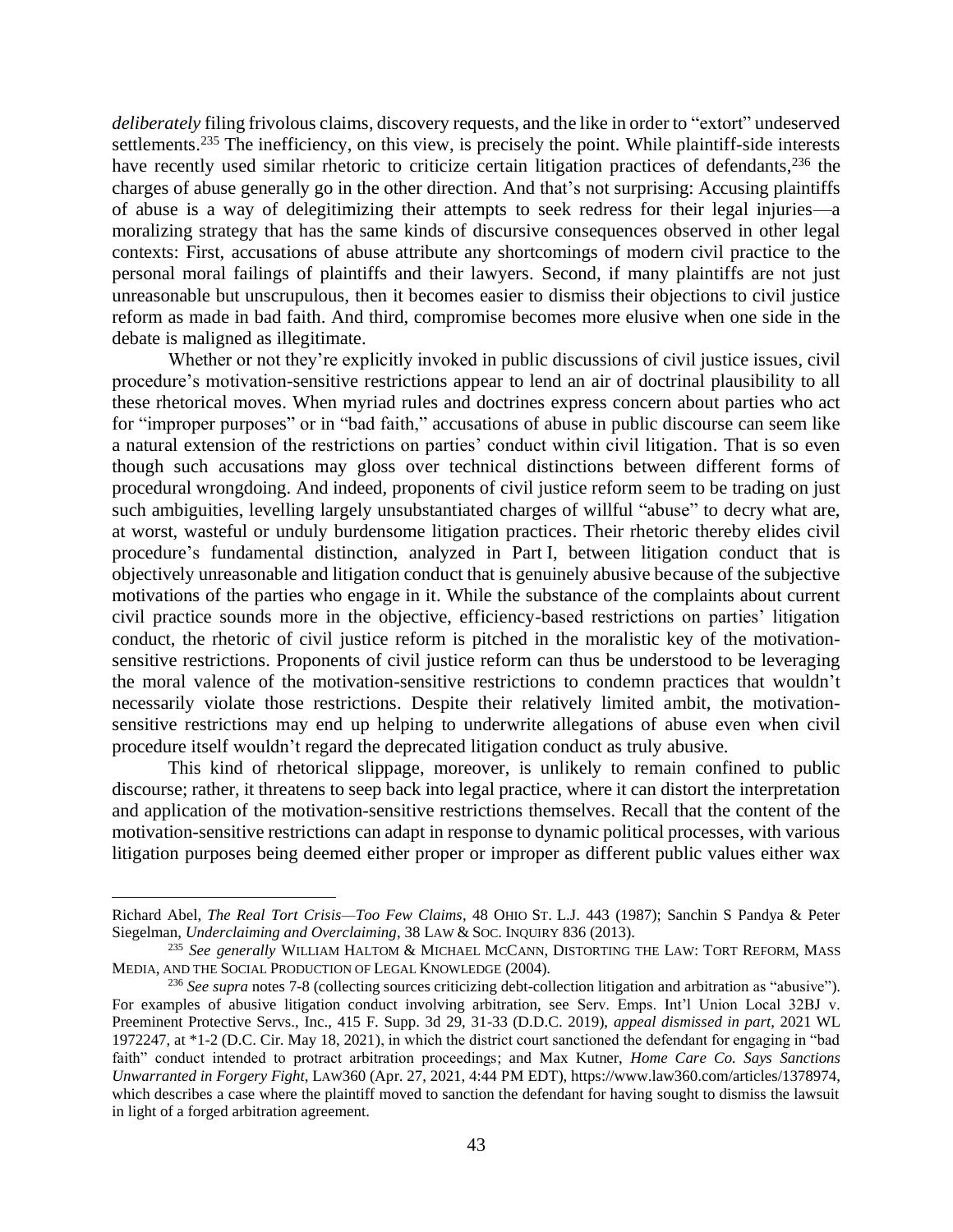*deliberately* filing frivolous claims, discovery requests, and the like in order to "extort" undeserved settlements.[235] The inefficiency, on this view, is precisely the point. While plaintiff-side interests have recently used similar rhetoric to criticize certain litigation practices of defendants,[236] the charges of abuse generally go in the other direction. And that's not surprising: Accusing plaintiffs of abuse is a way of delegitimizing their attempts to seek redress for their legal injuries—a moralizing strategy that has the same kinds of discursive consequences observed in other legal contexts: First, accusations of abuse attribute any shortcomings of modern civil practice to the personal moral failings of plaintiffs and their lawyers. Second, if many plaintiffs are not just unreasonable but unscrupulous, then it becomes easier to dismiss their objections to civil justice reform as made in bad faith. And third, compromise becomes more elusive when one side in the debate is maligned as illegitimate.

Whether or not they're explicitly invoked in public discussions of civil justice issues, civil procedure's motivation-sensitive restrictions appear to lend an air of doctrinal plausibility to all these rhetorical moves. When myriad rules and doctrines express concern about parties who act for "improper purposes" or in "bad faith," accusations of abuse in public discourse can seem like a natural extension of the restrictions on parties' conduct within civil litigation. That is so even though such accusations may gloss over technical distinctions between different forms of procedural wrongdoing. And indeed, proponents of civil justice reform seem to be trading on just such ambiguities, levelling largely unsubstantiated charges of willful "abuse" to decry what are, at worst, wasteful or unduly burdensome litigation practices. Their rhetoric thereby elides civil procedure's fundamental distinction, analyzed in Part I, between litigation conduct that is objectively unreasonable and litigation conduct that is genuinely abusive because of the subjective motivations of the parties who engage in it. While the substance of the complaints about current civil practice sounds more in the objective, efficiency-based restrictions on parties' litigation conduct, the rhetoric of civil justice reform is pitched in the moralistic key of the motivation-sensitive restrictions. Proponents of civil justice reform can thus be understood to be leveraging the moral valence of the motivation-sensitive restrictions to condemn practices that wouldn't necessarily violate those restrictions. Despite their relatively limited ambit, the motivation-sensitive restrictions may end up helping to underwrite allegations of abuse even when civil procedure itself wouldn't regard the deprecated litigation conduct as truly abusive.

This kind of rhetorical slippage, moreover, is unlikely to remain confined to public discourse; rather, it threatens to seep back into legal practice, where it can distort the interpretation and application of the motivation-sensitive restrictions themselves. Recall that the content of the motivation-sensitive restrictions can adapt in response to dynamic political processes, with various litigation purposes being deemed either proper or improper as different public values either wax

---

Richard Abel, *The Real Tort Crisis—Too Few Claims*, 48 OHIO ST. L.J. 443 (1987); Sanchin S Pandya & Peter Siegelman, *Underclaiming and Overclaiming*, 38 LAW & SOC. INQUIRY 836 (2013).

[235] *See generally* WILLIAM HALTOM & MICHAEL MCCANN, DISTORTING THE LAW: TORT REFORM, MASS MEDIA, AND THE SOCIAL PRODUCTION OF LEGAL KNOWLEDGE (2004).

[236] *See supra* notes 7-8 (collecting sources criticizing debt-collection litigation and arbitration as "abusive"). For examples of abusive litigation conduct involving arbitration, see Serv. Emps. Int'l Union Local 32BJ v. Preeminent Protective Servs., Inc., 415 F. Supp. 3d 29, 31-33 (D.D.C. 2019), *appeal dismissed in part*, 2021 WL 1972247, at *1-2 (D.C. Cir. May 18, 2021), in which the district court sanctioned the defendant for engaging in "bad faith" conduct intended to protract arbitration proceedings; and Max Kutner, *Home Care Co. Says Sanctions Unwarranted in Forgery Fight*, LAW360 (Apr. 27, 2021, 4:44 PM EDT), https://www.law360.com/articles/1378974, which describes a case where the plaintiff moved to sanction the defendant for having sought to dismiss the lawsuit in light of a forged arbitration agreement.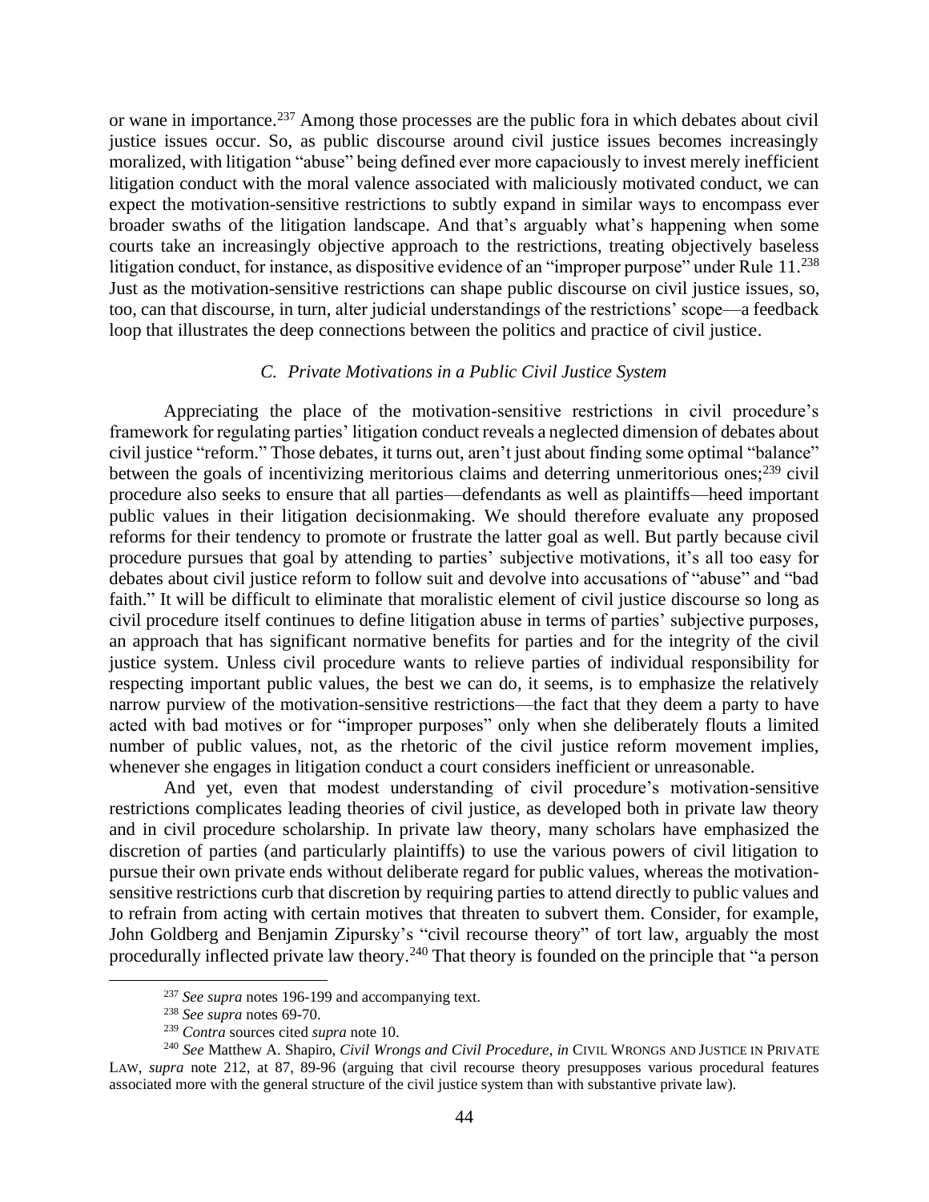or wane in importance.[237] Among those processes are the public fora in which debates about civil justice issues occur. So, as public discourse around civil justice issues becomes increasingly moralized, with litigation "abuse" being defined ever more capaciously to invest merely inefficient litigation conduct with the moral valence associated with maliciously motivated conduct, we can expect the motivation-sensitive restrictions to subtly expand in similar ways to encompass ever broader swaths of the litigation landscape. And that's arguably what's happening when some courts take an increasingly objective approach to the restrictions, treating objectively baseless litigation conduct, for instance, as dispositive evidence of an "improper purpose" under Rule 11.[238] Just as the motivation-sensitive restrictions can shape public discourse on civil justice issues, so, too, can that discourse, in turn, alter judicial understandings of the restrictions' scope—a feedback loop that illustrates the deep connections between the politics and practice of civil justice.

### *C. Private Motivations in a Public Civil Justice System*

Appreciating the place of the motivation-sensitive restrictions in civil procedure's framework for regulating parties' litigation conduct reveals a neglected dimension of debates about civil justice "reform." Those debates, it turns out, aren't just about finding some optimal "balance" between the goals of incentivizing meritorious claims and deterring unmeritorious ones;[239] civil procedure also seeks to ensure that all parties—defendants as well as plaintiffs—heed important public values in their litigation decisionmaking. We should therefore evaluate any proposed reforms for their tendency to promote or frustrate the latter goal as well. But partly because civil procedure pursues that goal by attending to parties' subjective motivations, it's all too easy for debates about civil justice reform to follow suit and devolve into accusations of "abuse" and "bad faith." It will be difficult to eliminate that moralistic element of civil justice discourse so long as civil procedure itself continues to define litigation abuse in terms of parties' subjective purposes, an approach that has significant normative benefits for parties and for the integrity of the civil justice system. Unless civil procedure wants to relieve parties of individual responsibility for respecting important public values, the best we can do, it seems, is to emphasize the relatively narrow purview of the motivation-sensitive restrictions—the fact that they deem a party to have acted with bad motives or for "improper purposes" only when she deliberately flouts a limited number of public values, not, as the rhetoric of the civil justice reform movement implies, whenever she engages in litigation conduct a court considers inefficient or unreasonable.

And yet, even that modest understanding of civil procedure's motivation-sensitive restrictions complicates leading theories of civil justice, as developed both in private law theory and in civil procedure scholarship. In private law theory, many scholars have emphasized the discretion of parties (and particularly plaintiffs) to use the various powers of civil litigation to pursue their own private ends without deliberate regard for public values, whereas the motivation-sensitive restrictions curb that discretion by requiring parties to attend directly to public values and to refrain from acting with certain motives that threaten to subvert them. Consider, for example, John Goldberg and Benjamin Zipursky's "civil recourse theory" of tort law, arguably the most procedurally inflected private law theory.[240] That theory is founded on the principle that "a person

---

[237] *See supra* notes 196-199 and accompanying text.

[238] *See supra* notes 69-70.

[239] *Contra* sources cited *supra* note 10.

[240] *See* Matthew A. Shapiro, *Civil Wrongs and Civil Procedure*, *in* CIVIL WRONGS AND JUSTICE IN PRIVATE LAW, *supra* note 212, at 87, 89-96 (arguing that civil recourse theory presupposes various procedural features associated more with the general structure of the civil justice system than with substantive private law).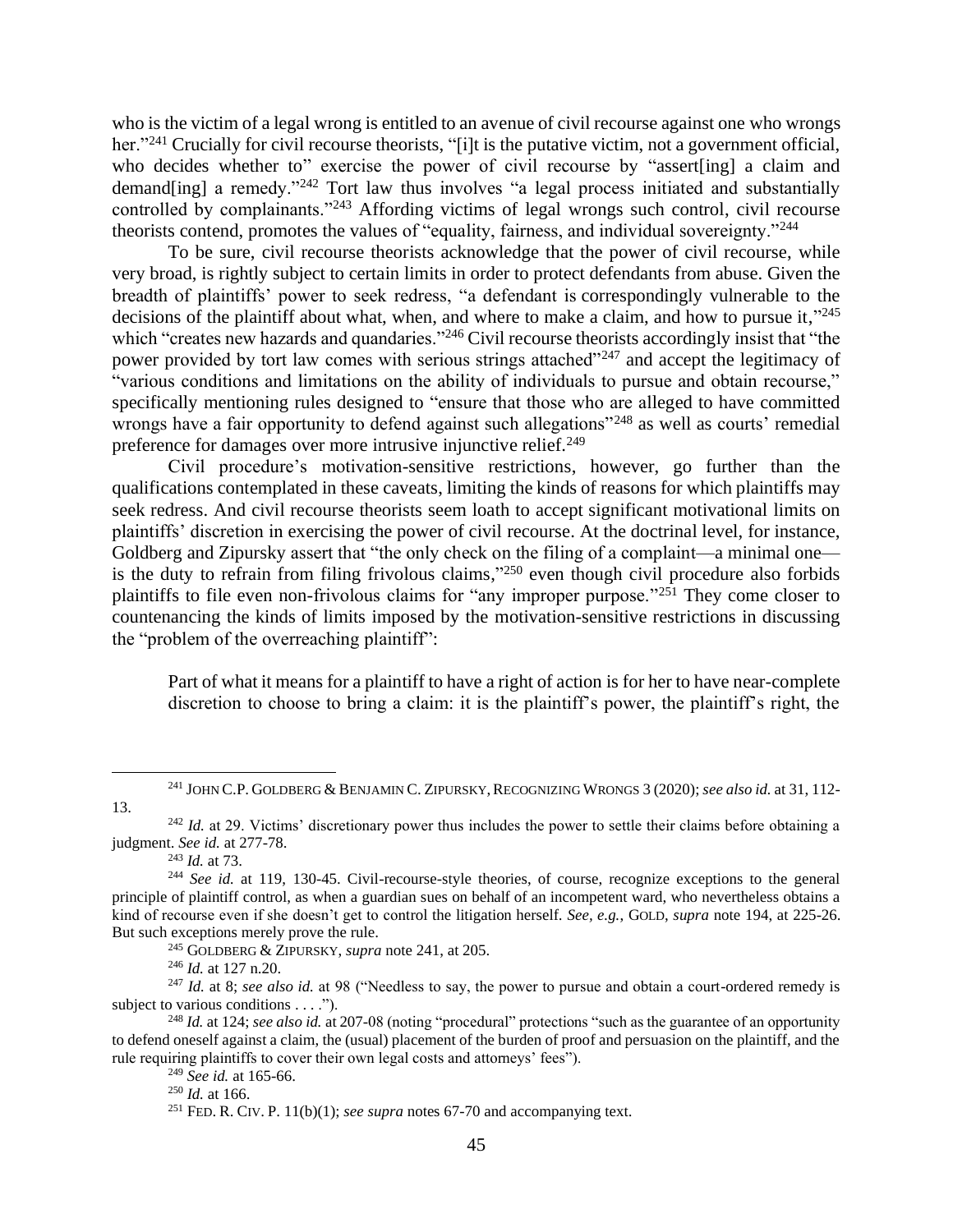who is the victim of a legal wrong is entitled to an avenue of civil recourse against one who wrongs her."[241] Crucially for civil recourse theorists, "[i]t is the putative victim, not a government official, who decides whether to" exercise the power of civil recourse by "assert[ing] a claim and demand[ing] a remedy."[242] Tort law thus involves "a legal process initiated and substantially controlled by complainants."[243] Affording victims of legal wrongs such control, civil recourse theorists contend, promotes the values of "equality, fairness, and individual sovereignty."[244]

To be sure, civil recourse theorists acknowledge that the power of civil recourse, while very broad, is rightly subject to certain limits in order to protect defendants from abuse. Given the breadth of plaintiffs' power to seek redress, "a defendant is correspondingly vulnerable to the decisions of the plaintiff about what, when, and where to make a claim, and how to pursue it,"[245] which "creates new hazards and quandaries."[246] Civil recourse theorists accordingly insist that "the power provided by tort law comes with serious strings attached"[247] and accept the legitimacy of "various conditions and limitations on the ability of individuals to pursue and obtain recourse," specifically mentioning rules designed to "ensure that those who are alleged to have committed wrongs have a fair opportunity to defend against such allegations"[248] as well as courts' remedial preference for damages over more intrusive injunctive relief.[249]

Civil procedure's motivation-sensitive restrictions, however, go further than the qualifications contemplated in these caveats, limiting the kinds of reasons for which plaintiffs may seek redress. And civil recourse theorists seem loath to accept significant motivational limits on plaintiffs' discretion in exercising the power of civil recourse. At the doctrinal level, for instance, Goldberg and Zipursky assert that "the only check on the filing of a complaint—a minimal one—is the duty to refrain from filing frivolous claims,"[250] even though civil procedure also forbids plaintiffs to file even non-frivolous claims for "any improper purpose."[251] They come closer to countenancing the kinds of limits imposed by the motivation-sensitive restrictions in discussing the "problem of the overreaching plaintiff":

> Part of what it means for a plaintiff to have a right of action is for her to have near-complete discretion to choose to bring a claim: it is the plaintiff's power, the plaintiff's right, the

---

[241] JOHN C.P. GOLDBERG & BENJAMIN C. ZIPURSKY, RECOGNIZING WRONGS 3 (2020); *see also id.* at 31, 112-13.

[242] *Id.* at 29. Victims' discretionary power thus includes the power to settle their claims before obtaining a judgment. *See id.* at 277-78.

[243] *Id.* at 73.

[244] *See id.* at 119, 130-45. Civil-recourse-style theories, of course, recognize exceptions to the general principle of plaintiff control, as when a guardian sues on behalf of an incompetent ward, who nevertheless obtains a kind of recourse even if she doesn't get to control the litigation herself. *See, e.g.*, GOLD, *supra* note 194, at 225-26. But such exceptions merely prove the rule.

[245] GOLDBERG & ZIPURSKY, *supra* note 241, at 205.

[246] *Id.* at 127 n.20.

[247] *Id.* at 8; *see also id.* at 98 ("Needless to say, the power to pursue and obtain a court-ordered remedy is subject to various conditions . . . .").

[248] *Id.* at 124; *see also id.* at 207-08 (noting "procedural" protections "such as the guarantee of an opportunity to defend oneself against a claim, the (usual) placement of the burden of proof and persuasion on the plaintiff, and the rule requiring plaintiffs to cover their own legal costs and attorneys' fees").

[249] *See id.* at 165-66.

[250] *Id.* at 166.

[251] FED. R. CIV. P. 11(b)(1); *see supra* notes 67-70 and accompanying text.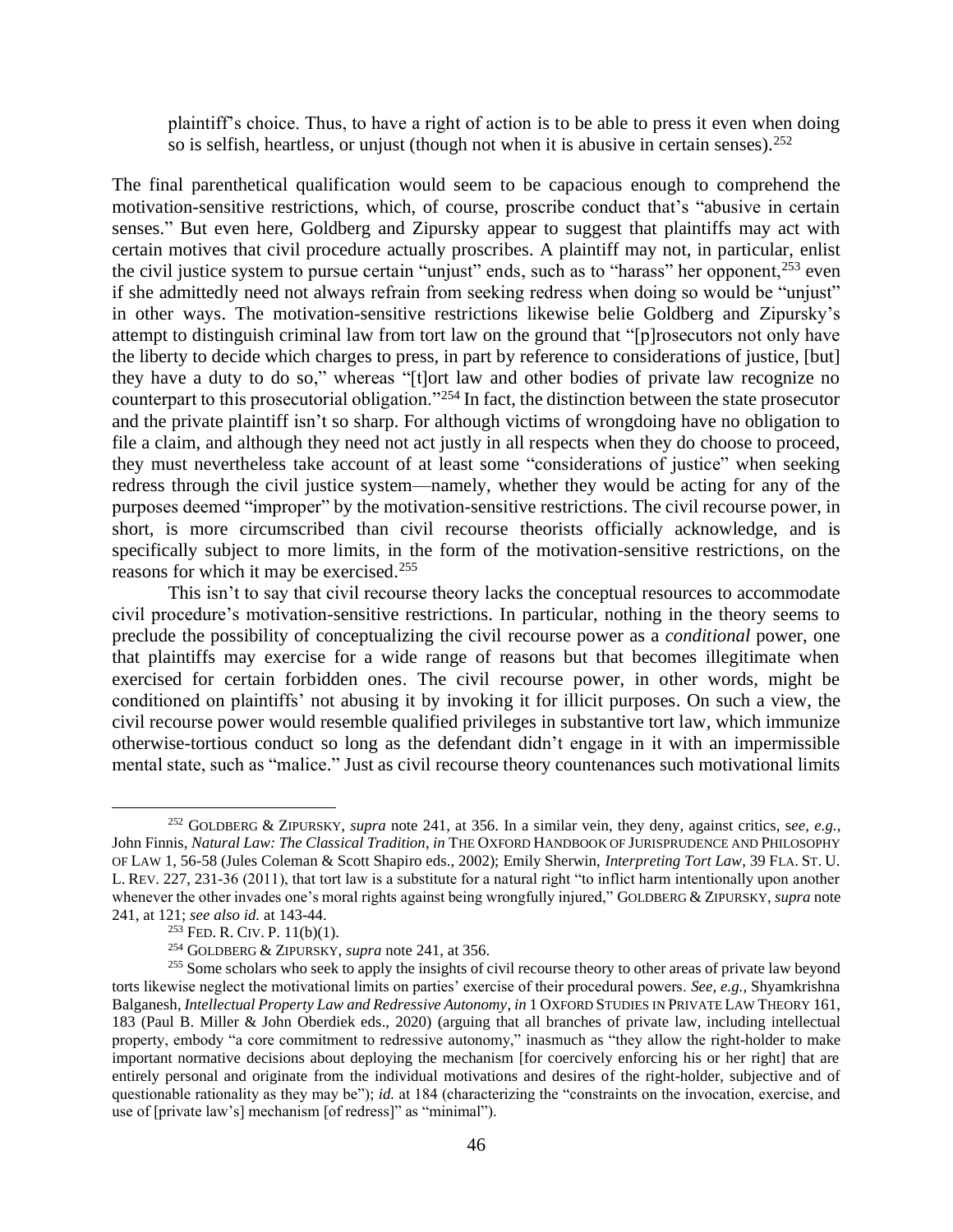plaintiff's choice. Thus, to have a right of action is to be able to press it even when doing so is selfish, heartless, or unjust (though not when it is abusive in certain senses).[252]

The final parenthetical qualification would seem to be capacious enough to comprehend the motivation-sensitive restrictions, which, of course, proscribe conduct that's "abusive in certain senses." But even here, Goldberg and Zipursky appear to suggest that plaintiffs may act with certain motives that civil procedure actually proscribes. A plaintiff may not, in particular, enlist the civil justice system to pursue certain "unjust" ends, such as to "harass" her opponent,[253] even if she admittedly need not always refrain from seeking redress when doing so would be "unjust" in other ways. The motivation-sensitive restrictions likewise belie Goldberg and Zipursky's attempt to distinguish criminal law from tort law on the ground that "[p]rosecutors not only have the liberty to decide which charges to press, in part by reference to considerations of justice, [but] they have a duty to do so," whereas "[t]ort law and other bodies of private law recognize no counterpart to this prosecutorial obligation."[254] In fact, the distinction between the state prosecutor and the private plaintiff isn't so sharp. For although victims of wrongdoing have no obligation to file a claim, and although they need not act justly in all respects when they do choose to proceed, they must nevertheless take account of at least some "considerations of justice" when seeking redress through the civil justice system—namely, whether they would be acting for any of the purposes deemed "improper" by the motivation-sensitive restrictions. The civil recourse power, in short, is more circumscribed than civil recourse theorists officially acknowledge, and is specifically subject to more limits, in the form of the motivation-sensitive restrictions, on the reasons for which it may be exercised.[255]

This isn't to say that civil recourse theory lacks the conceptual resources to accommodate civil procedure's motivation-sensitive restrictions. In particular, nothing in the theory seems to preclude the possibility of conceptualizing the civil recourse power as a *conditional* power, one that plaintiffs may exercise for a wide range of reasons but that becomes illegitimate when exercised for certain forbidden ones. The civil recourse power, in other words, might be conditioned on plaintiffs' not abusing it by invoking it for illicit purposes. On such a view, the civil recourse power would resemble qualified privileges in substantive tort law, which immunize otherwise-tortious conduct so long as the defendant didn't engage in it with an impermissible mental state, such as "malice." Just as civil recourse theory countenances such motivational limits

---

[252] GOLDBERG & ZIPURSKY, *supra* note 241, at 356. In a similar vein, they deny, against critics, *see, e.g.*, John Finnis, *Natural Law: The Classical Tradition*, *in* THE OXFORD HANDBOOK OF JURISPRUDENCE AND PHILOSOPHY OF LAW 1, 56-58 (Jules Coleman & Scott Shapiro eds., 2002); Emily Sherwin, *Interpreting Tort Law*, 39 FLA. ST. U. L. REV. 227, 231-36 (2011), that tort law is a substitute for a natural right "to inflict harm intentionally upon another whenever the other invades one's moral rights against being wrongfully injured," GOLDBERG & ZIPURSKY, *supra* note 241, at 121; *see also id.* at 143-44.

[253] FED. R. CIV. P. 11(b)(1).

[254] GOLDBERG & ZIPURSKY, *supra* note 241, at 356.

[255] Some scholars who seek to apply the insights of civil recourse theory to other areas of private law beyond torts likewise neglect the motivational limits on parties' exercise of their procedural powers. *See, e.g.*, Shyamkrishna Balganesh, *Intellectual Property Law and Redressive Autonomy*, *in* 1 OXFORD STUDIES IN PRIVATE LAW THEORY 161, 183 (Paul B. Miller & John Oberdiek eds., 2020) (arguing that all branches of private law, including intellectual property, embody "a core commitment to redressive autonomy," inasmuch as "they allow the right-holder to make important normative decisions about deploying the mechanism [for coercively enforcing his or her right] that are entirely personal and originate from the individual motivations and desires of the right-holder, subjective and of questionable rationality as they may be"); *id.* at 184 (characterizing the "constraints on the invocation, exercise, and use of [private law's] mechanism [of redress]" as "minimal").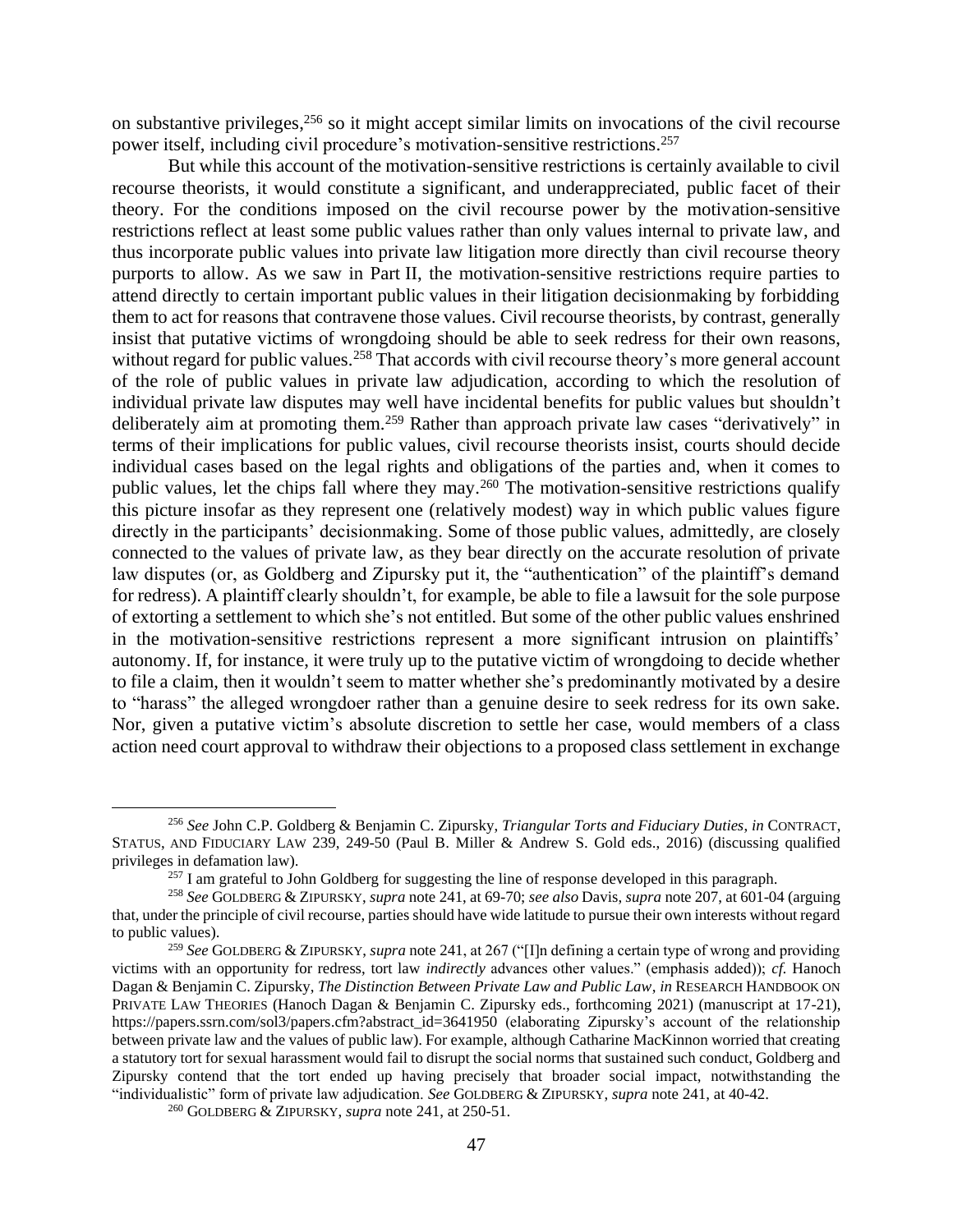on substantive privileges,[256] so it might accept similar limits on invocations of the civil recourse power itself, including civil procedure's motivation-sensitive restrictions.[257]

But while this account of the motivation-sensitive restrictions is certainly available to civil recourse theorists, it would constitute a significant, and underappreciated, public facet of their theory. For the conditions imposed on the civil recourse power by the motivation-sensitive restrictions reflect at least some public values rather than only values internal to private law, and thus incorporate public values into private law litigation more directly than civil recourse theory purports to allow. As we saw in Part II, the motivation-sensitive restrictions require parties to attend directly to certain important public values in their litigation decisionmaking by forbidding them to act for reasons that contravene those values. Civil recourse theorists, by contrast, generally insist that putative victims of wrongdoing should be able to seek redress for their own reasons, without regard for public values.[258] That accords with civil recourse theory's more general account of the role of public values in private law adjudication, according to which the resolution of individual private law disputes may well have incidental benefits for public values but shouldn't deliberately aim at promoting them.[259] Rather than approach private law cases "derivatively" in terms of their implications for public values, civil recourse theorists insist, courts should decide individual cases based on the legal rights and obligations of the parties and, when it comes to public values, let the chips fall where they may.[260] The motivation-sensitive restrictions qualify this picture insofar as they represent one (relatively modest) way in which public values figure directly in the participants' decisionmaking. Some of those public values, admittedly, are closely connected to the values of private law, as they bear directly on the accurate resolution of private law disputes (or, as Goldberg and Zipursky put it, the "authentication" of the plaintiff's demand for redress). A plaintiff clearly shouldn't, for example, be able to file a lawsuit for the sole purpose of extorting a settlement to which she's not entitled. But some of the other public values enshrined in the motivation-sensitive restrictions represent a more significant intrusion on plaintiffs' autonomy. If, for instance, it were truly up to the putative victim of wrongdoing to decide whether to file a claim, then it wouldn't seem to matter whether she's predominantly motivated by a desire to "harass" the alleged wrongdoer rather than a genuine desire to seek redress for its own sake. Nor, given a putative victim's absolute discretion to settle her case, would members of a class action need court approval to withdraw their objections to a proposed class settlement in exchange

---

[256] *See* John C.P. Goldberg & Benjamin C. Zipursky, *Triangular Torts and Fiduciary Duties*, *in* CONTRACT, STATUS, AND FIDUCIARY LAW 239, 249-50 (Paul B. Miller & Andrew S. Gold eds., 2016) (discussing qualified privileges in defamation law).

[257] I am grateful to John Goldberg for suggesting the line of response developed in this paragraph.

[258] *See* GOLDBERG & ZIPURSKY, *supra* note 241, at 69-70; *see also* Davis, *supra* note 207, at 601-04 (arguing that, under the principle of civil recourse, parties should have wide latitude to pursue their own interests without regard to public values).

[259] *See* GOLDBERG & ZIPURSKY, *supra* note 241, at 267 ("[I]n defining a certain type of wrong and providing victims with an opportunity for redress, tort law *indirectly* advances other values." (emphasis added)); *cf.* Hanoch Dagan & Benjamin C. Zipursky, *The Distinction Between Private Law and Public Law*, *in* RESEARCH HANDBOOK ON PRIVATE LAW THEORIES (Hanoch Dagan & Benjamin C. Zipursky eds., forthcoming 2021) (manuscript at 17-21), https://papers.ssrn.com/sol3/papers.cfm?abstract_id=3641950 (elaborating Zipursky's account of the relationship between private law and the values of public law). For example, although Catharine MacKinnon worried that creating a statutory tort for sexual harassment would fail to disrupt the social norms that sustained such conduct, Goldberg and Zipursky contend that the tort ended up having precisely that broader social impact, notwithstanding the "individualistic" form of private law adjudication. *See* GOLDBERG & ZIPURSKY, *supra* note 241, at 40-42.

[260] GOLDBERG & ZIPURSKY, *supra* note 241, at 250-51.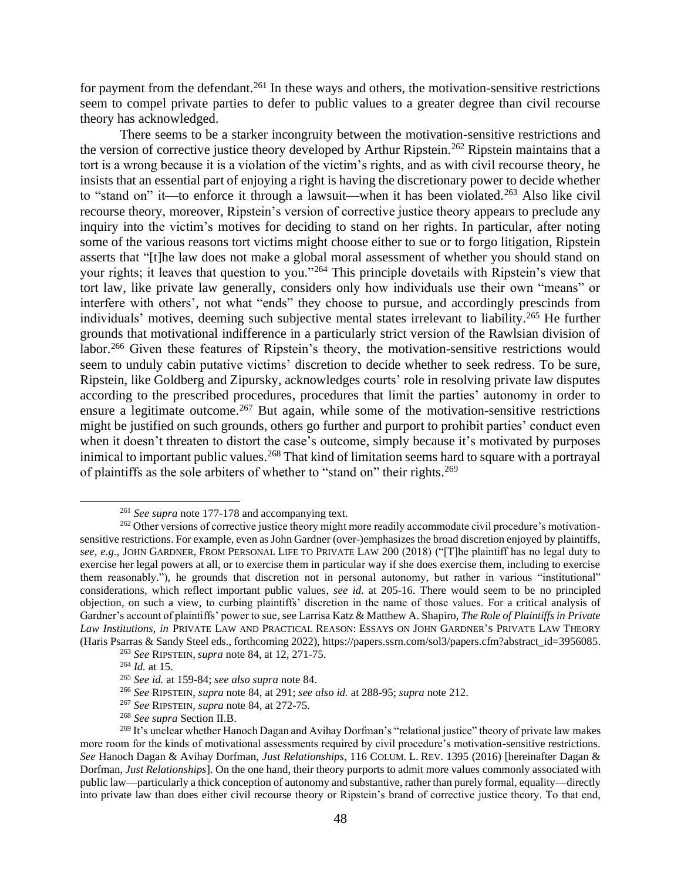for payment from the defendant.[261] In these ways and others, the motivation-sensitive restrictions seem to compel private parties to defer to public values to a greater degree than civil recourse theory has acknowledged.

There seems to be a starker incongruity between the motivation-sensitive restrictions and the version of corrective justice theory developed by Arthur Ripstein.[262] Ripstein maintains that a tort is a wrong because it is a violation of the victim's rights, and as with civil recourse theory, he insists that an essential part of enjoying a right is having the discretionary power to decide whether to "stand on" it—to enforce it through a lawsuit—when it has been violated.[263] Also like civil recourse theory, moreover, Ripstein's version of corrective justice theory appears to preclude any inquiry into the victim's motives for deciding to stand on her rights. In particular, after noting some of the various reasons tort victims might choose either to sue or to forgo litigation, Ripstein asserts that "[t]he law does not make a global moral assessment of whether you should stand on your rights; it leaves that question to you."[264] This principle dovetails with Ripstein's view that tort law, like private law generally, considers only how individuals use their own "means" or interfere with others', not what "ends" they choose to pursue, and accordingly prescinds from individuals' motives, deeming such subjective mental states irrelevant to liability.[265] He further grounds that motivational indifference in a particularly strict version of the Rawlsian division of labor.[266] Given these features of Ripstein's theory, the motivation-sensitive restrictions would seem to unduly cabin putative victims' discretion to decide whether to seek redress. To be sure, Ripstein, like Goldberg and Zipursky, acknowledges courts' role in resolving private law disputes according to the prescribed procedures, procedures that limit the parties' autonomy in order to ensure a legitimate outcome.[267] But again, while some of the motivation-sensitive restrictions might be justified on such grounds, others go further and purport to prohibit parties' conduct even when it doesn't threaten to distort the case's outcome, simply because it's motivated by purposes inimical to important public values.[268] That kind of limitation seems hard to square with a portrayal of plaintiffs as the sole arbiters of whether to "stand on" their rights.[269]

---

[261] *See supra* note 177-178 and accompanying text.

[262] Other versions of corrective justice theory might more readily accommodate civil procedure's motivation-sensitive restrictions. For example, even as John Gardner (over-)emphasizes the broad discretion enjoyed by plaintiffs, *see, e.g.*, JOHN GARDNER, FROM PERSONAL LIFE TO PRIVATE LAW 200 (2018) ("[T]he plaintiff has no legal duty to exercise her legal powers at all, or to exercise them in particular way if she does exercise them, including to exercise them reasonably."), he grounds that discretion not in personal autonomy, but rather in various "institutional" considerations, which reflect important public values, *see id.* at 205-16. There would seem to be no principled objection, on such a view, to curbing plaintiffs' discretion in the name of those values. For a critical analysis of Gardner's account of plaintiffs' power to sue, see Larrisa Katz & Matthew A. Shapiro, *The Role of Plaintiffs in Private Law Institutions*, *in* PRIVATE LAW AND PRACTICAL REASON: ESSAYS ON JOHN GARDNER'S PRIVATE LAW THEORY (Haris Psarras & Sandy Steel eds., forthcoming 2022), https://papers.ssrn.com/sol3/papers.cfm?abstract_id=3956085.

[263] *See* RIPSTEIN, *supra* note 84, at 12, 271-75.

[264] *Id.* at 15.

[265] *See id.* at 159-84; *see also supra* note 84.

[266] *See* RIPSTEIN, *supra* note 84, at 291; *see also id.* at 288-95; *supra* note 212.

[267] *See* RIPSTEIN, *supra* note 84, at 272-75.

[268] *See supra* Section II.B.

[269] It's unclear whether Hanoch Dagan and Avihay Dorfman's "relational justice" theory of private law makes more room for the kinds of motivational assessments required by civil procedure's motivation-sensitive restrictions. *See* Hanoch Dagan & Avihay Dorfman, *Just Relationships*, 116 COLUM. L. REV. 1395 (2016) [hereinafter Dagan & Dorfman, *Just Relationships*]. On the one hand, their theory purports to admit more values commonly associated with public law—particularly a thick conception of autonomy and substantive, rather than purely formal, equality—directly into private law than does either civil recourse theory or Ripstein's brand of corrective justice theory. To that end,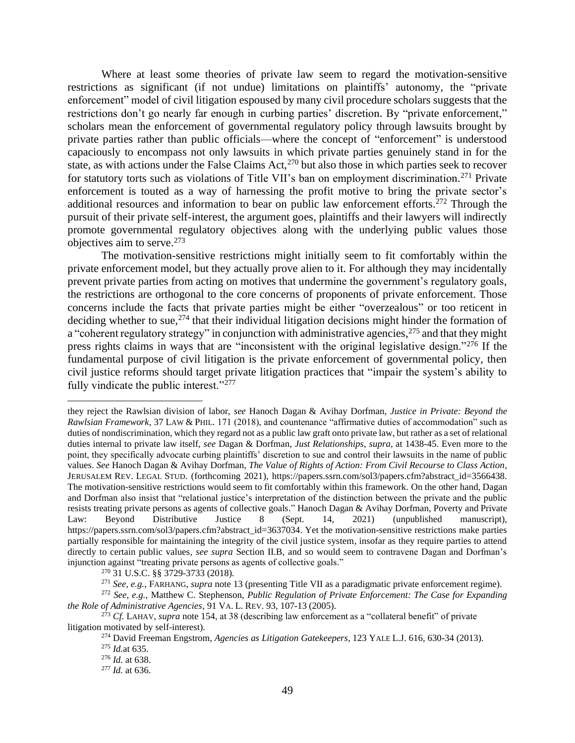Where at least some theories of private law seem to regard the motivation-sensitive restrictions as significant (if not undue) limitations on plaintiffs' autonomy, the "private enforcement" model of civil litigation espoused by many civil procedure scholars suggests that the restrictions don't go nearly far enough in curbing parties' discretion. By "private enforcement," scholars mean the enforcement of governmental regulatory policy through lawsuits brought by private parties rather than public officials—where the concept of "enforcement" is understood capaciously to encompass not only lawsuits in which private parties genuinely stand in for the state, as with actions under the False Claims Act,[270] but also those in which parties seek to recover for statutory torts such as violations of Title VII's ban on employment discrimination.[271] Private enforcement is touted as a way of harnessing the profit motive to bring the private sector's additional resources and information to bear on public law enforcement efforts.[272] Through the pursuit of their private self-interest, the argument goes, plaintiffs and their lawyers will indirectly promote governmental regulatory objectives along with the underlying public values those objectives aim to serve.[273]

The motivation-sensitive restrictions might initially seem to fit comfortably within the private enforcement model, but they actually prove alien to it. For although they may incidentally prevent private parties from acting on motives that undermine the government's regulatory goals, the restrictions are orthogonal to the core concerns of proponents of private enforcement. Those concerns include the facts that private parties might be either "overzealous" or too reticent in deciding whether to sue,[274] that their individual litigation decisions might hinder the formation of a "coherent regulatory strategy" in conjunction with administrative agencies,[275] and that they might press rights claims in ways that are "inconsistent with the original legislative design."[276] If the fundamental purpose of civil litigation is the private enforcement of governmental policy, then civil justice reforms should target private litigation practices that "impair the system's ability to fully vindicate the public interest."[277]

---

they reject the Rawlsian division of labor, *see* Hanoch Dagan & Avihay Dorfman, *Justice in Private: Beyond the Rawlsian Framework*, 37 LAW & PHIL. 171 (2018), and countenance "affirmative duties of accommodation" such as duties of nondiscrimination, which they regard not as a public law graft onto private law, but rather as a set of relational duties internal to private law itself, *see* Dagan & Dorfman, *Just Relationships*, *supra*, at 1438-45. Even more to the point, they specifically advocate curbing plaintiffs' discretion to sue and control their lawsuits in the name of public values. *See* Hanoch Dagan & Avihay Dorfman, *The Value of Rights of Action: From Civil Recourse to Class Action*, JERUSALEM REV. LEGAL STUD. (forthcoming 2021), https://papers.ssrn.com/sol3/papers.cfm?abstract_id=3566438. The motivation-sensitive restrictions would seem to fit comfortably within this framework. On the other hand, Dagan and Dorfman also insist that "relational justice's interpretation of the distinction between the private and the public resists treating private persons as agents of collective goals." Hanoch Dagan & Avihay Dorfman, Poverty and Private Law: Beyond Distributive Justice 8 (Sept. 14, 2021) (unpublished manuscript), https://papers.ssrn.com/sol3/papers.cfm?abstract_id=3637034. Yet the motivation-sensitive restrictions make parties partially responsible for maintaining the integrity of the civil justice system, insofar as they require parties to attend directly to certain public values, *see supra* Section II.B, and so would seem to contravene Dagan and Dorfman's injunction against "treating private persons as agents of collective goals."

[270] 31 U.S.C. §§ 3729-3733 (2018).

[271] *See, e.g.*, FARHANG, *supra* note 13 (presenting Title VII as a paradigmatic private enforcement regime).

[272] *See, e.g.*, Matthew C. Stephenson, *Public Regulation of Private Enforcement: The Case for Expanding the Role of Administrative Agencies*, 91 VA. L. REV. 93, 107-13 (2005).

[273] *Cf.* LAHAV, *supra* note 154, at 38 (describing law enforcement as a "collateral benefit" of private litigation motivated by self-interest).

[274] David Freeman Engstrom, *Agencies as Litigation Gatekeepers*, 123 YALE L.J. 616, 630-34 (2013).

[275] *Id.*at 635.

[276] *Id.* at 638.

[277] *Id.* at 636.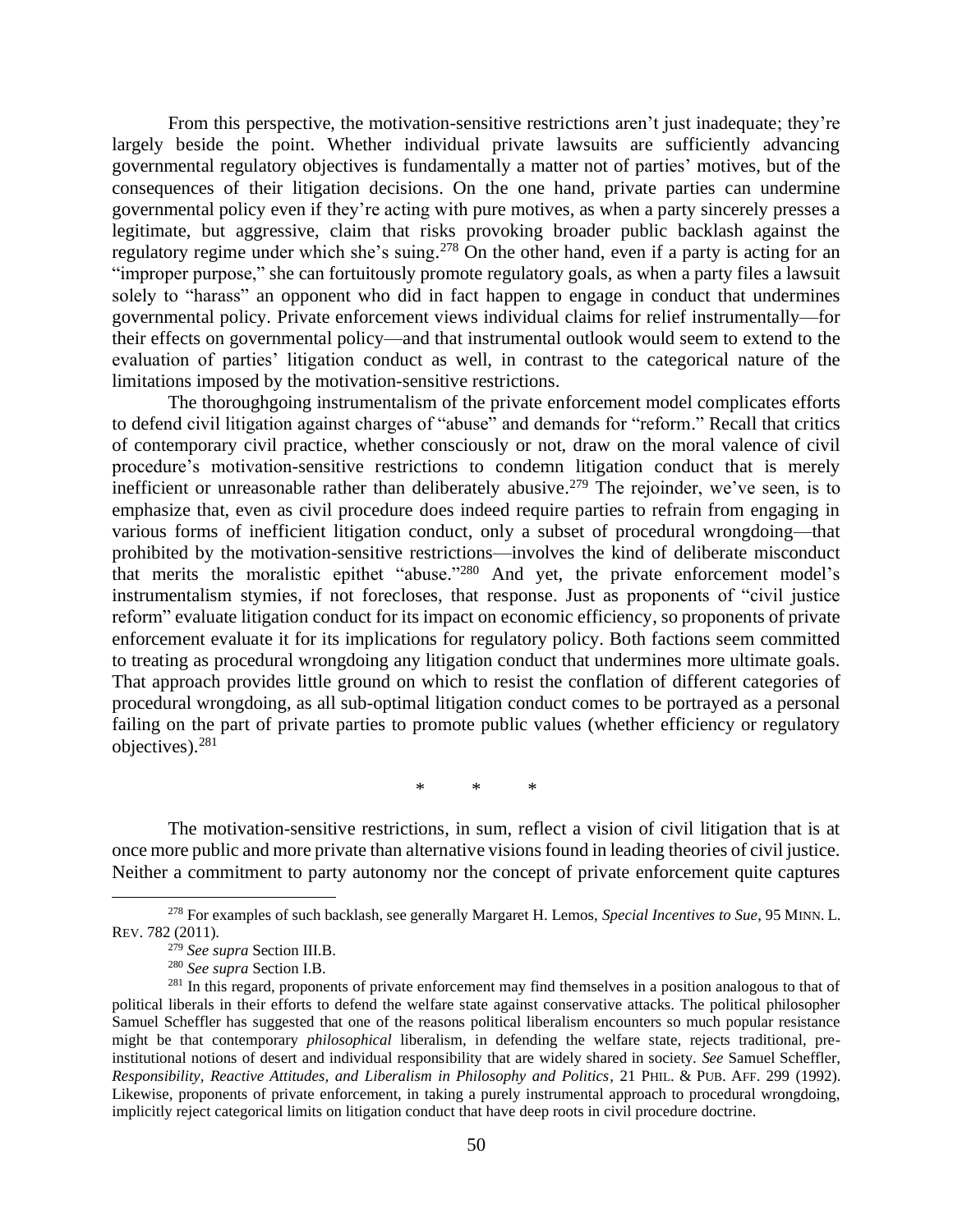From this perspective, the motivation-sensitive restrictions aren't just inadequate; they're largely beside the point. Whether individual private lawsuits are sufficiently advancing governmental regulatory objectives is fundamentally a matter not of parties' motives, but of the consequences of their litigation decisions. On the one hand, private parties can undermine governmental policy even if they're acting with pure motives, as when a party sincerely presses a legitimate, but aggressive, claim that risks provoking broader public backlash against the regulatory regime under which she's suing.[278] On the other hand, even if a party is acting for an "improper purpose," she can fortuitously promote regulatory goals, as when a party files a lawsuit solely to "harass" an opponent who did in fact happen to engage in conduct that undermines governmental policy. Private enforcement views individual claims for relief instrumentally—for their effects on governmental policy—and that instrumental outlook would seem to extend to the evaluation of parties' litigation conduct as well, in contrast to the categorical nature of the limitations imposed by the motivation-sensitive restrictions.

The thoroughgoing instrumentalism of the private enforcement model complicates efforts to defend civil litigation against charges of "abuse" and demands for "reform." Recall that critics of contemporary civil practice, whether consciously or not, draw on the moral valence of civil procedure's motivation-sensitive restrictions to condemn litigation conduct that is merely inefficient or unreasonable rather than deliberately abusive.[279] The rejoinder, we've seen, is to emphasize that, even as civil procedure does indeed require parties to refrain from engaging in various forms of inefficient litigation conduct, only a subset of procedural wrongdoing—that prohibited by the motivation-sensitive restrictions—involves the kind of deliberate misconduct that merits the moralistic epithet "abuse."[280] And yet, the private enforcement model's instrumentalism stymies, if not forecloses, that response. Just as proponents of "civil justice reform" evaluate litigation conduct for its impact on economic efficiency, so proponents of private enforcement evaluate it for its implications for regulatory policy. Both factions seem committed to treating as procedural wrongdoing any litigation conduct that undermines more ultimate goals. That approach provides little ground on which to resist the conflation of different categories of procedural wrongdoing, as all sub-optimal litigation conduct comes to be portrayed as a personal failing on the part of private parties to promote public values (whether efficiency or regulatory objectives).[281]

\* \* \*

The motivation-sensitive restrictions, in sum, reflect a vision of civil litigation that is at once more public and more private than alternative visions found in leading theories of civil justice. Neither a commitment to party autonomy nor the concept of private enforcement quite captures

---

[278] For examples of such backlash, see generally Margaret H. Lemos, *Special Incentives to Sue*, 95 MINN. L. REV. 782 (2011).

[279] *See supra* Section III.B.

[280] *See supra* Section I.B.

[281] In this regard, proponents of private enforcement may find themselves in a position analogous to that of political liberals in their efforts to defend the welfare state against conservative attacks. The political philosopher Samuel Scheffler has suggested that one of the reasons political liberalism encounters so much popular resistance might be that contemporary *philosophical* liberalism, in defending the welfare state, rejects traditional, pre-institutional notions of desert and individual responsibility that are widely shared in society. *See* Samuel Scheffler, *Responsibility, Reactive Attitudes, and Liberalism in Philosophy and Politics*, 21 PHIL. & PUB. AFF. 299 (1992). Likewise, proponents of private enforcement, in taking a purely instrumental approach to procedural wrongdoing, implicitly reject categorical limits on litigation conduct that have deep roots in civil procedure doctrine.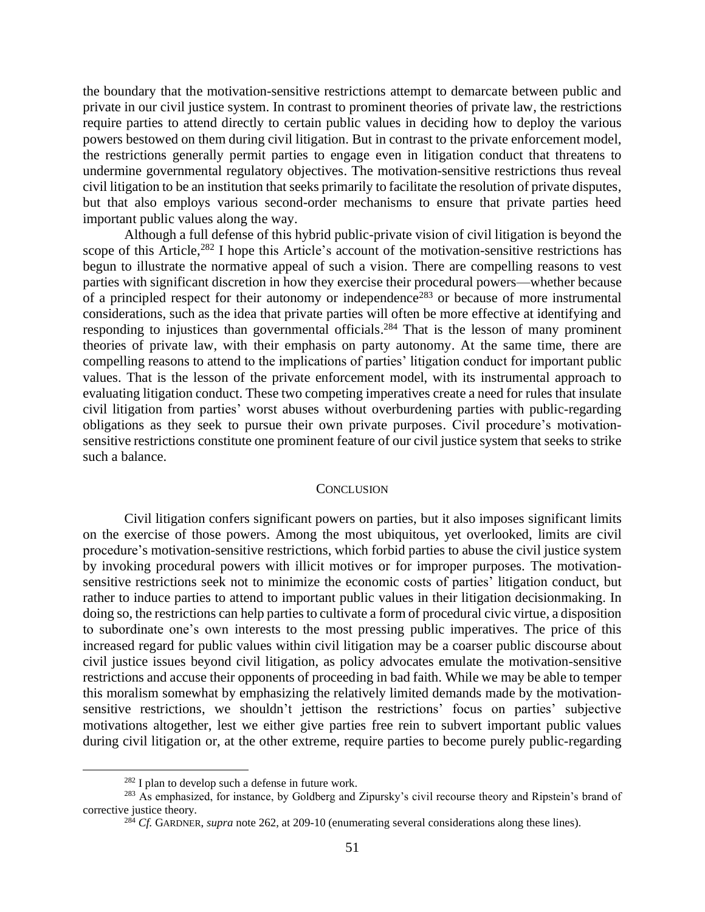the boundary that the motivation-sensitive restrictions attempt to demarcate between public and private in our civil justice system. In contrast to prominent theories of private law, the restrictions require parties to attend directly to certain public values in deciding how to deploy the various powers bestowed on them during civil litigation. But in contrast to the private enforcement model, the restrictions generally permit parties to engage even in litigation conduct that threatens to undermine governmental regulatory objectives. The motivation-sensitive restrictions thus reveal civil litigation to be an institution that seeks primarily to facilitate the resolution of private disputes, but that also employs various second-order mechanisms to ensure that private parties heed important public values along the way.

Although a full defense of this hybrid public-private vision of civil litigation is beyond the scope of this Article,[282] I hope this Article's account of the motivation-sensitive restrictions has begun to illustrate the normative appeal of such a vision. There are compelling reasons to vest parties with significant discretion in how they exercise their procedural powers—whether because of a principled respect for their autonomy or independence[283] or because of more instrumental considerations, such as the idea that private parties will often be more effective at identifying and responding to injustices than governmental officials.[284] That is the lesson of many prominent theories of private law, with their emphasis on party autonomy. At the same time, there are compelling reasons to attend to the implications of parties' litigation conduct for important public values. That is the lesson of the private enforcement model, with its instrumental approach to evaluating litigation conduct. These two competing imperatives create a need for rules that insulate civil litigation from parties' worst abuses without overburdening parties with public-regarding obligations as they seek to pursue their own private purposes. Civil procedure's motivation-sensitive restrictions constitute one prominent feature of our civil justice system that seeks to strike such a balance.

## CONCLUSION

Civil litigation confers significant powers on parties, but it also imposes significant limits on the exercise of those powers. Among the most ubiquitous, yet overlooked, limits are civil procedure's motivation-sensitive restrictions, which forbid parties to abuse the civil justice system by invoking procedural powers with illicit motives or for improper purposes. The motivation-sensitive restrictions seek not to minimize the economic costs of parties' litigation conduct, but rather to induce parties to attend to important public values in their litigation decisionmaking. In doing so, the restrictions can help parties to cultivate a form of procedural civic virtue, a disposition to subordinate one's own interests to the most pressing public imperatives. The price of this increased regard for public values within civil litigation may be a coarser public discourse about civil justice issues beyond civil litigation, as policy advocates emulate the motivation-sensitive restrictions and accuse their opponents of proceeding in bad faith. While we may be able to temper this moralism somewhat by emphasizing the relatively limited demands made by the motivation-sensitive restrictions, we shouldn't jettison the restrictions' focus on parties' subjective motivations altogether, lest we either give parties free rein to subvert important public values during civil litigation or, at the other extreme, require parties to become purely public-regarding

---

[282] I plan to develop such a defense in future work.

[283] As emphasized, for instance, by Goldberg and Zipursky's civil recourse theory and Ripstein's brand of corrective justice theory.

[284] *Cf.* GARDNER, *supra* note 262, at 209-10 (enumerating several considerations along these lines).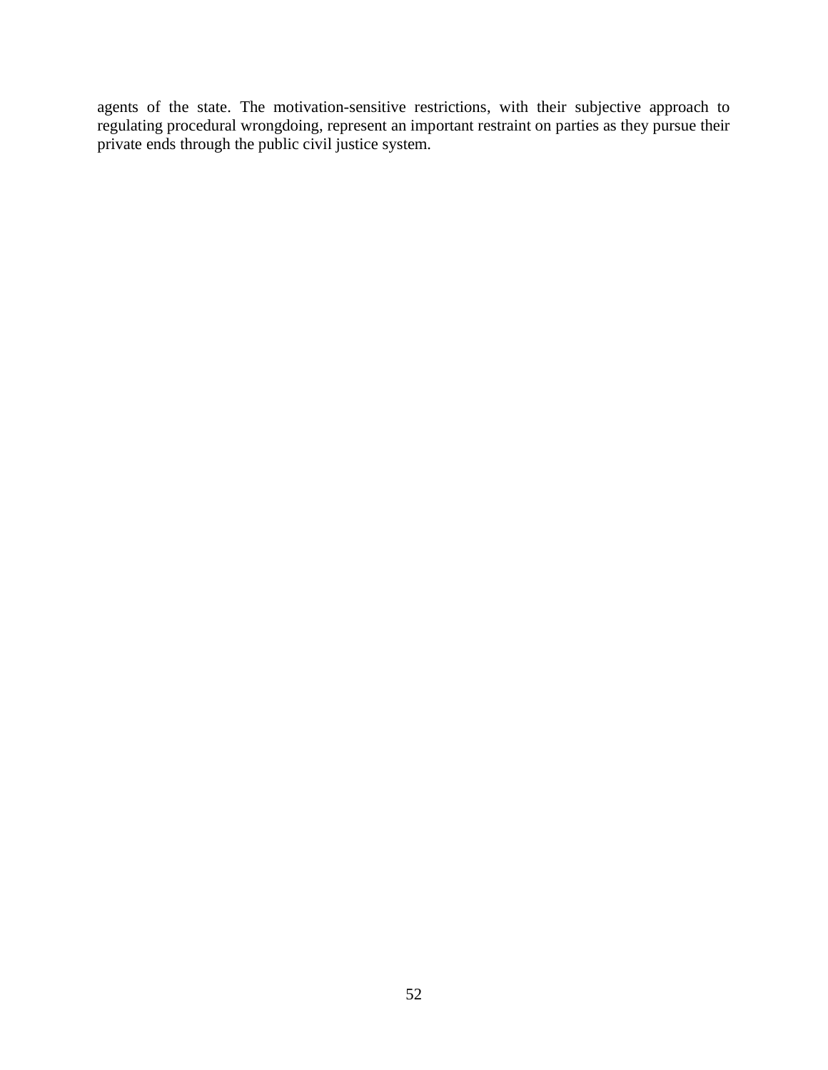agents of the state. The motivation-sensitive restrictions, with their subjective approach to regulating procedural wrongdoing, represent an important restraint on parties as they pursue their private ends through the public civil justice system.